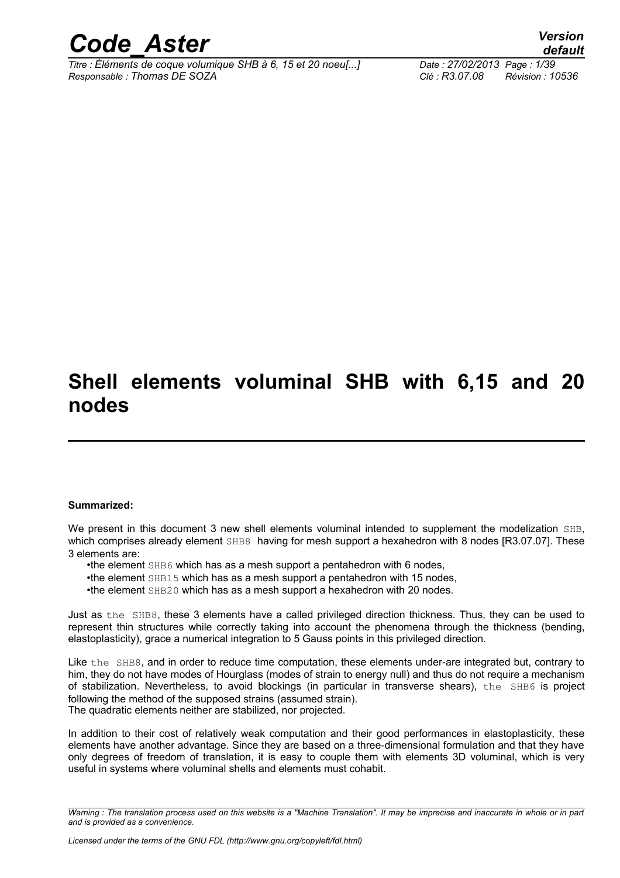# Shell elements voluminal SHB with 6,15 and 20 nodes

**Summarized:**

We present in this document 3 new shell elements voluminal intended to supplement the modelization SHB, which comprises already element SHB8 having for mesh support a hexahedron with 8 nodes [R3.07.07]. These 3 elements are:

- the element SHB6 which has as a mesh support a pentahedron with 6 nodes,
- the element SHB15 which has as a mesh support a pentahedron with 15 nodes,
- the element SHB20 which has as a mesh support a hexahedron with 20 nodes.

Just as the SHB8, these 3 elements have a called privileged direction thickness. Thus, they can be used to represent thin structures while correctly taking into account the phenomena through the thickness (bending, elastoplasticity), grace a numerical integration to 5 Gauss points in this privileged direction.

Like the SHB8, and in order to reduce time computation, these elements under-are integrated but, contrary to him, they do not have modes of Hourglass (modes of strain to energy null) and thus do not require a mechanism of stabilization. Nevertheless, to avoid blockings (in particular in transverse shears), the SHB6 is project following the method of the supposed strains (assumed strain).
The quadratic elements neither are stabilized, nor projected.

In addition to their cost of relatively weak computation and their good performances in elastoplasticity, these elements have another advantage. Since they are based on a three-dimensional formulation and that they have only degrees of freedom of translation, it is easy to couple them with elements 3D voluminal, which is very useful in systems where voluminal shells and elements must cohabit.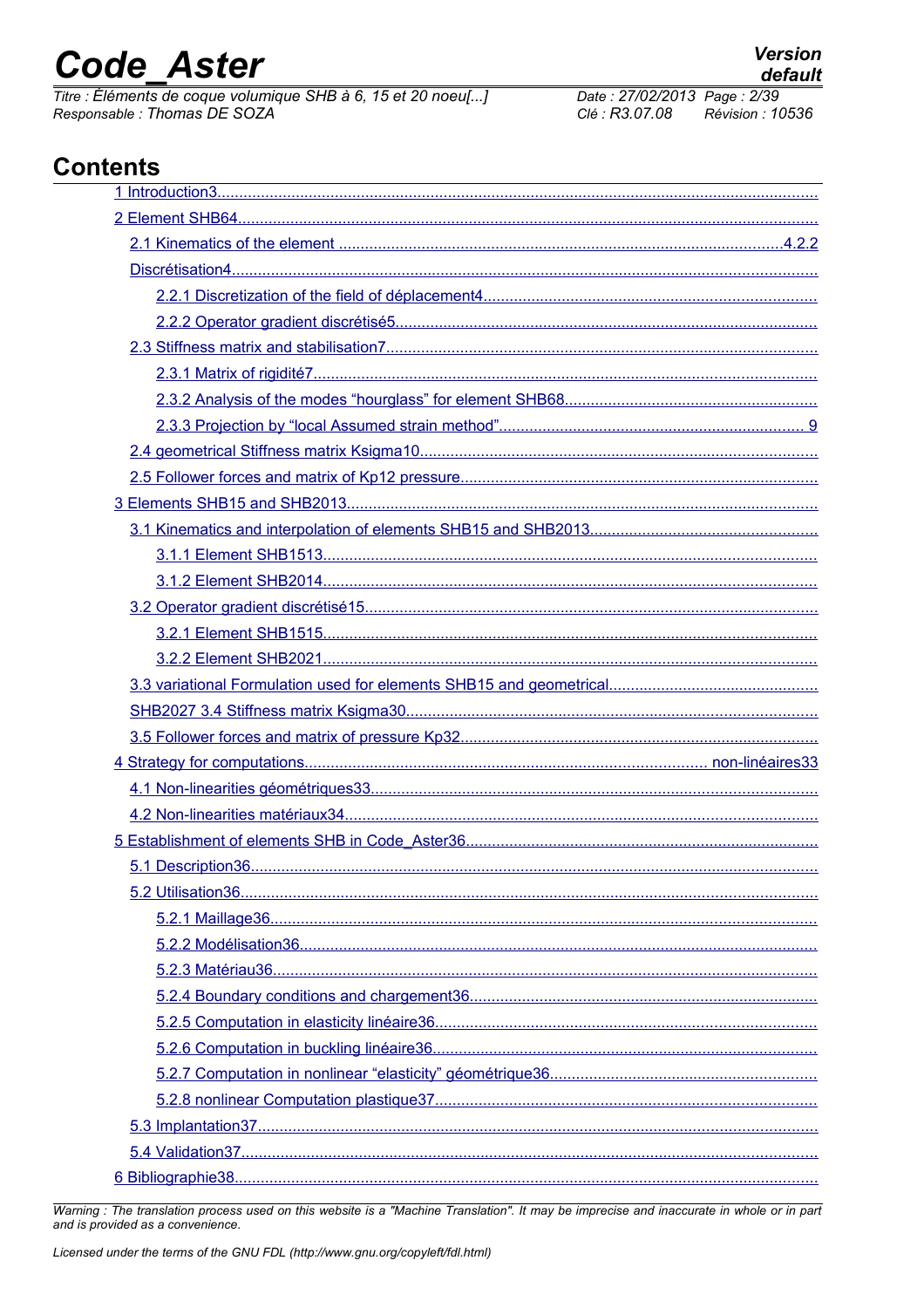# Contents

1 Introduction3

2 Element SHB64

- 2.1 Kinematics of the element 4.2.2
- Discrétisation4
  - 2.2.1 Discretization of the field of déplacement4
  - 2.2.2 Operator gradient discrétisé5
- 2.3 Stiffness matrix and stabilisation7
  - 2.3.1 Matrix of rigidité7
  - 2.3.2 Analysis of the modes “hourglass” for element SHB68
  - 2.3.3 Projection by “local Assumed strain method” 9
- 2.4 geometrical Stiffness matrix Ksigma10
- 2.5 Follower forces and matrix of Kp12 pressure

3 Elements SHB15 and SHB2013

- 3.1 Kinematics and interpolation of elements SHB15 and SHB2013
  - 3.1.1 Element SHB1513
  - 3.1.2 Element SHB2014
- 3.2 Operator gradient discrétisé15
  - 3.2.1 Element SHB1515
  - 3.2.2 Element SHB2021
- 3.3 variational Formulation used for elements SHB15 and geometrical
- SHB2027 3.4 Stiffness matrix Ksigma30
- 3.5 Follower forces and matrix of pressure Kp32

4 Strategy for computations non-linéaires33

- 4.1 Non-linearities géométriques33
- 4.2 Non-linearities matériaux34

5 Establishment of elements SHB in Code_Aster36

- 5.1 Description36
- 5.2 Utilisation36
  - 5.2.1 Maillage36
  - 5.2.2 Modélisation36
  - 5.2.3 Matériau36
  - 5.2.4 Boundary conditions and chargement36
  - 5.2.5 Computation in elasticity linéaire36
  - 5.2.6 Computation in buckling linéaire36
  - 5.2.7 Computation in nonlinear “elasticity” géométrique36
  - 5.2.8 nonlinear Computation plastique37
- 5.3 Implantation37
- 5.4 Validation37

6 Bibliographie38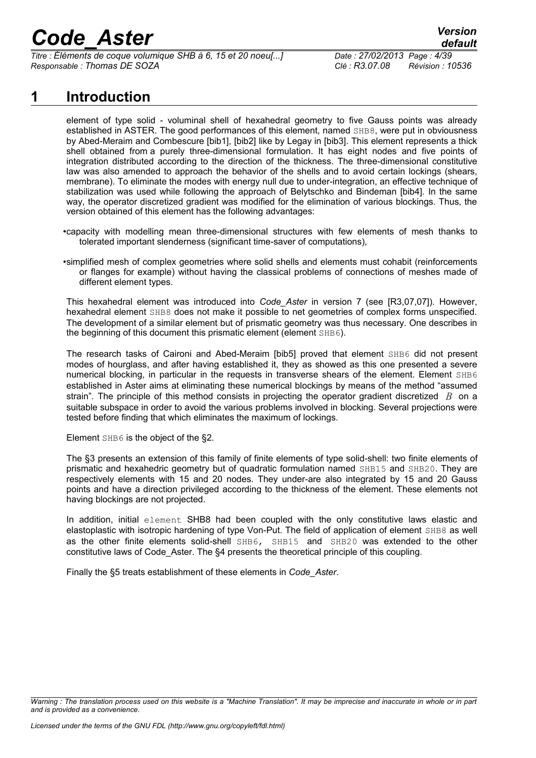# 1 Introduction

element of type solid - voluminal shell of hexahedral geometry to five Gauss points was already established in ASTER. The good performances of this element, named SHB8, were put in obviousness by Abed-Meraim and Combescure [bib1], [bib2] like by Legay in [bib3]. This element represents a thick shell obtained from a purely three-dimensional formulation. It has eight nodes and five points of integration distributed according to the direction of the thickness. The three-dimensional constitutive law was also amended to approach the behavior of the shells and to avoid certain lockings (shears, membrane). To eliminate the modes with energy null due to under-integration, an effective technique of stabilization was used while following the approach of Belytschko and Bindeman [bib4]. In the same way, the operator discretized gradient was modified for the elimination of various blockings. Thus, the version obtained of this element has the following advantages:

- capacity with modelling mean three-dimensional structures with few elements of mesh thanks to tolerated important slenderness (significant time-saver of computations),
- simplified mesh of complex geometries where solid shells and elements must cohabit (reinforcements or flanges for example) without having the classical problems of connections of meshes made of different element types.

This hexahedral element was introduced into *Code_Aster* in version 7 (see [R3,07,07]). However, hexahedral element SHB8 does not make it possible to net geometries of complex forms unspecified. The development of a similar element but of prismatic geometry was thus necessary. One describes in the beginning of this document this prismatic element (element SHB6).

The research tasks of Caironi and Abed-Meraim [bib5] proved that element SHB6 did not present modes of hourglass, and after having established it, they as showed as this one presented a severe numerical blocking, in particular in the requests in transverse shears of the element. Element SHB6 established in Aster aims at eliminating these numerical blockings by means of the method "assumed strain". The principle of this method consists in projecting the operator gradient discretized $B$ on a suitable subspace in order to avoid the various problems involved in blocking. Several projections were tested before finding that which eliminates the maximum of lockings.

Element SHB6 is the object of the §2.

The §3 presents an extension of this family of finite elements of type solid-shell: two finite elements of prismatic and hexahedric geometry but of quadratic formulation named SHB15 and SHB20. They are respectively elements with 15 and 20 nodes. They under-are also integrated by 15 and 20 Gauss points and have a direction privileged according to the thickness of the element. These elements not having blockings are not projected.

In addition, initial element SHB8 had been coupled with the only constitutive laws elastic and elastoplastic with isotropic hardening of type Von-Put. The field of application of element SHB8 as well as the other finite elements solid-shell SHB6, SHB15 and SHB20 was extended to the other constitutive laws of Code_Aster. The §4 presents the theoretical principle of this coupling.

Finally the §5 treats establishment of these elements in *Code_Aster*.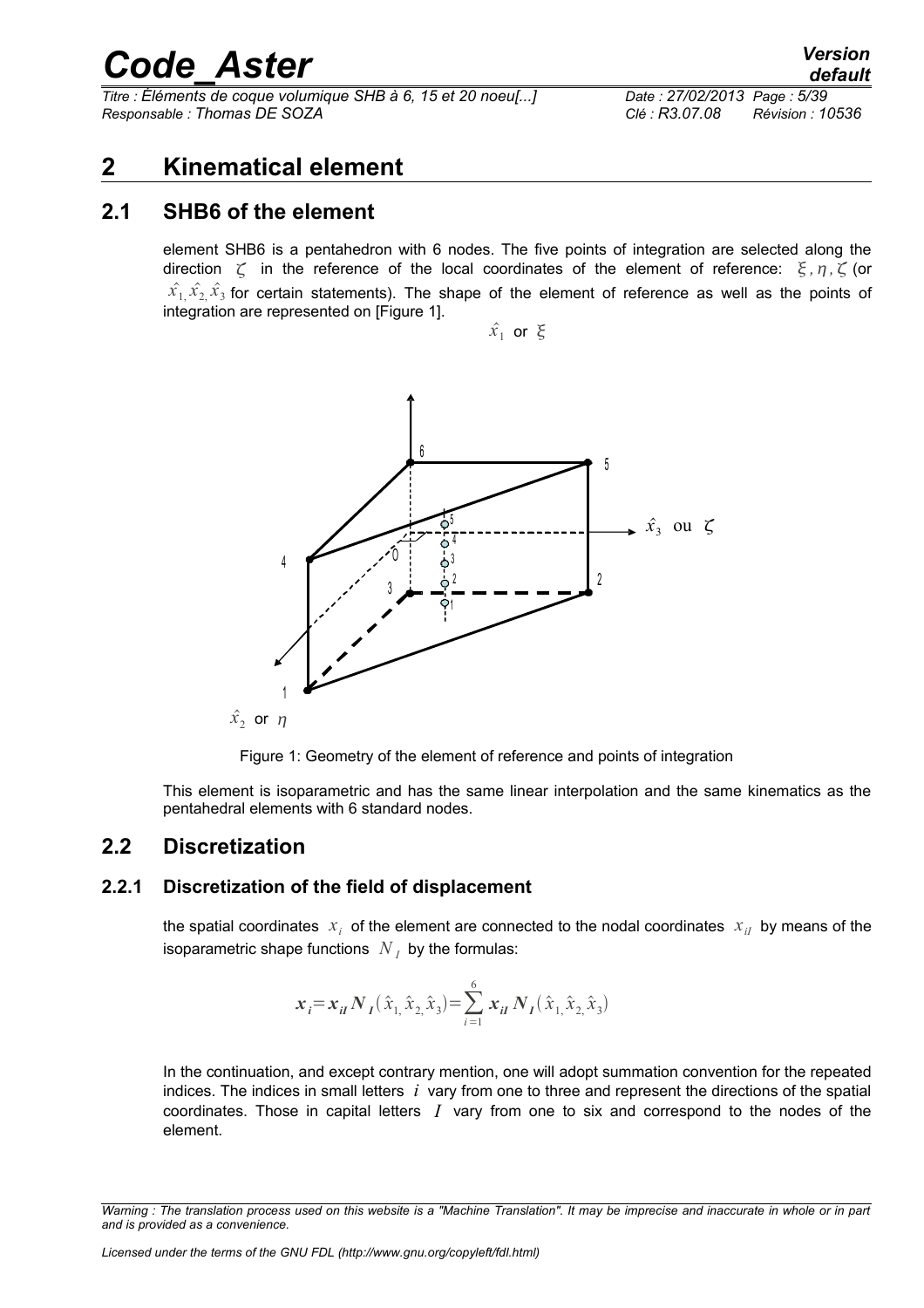# 2 Kinematical element

## 2.1 SHB6 of the element

element SHB6 is a pentahedron with 6 nodes. The five points of integration are selected along the direction $\zeta$ in the reference of the local coordinates of the element of reference: $\xi, \eta, \zeta$ (or $\hat{x}_1, \hat{x}_2, \hat{x}_3$ for certain statements). The shape of the element of reference as well as the points of integration are represented on [Figure 1].

Figure 1: Geometry of the element of reference and points of integration

This element is isoparametric and has the same linear interpolation and the same kinematics as the pentahedral elements with 6 standard nodes.

## 2.2 Discretization

### 2.2.1 Discretization of the field of displacement

the spatial coordinates $x_i$ of the element are connected to the nodal coordinates $x_{iI}$ by means of the isoparametric shape functions $N_I$ by the formulas:

$$\boldsymbol{x}_i = \boldsymbol{x}_{iI} \boldsymbol{N}_I(\hat{x}_1, \hat{x}_2, \hat{x}_3) = \sum_{i=1}^{6} \boldsymbol{x}_{iI} \boldsymbol{N}_I(\hat{x}_1, \hat{x}_2, \hat{x}_3)$$

In the continuation, and except contrary mention, one will adopt summation convention for the repeated indices. The indices in small letters $i$ vary from one to three and represent the directions of the spatial coordinates. Those in capital letters $I$ vary from one to six and correspond to the nodes of the element.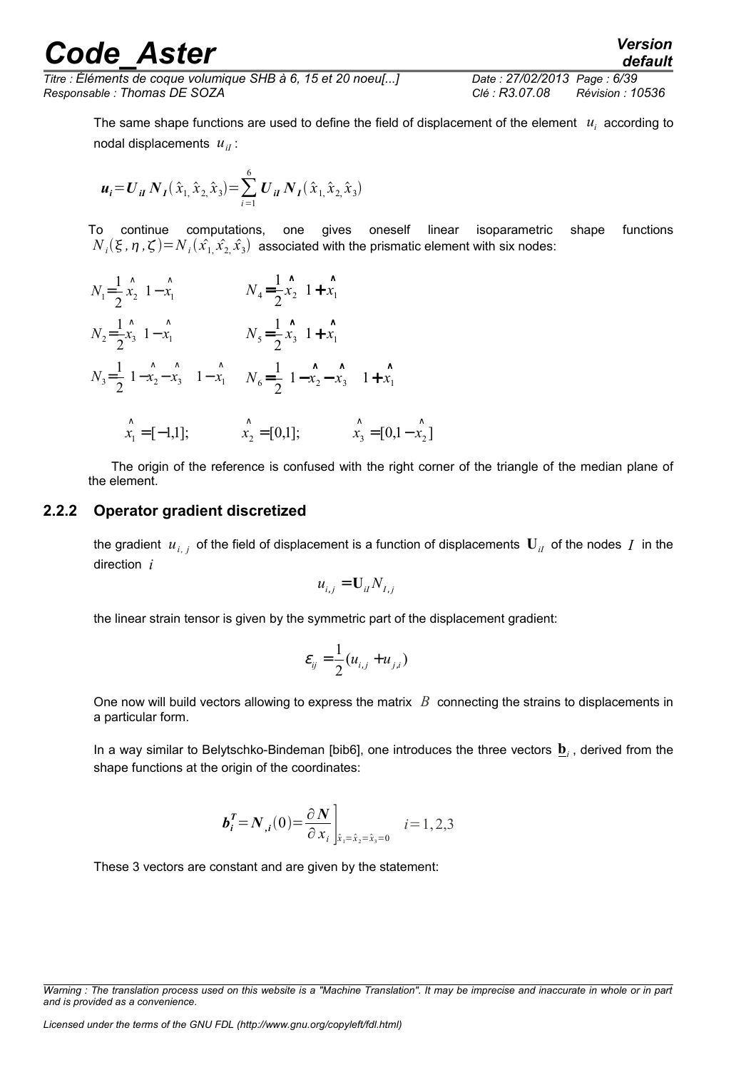The same shape functions are used to define the field of displacement of the element $u_i$ according to nodal displacements $u_{iI}$ :

$$\boldsymbol{u_i} = \boldsymbol{U_{iI}}\, \boldsymbol{N_I}(\hat{x}_1, \hat{x}_2, \hat{x}_3) = \sum_{i=1}^{6} \boldsymbol{U_{iI}}\, \boldsymbol{N_I}(\hat{x}_1, \hat{x}_2, \hat{x}_3)$$

To continue computations, one gives oneself linear isoparametric shape functions $N_i(\xi, \eta, \zeta) = N_i(\hat{x}_1, \hat{x}_2, \hat{x}_3)$ associated with the prismatic element with six nodes:

$$N_1 = \frac{1}{2} \hat{x}_2 \; 1 - \hat{x}_1 \qquad N_4 = \frac{1}{2} \hat{x}_2 \; 1 + \hat{x}_1$$

$$N_2 = \frac{1}{2} \hat{x}_3 \; 1 - \hat{x}_1 \qquad N_5 = \frac{1}{2} \hat{x}_3 \; 1 + \hat{x}_1$$

$$N_3 = \frac{1}{2} \; 1 - \hat{x}_2 - \hat{x}_3 \quad 1 - \hat{x}_1 \qquad N_6 = \frac{1}{2} \; 1 - \hat{x}_2 - \hat{x}_3 \quad 1 + \hat{x}_1$$

$$\hat{x}_1 = [-1,1]; \qquad \hat{x}_2 = [0,1]; \qquad \hat{x}_3 = [0, 1 - \hat{x}_2]$$

The origin of the reference is confused with the right corner of the triangle of the median plane of the element.

### 2.2.2 Operator gradient discretized

the gradient $u_{i,j}$ of the field of displacement is a function of displacements $\mathbf{U}_{iI}$ of the nodes $I$ in the direction $i$

$$u_{i,j} = \mathbf{U}_{iI} N_{I,j}$$

the linear strain tensor is given by the symmetric part of the displacement gradient:

$$\varepsilon_{ij} = \frac{1}{2}(u_{i,j} + u_{j,i})$$

One now will build vectors allowing to express the matrix $B$ connecting the strains to displacements in a particular form.

In a way similar to Belytschko-Bindeman [bib6], one introduces the three vectors $\underline{\mathbf{b}}_i$, derived from the shape functions at the origin of the coordinates:

$$\boldsymbol{b}_i^T = \boldsymbol{N}_{,i}(0) = \left.\frac{\partial \boldsymbol{N}}{\partial x_i}\right]_{\hat{x}_1 = \hat{x}_2 = \hat{x}_3 = 0} \quad i = 1, 2, 3$$

These 3 vectors are constant and are given by the statement: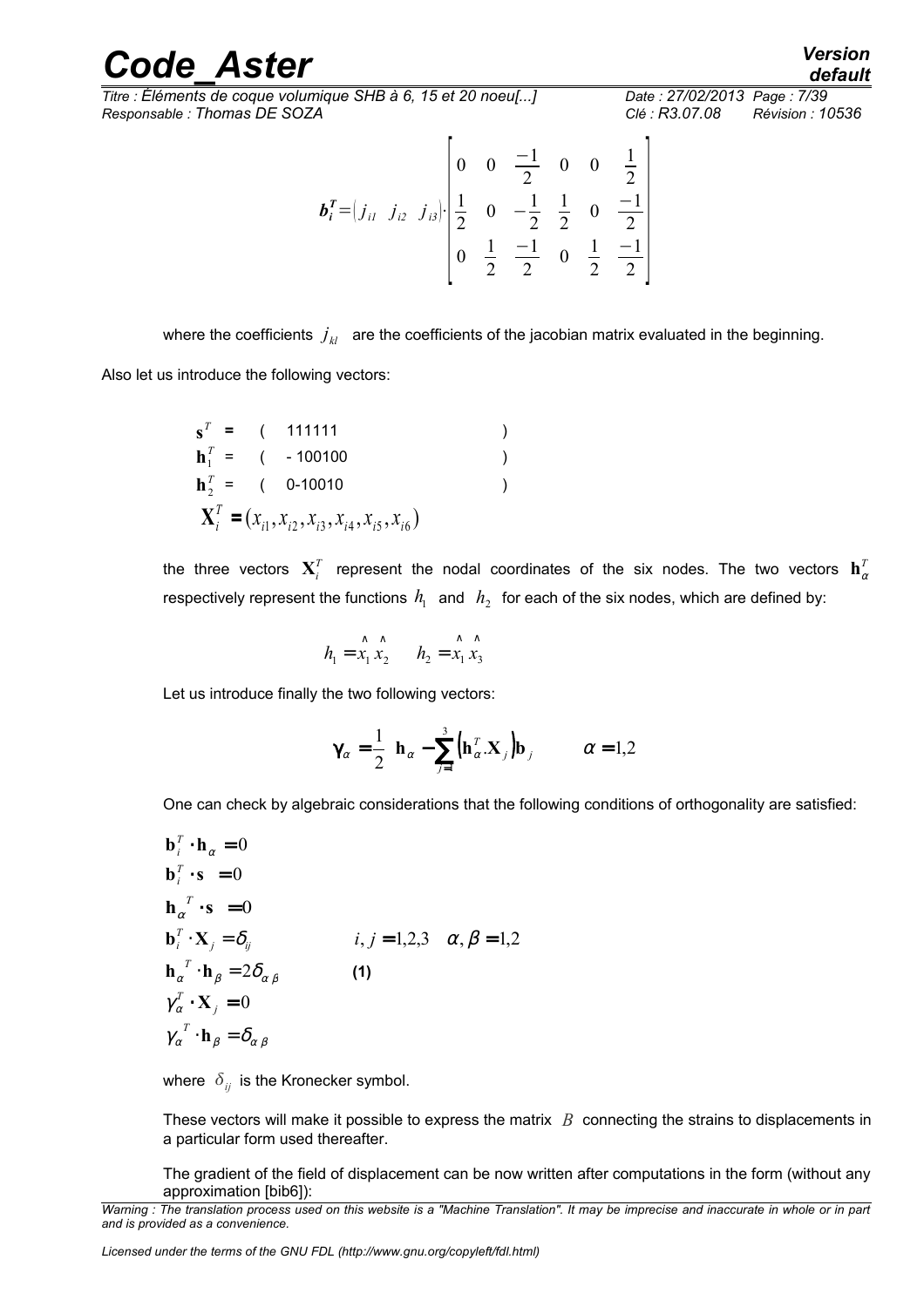$$\boldsymbol{b}_i^T = \begin{pmatrix} j_{i1} & j_{i2} & j_{i3} \end{pmatrix} \cdot \begin{bmatrix} 0 & 0 & \frac{-1}{2} & 0 & 0 & \frac{1}{2} \\ \frac{1}{2} & 0 & -\frac{1}{2} & \frac{1}{2} & 0 & \frac{-1}{2} \\ 0 & \frac{1}{2} & \frac{-1}{2} & 0 & \frac{1}{2} & \frac{-1}{2} \end{bmatrix}$$

where the coefficients $j_{kl}$ are the coefficients of the jacobian matrix evaluated in the beginning.

Also let us introduce the following vectors:

$$\begin{aligned}
\mathbf{s}^T &= (\ 111111 \ ) \\
\mathbf{h}_1^T &= (\ -100100 \ ) \\
\mathbf{h}_2^T &= (\ 0\text{-}10010 \ ) \\
\mathbf{X}_i^T &= (x_{i1}, x_{i2}, x_{i3}, x_{i4}, x_{i5}, x_{i6})
\end{aligned}$$

the three vectors $\mathbf{X}_i^T$ represent the nodal coordinates of the six nodes. The two vectors $\mathbf{h}_\alpha^T$ respectively represent the functions $h_1$ and $h_2$ for each of the six nodes, which are defined by:

$$h_1 = \hat{x}_1 \hat{x}_2 \qquad h_2 = \hat{x}_1 \hat{x}_3$$

Let us introduce finally the two following vectors:

$$\boldsymbol{\gamma}_\alpha = \frac{1}{2} \left[ \mathbf{h}_\alpha - \sum_{j=1}^{3} \left( \mathbf{h}_\alpha^T . \mathbf{X}_j \right) \mathbf{b}_j \right] \qquad \alpha = 1,2$$

One can check by algebraic considerations that the following conditions of orthogonality are satisfied:

$$\begin{aligned}
&\mathbf{b}_i^T \cdot \mathbf{h}_\alpha = 0 \\
&\mathbf{b}_i^T \cdot \mathbf{s} = 0 \\
&\mathbf{h}_\alpha{}^T \cdot \mathbf{s} = 0 \\
&\mathbf{b}_i^T \cdot \mathbf{X}_j = \delta_{ij} \qquad\qquad i, j = 1,2,3 \quad \alpha, \beta = 1,2 \\
&\mathbf{h}_\alpha{}^T \cdot \mathbf{h}_\beta = 2\delta_{\alpha\beta} \qquad\qquad \textbf{(1)} \\
&\gamma_\alpha^T \cdot \mathbf{X}_j = 0 \\
&\gamma_\alpha{}^T \cdot \mathbf{h}_\beta = \delta_{\alpha\beta}
\end{aligned}$$

where $\delta_{ij}$ is the Kronecker symbol.

These vectors will make it possible to express the matrix $B$ connecting the strains to displacements in a particular form used thereafter.

The gradient of the field of displacement can be now written after computations in the form (without any approximation [bib6]):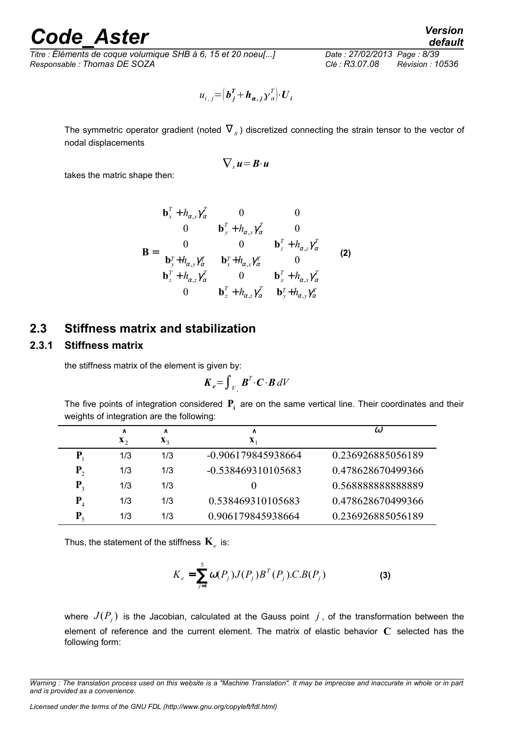$$u_{i,j} = \left( \boldsymbol{b}_j^T + \boldsymbol{h}_{\alpha,j} \gamma_\alpha^T \right) \cdot \boldsymbol{U}_i$$

The symmetric operator gradient (noted $\nabla_s$) discretized connecting the strain tensor to the vector of nodal displacements

$$\nabla_s \boldsymbol{u} = \boldsymbol{B} \cdot \boldsymbol{u}$$

takes the matric shape then:

$$\mathbf{B} = \begin{matrix} \mathbf{b}_x^T + h_{\alpha,x}\gamma_\alpha^T & 0 & 0 \\ 0 & \mathbf{b}_y^T + h_{\alpha,y}\gamma_\alpha^T & 0 \\ 0 & 0 & \mathbf{b}_z^T + h_{\alpha,z}\gamma_\alpha^T \\ \mathbf{b}_y^T + h_{\alpha,y}\gamma_\alpha^T & \mathbf{b}_x^T + h_{\alpha,x}\gamma_\alpha^T & 0 \\ \mathbf{b}_z^T + h_{\alpha,z}\gamma_\alpha^T & 0 & \mathbf{b}_x^T + h_{\alpha,x}\gamma_\alpha^T \\ 0 & \mathbf{b}_z^T + h_{\alpha,z}\gamma_\alpha^T & \mathbf{b}_y^T + h_{\alpha,y}\gamma_\alpha^T \end{matrix} \quad \textbf{(2)}$$

## 2.3 Stiffness matrix and stabilization

### 2.3.1 Stiffness matrix

the stiffness matrix of the element is given by:

$$\boldsymbol{K}_e = \int_{V_e} \boldsymbol{B}^T \cdot \boldsymbol{C} \cdot \boldsymbol{B} \, dV$$

The five points of integration considered $\mathbf{P_i}$ are on the same vertical line. Their coordinates and their weights of integration are the following:

| | $\hat{\mathbf{x}}_2$ | $\hat{\mathbf{x}}_3$ | $\hat{\mathbf{x}}_1$ | $\omega$ |
|---|---|---|---|---|
| $\mathbf{P}_1$ | 1/3 | 1/3 | -0.906179845938664 | 0.236926885056189 |
| $\mathbf{P}_2$ | 1/3 | 1/3 | -0.538469310105683 | 0.478628670499366 |
| $\mathbf{P}_3$ | 1/3 | 1/3 | 0 | 0.568888888888889 |
| $\mathbf{P}_4$ | 1/3 | 1/3 | 0.538469310105683 | 0.478628670499366 |
| $\mathbf{P}_5$ | 1/3 | 1/3 | 0.906179845938664 | 0.236926885056189 |

Thus, the statement of the stiffness $\mathbf{K}_e$ is:

$$K_e = \sum_{j=1}^{5} \omega(P_j) J(P_j) B^T(P_j).C.B(P_j) \quad \textbf{(3)}$$

where $J(P_j)$ is the Jacobian, calculated at the Gauss point $j$, of the transformation between the element of reference and the current element. The matrix of elastic behavior $\mathbf{C}$ selected has the following form: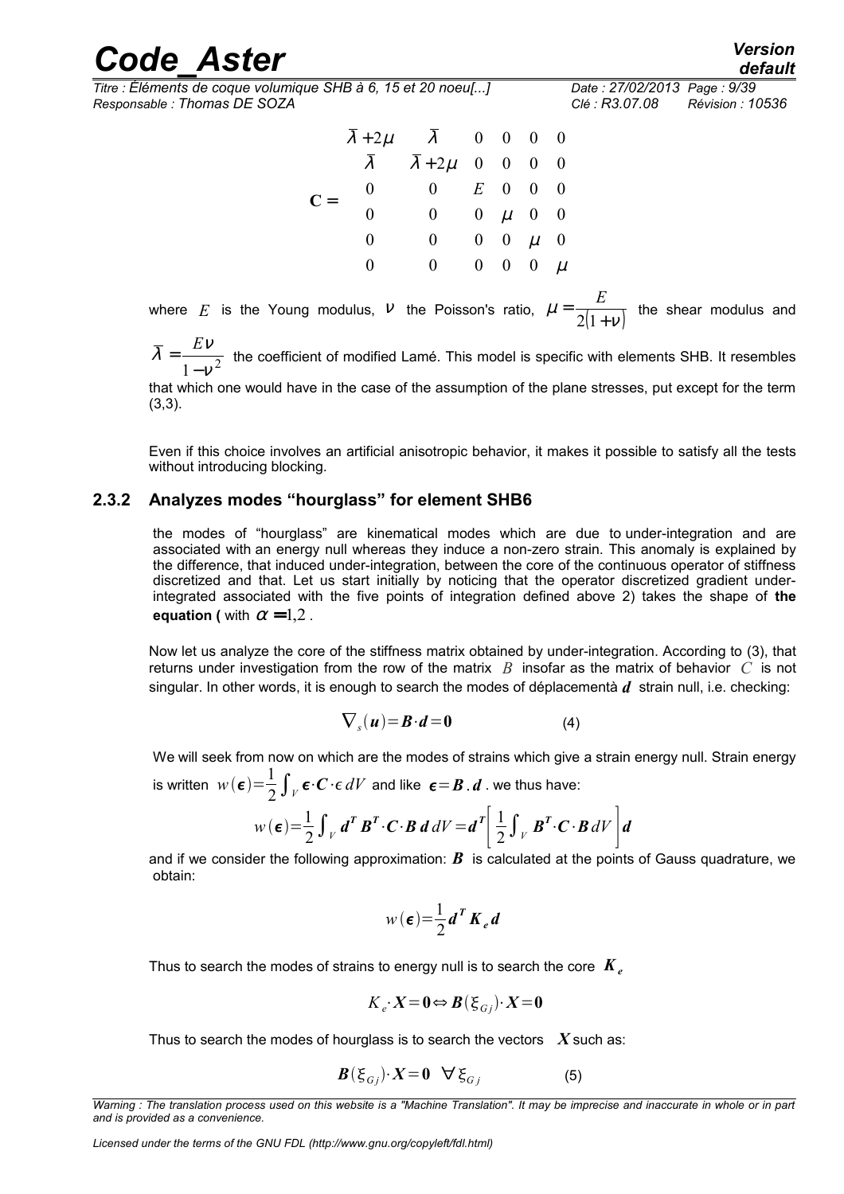$$
\mathbf{C} = \begin{bmatrix} \bar{\lambda}+2\mu & \bar{\lambda} & 0 & 0 & 0 & 0 \\ \bar{\lambda} & \bar{\lambda}+2\mu & 0 & 0 & 0 & 0 \\ 0 & 0 & E & 0 & 0 & 0 \\ 0 & 0 & 0 & \mu & 0 & 0 \\ 0 & 0 & 0 & 0 & \mu & 0 \\ 0 & 0 & 0 & 0 & 0 & \mu \end{bmatrix}
$$

where $E$ is the Young modulus, $\nu$ the Poisson's ratio, $\mu = \dfrac{E}{2(1+\nu)}$ the shear modulus and $\bar{\lambda} = \dfrac{E\nu}{1-\nu^2}$ the coefficient of modified Lamé. This model is specific with elements SHB. It resembles that which one would have in the case of the assumption of the plane stresses, put except for the term (3,3).

Even if this choice involves an artificial anisotropic behavior, it makes it possible to satisfy all the tests without introducing blocking.

### 2.3.2 Analyzes modes "hourglass" for element SHB6

the modes of "hourglass" are kinematical modes which are due to under-integration and are associated with an energy null whereas they induce a non-zero strain. This anomaly is explained by the difference, that induced under-integration, between the core of the continuous operator of stiffness discretized and that. Let us start initially by noticing that the operator discretized gradient under-integrated associated with the five points of integration defined above 2) takes the shape of **the equation (** with $\alpha = 1,2$ .

Now let us analyze the core of the stiffness matrix obtained by under-integration. According to (3), that returns under investigation from the row of the matrix $B$ insofar as the matrix of behavior $C$ is not singular. In other words, it is enough to search the modes of déplacementà $\boldsymbol{d}$ strain null, i.e. checking:

$$
\nabla_s(\boldsymbol{u}) = \boldsymbol{B} \cdot \boldsymbol{d} = \boldsymbol{0} \qquad (4)
$$

We will seek from now on which are the modes of strains which give a strain energy null. Strain energy is written $w(\boldsymbol{\epsilon}) = \frac{1}{2}\int_V \boldsymbol{\epsilon} \cdot \boldsymbol{C} \cdot \epsilon \, dV$ and like $\boldsymbol{\epsilon} = \boldsymbol{B} \, . \, \boldsymbol{d}$ . we thus have:

$$
w(\boldsymbol{\epsilon}) = \frac{1}{2}\int_V \boldsymbol{d}^T \boldsymbol{B}^T \cdot \boldsymbol{C} \cdot \boldsymbol{B} \, \boldsymbol{d} \, dV = \boldsymbol{d}^T \left[ \frac{1}{2}\int_V \boldsymbol{B}^T \cdot \boldsymbol{C} \cdot \boldsymbol{B} \, dV \right] \boldsymbol{d}
$$

and if we consider the following approximation: $\boldsymbol{B}$ is calculated at the points of Gauss quadrature, we obtain:

$$
w(\boldsymbol{\epsilon}) = \frac{1}{2} \boldsymbol{d}^T \boldsymbol{K}_e \boldsymbol{d}
$$

Thus to search the modes of strains to energy null is to search the core $\boldsymbol{K}_e$

$$
K_e \cdot \boldsymbol{X} = \boldsymbol{0} \Leftrightarrow \boldsymbol{B}(\xi_{Gj}) \cdot \boldsymbol{X} = \boldsymbol{0}
$$

Thus to search the modes of hourglass is to search the vectors $\boldsymbol{X}$ such as:

$$
\boldsymbol{B}(\xi_{Gj}) \cdot \boldsymbol{X} = \boldsymbol{0} \quad \forall \xi_{Gj} \qquad (5)
$$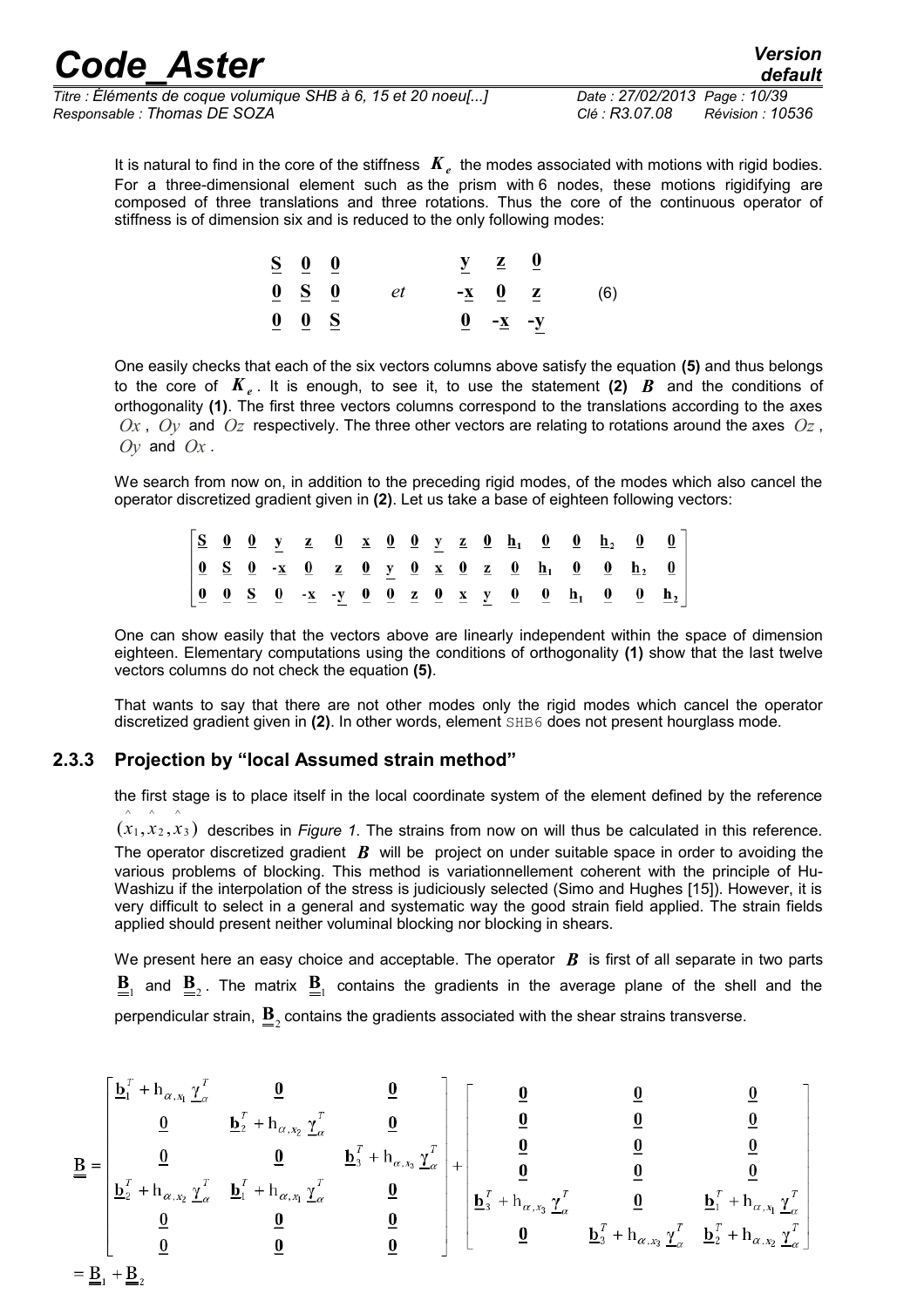It is natural to find in the core of the stiffness $\boldsymbol{K}_e$ the modes associated with motions with rigid bodies. For a three-dimensional element such as the prism with 6 nodes, these motions rigidifying are composed of three translations and three rotations. Thus the core of the continuous operator of stiffness is of dimension six and is reduced to the only following modes:

$$
\begin{matrix} \underline{\mathbf{S}} & \underline{\mathbf{0}} & \underline{\mathbf{0}} \\ \underline{\mathbf{0}} & \underline{\mathbf{S}} & \underline{\mathbf{0}} \\ \underline{\mathbf{0}} & \underline{\mathbf{0}} & \underline{\mathbf{S}} \end{matrix} \quad et \quad \begin{matrix} \underline{\mathbf{y}} & \underline{\mathbf{z}} & \underline{\mathbf{0}} \\ -\underline{\mathbf{x}} & \underline{\mathbf{0}} & \underline{\mathbf{z}} \\ \underline{\mathbf{0}} & -\underline{\mathbf{x}} & -\underline{\mathbf{y}} \end{matrix} \qquad (6)
$$

One easily checks that each of the six vectors columns above satisfy the equation **(5)** and thus belongs to the core of $\boldsymbol{K}_e$. It is enough, to see it, to use the statement **(2)** $\boldsymbol{B}$ and the conditions of orthogonality **(1)**. The first three vectors columns correspond to the translations according to the axes $Ox$, $Oy$ and $Oz$ respectively. The three other vectors are relating to rotations around the axes $Oz$, $Oy$ and $Ox$.

We search from now on, in addition to the preceding rigid modes, of the modes which also cancel the operator discretized gradient given in **(2)**. Let us take a base of eighteen following vectors:

$$
\begin{bmatrix}
\underline{\mathbf{S}} & \underline{\mathbf{0}} & \underline{\mathbf{0}} & \underline{\mathbf{y}} & \underline{\mathbf{z}} & \underline{\mathbf{0}} & \underline{\mathbf{x}} & \underline{\mathbf{0}} & \underline{\mathbf{0}} & \underline{\mathbf{y}} & \underline{\mathbf{z}} & \underline{\mathbf{0}} & \underline{\mathbf{h}}_1 & \underline{\mathbf{0}} & \underline{\mathbf{0}} & \underline{\mathbf{h}}_2 & \underline{\mathbf{0}} & \underline{\mathbf{0}} \\
\underline{\mathbf{0}} & \underline{\mathbf{S}} & \underline{\mathbf{0}} & -\underline{\mathbf{x}} & \underline{\mathbf{0}} & \underline{\mathbf{z}} & \underline{\mathbf{0}} & \underline{\mathbf{y}} & \underline{\mathbf{0}} & \underline{\mathbf{x}} & \underline{\mathbf{0}} & \underline{\mathbf{z}} & \underline{\mathbf{0}} & \underline{\mathbf{h}}_1 & \underline{\mathbf{0}} & \underline{\mathbf{0}} & \underline{\mathbf{h}}_2 & \underline{\mathbf{0}} \\
\underline{\mathbf{0}} & \underline{\mathbf{0}} & \underline{\mathbf{S}} & \underline{\mathbf{0}} & -\underline{\mathbf{x}} & -\underline{\mathbf{y}} & \underline{\mathbf{0}} & \underline{\mathbf{0}} & \underline{\mathbf{z}} & \underline{\mathbf{0}} & \underline{\mathbf{x}} & \underline{\mathbf{y}} & \underline{\mathbf{0}} & \underline{\mathbf{0}} & \underline{\mathbf{h}}_1 & \underline{\mathbf{0}} & \underline{\mathbf{0}} & \underline{\mathbf{h}}_2
\end{bmatrix}
$$

One can show easily that the vectors above are linearly independent within the space of dimension eighteen. Elementary computations using the conditions of orthogonality **(1)** show that the last twelve vectors columns do not check the equation **(5)**.

That wants to say that there are not other modes only the rigid modes which cancel the operator discretized gradient given in **(2)**. In other words, element SHB6 does not present hourglass mode.

### 2.3.3 Projection by "local Assumed strain method"

the first stage is to place itself in the local coordinate system of the element defined by the reference $(\hat{x}_1, \hat{x}_2, \hat{x}_3)$ describes in *Figure 1*. The strains from now on will thus be calculated in this reference. The operator discretized gradient $\boldsymbol{B}$ will be project on under suitable space in order to avoiding the various problems of blocking. This method is variationnellement coherent with the principle of Hu-Washizu if the interpolation of the stress is judiciously selected (Simo and Hughes [15]). However, it is very difficult to select in a general and systematic way the good strain field applied. The strain fields applied should present neither voluminal blocking nor blocking in shears.

We present here an easy choice and acceptable. The operator $\boldsymbol{B}$ is first of all separate in two parts $\underline{\underline{\mathbf{B}}}_1$ and $\underline{\underline{\mathbf{B}}}_2$. The matrix $\underline{\underline{\mathbf{B}}}_1$ contains the gradients in the average plane of the shell and the perpendicular strain, $\underline{\underline{\mathbf{B}}}_2$ contains the gradients associated with the shear strains transverse.

$$
\underline{\underline{\mathbf{B}}} = \begin{bmatrix}
\underline{\mathbf{b}}_1^T + \mathrm{h}_{\alpha,x_1}\underline{\gamma}_\alpha^T & \underline{\mathbf{0}} & \underline{\mathbf{0}} \\
\underline{\mathbf{0}} & \underline{\mathbf{b}}_2^T + \mathrm{h}_{\alpha,x_2}\underline{\gamma}_\alpha^T & \underline{\mathbf{0}} \\
\underline{\mathbf{0}} & \underline{\mathbf{0}} & \underline{\mathbf{b}}_3^T + \mathrm{h}_{\alpha,x_3}\underline{\gamma}_\alpha^T \\
\underline{\mathbf{b}}_2^T + \mathrm{h}_{\alpha,x_2}\underline{\gamma}_\alpha^T & \underline{\mathbf{b}}_1^T + \mathrm{h}_{\alpha,x_1}\underline{\gamma}_\alpha^T & \underline{\mathbf{0}} \\
\underline{\mathbf{0}} & \underline{\mathbf{0}} & \underline{\mathbf{0}} \\
\underline{\mathbf{0}} & \underline{\mathbf{0}} & \underline{\mathbf{0}}
\end{bmatrix}
+
\begin{bmatrix}
\underline{\mathbf{0}} & \underline{\mathbf{0}} & \underline{\mathbf{0}} \\
\underline{\mathbf{0}} & \underline{\mathbf{0}} & \underline{\mathbf{0}} \\
\underline{\mathbf{0}} & \underline{\mathbf{0}} & \underline{\mathbf{0}} \\
\underline{\mathbf{0}} & \underline{\mathbf{0}} & \underline{\mathbf{0}} \\
\underline{\mathbf{b}}_3^T + \mathrm{h}_{\alpha,x_3}\underline{\gamma}_\alpha^T & \underline{\mathbf{0}} & \underline{\mathbf{b}}_1^T + \mathrm{h}_{\alpha,x_1}\underline{\gamma}_\alpha^T \\
\underline{\mathbf{0}} & \underline{\mathbf{b}}_3^T + \mathrm{h}_{\alpha,x_3}\underline{\gamma}_\alpha^T & \underline{\mathbf{b}}_2^T + \mathrm{h}_{\alpha,x_2}\underline{\gamma}_\alpha^T
\end{bmatrix}
$$

$$
= \underline{\underline{\mathbf{B}}}_1 + \underline{\underline{\mathbf{B}}}_2
$$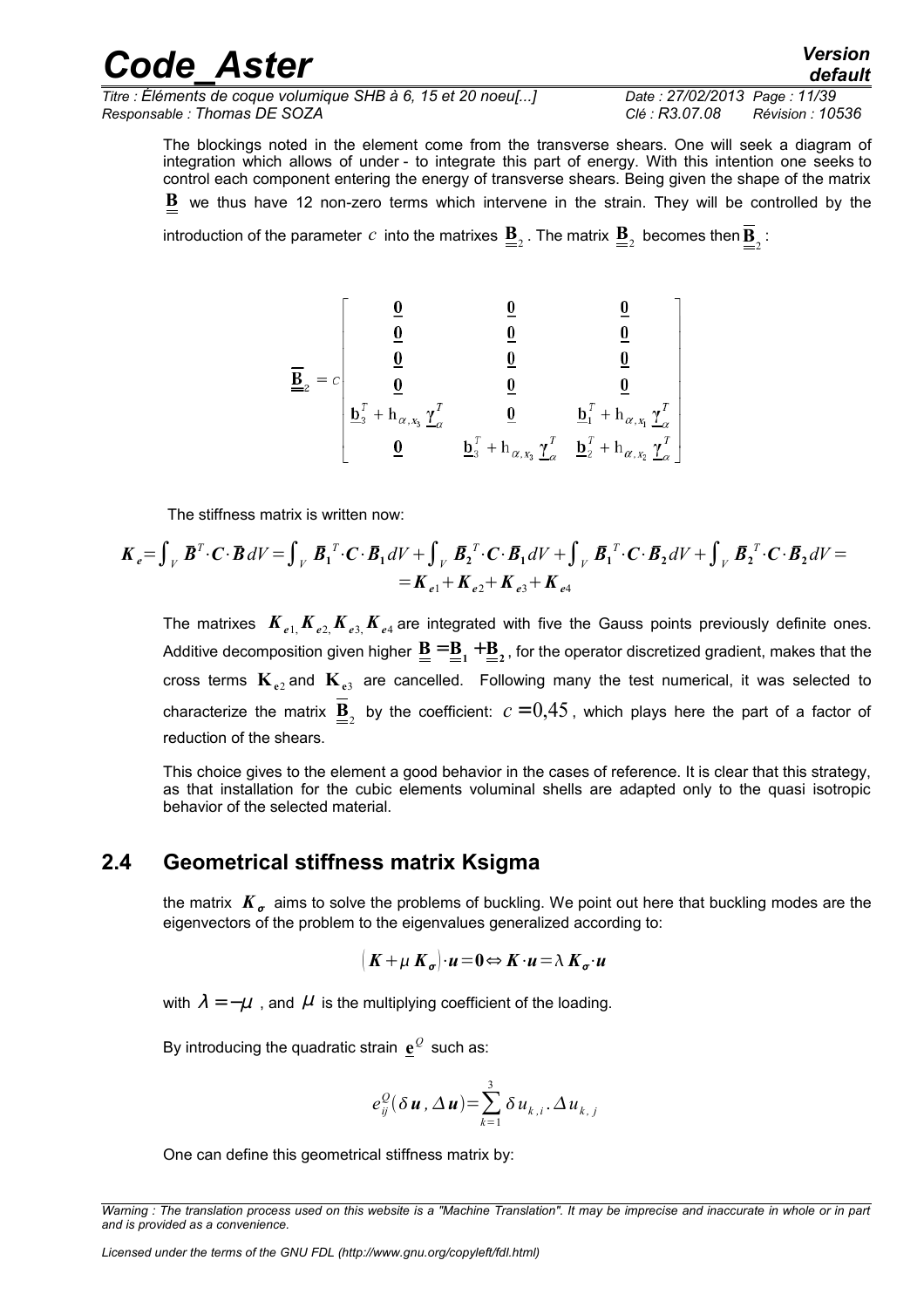The blockings noted in the element come from the transverse shears. One will seek a diagram of integration which allows of under - to integrate this part of energy. With this intention one seeks to control each component entering the energy of transverse shears. Being given the shape of the matrix $\underline{\underline{\mathbf{B}}}$ we thus have 12 non-zero terms which intervene in the strain. They will be controlled by the introduction of the parameter $c$ into the matrixes $\underline{\underline{\mathbf{B}}}_2$. The matrix $\underline{\underline{\mathbf{B}}}_2$ becomes then $\overline{\underline{\underline{\mathbf{B}}}}_2$:

$$
\overline{\underline{\underline{\mathbf{B}}}}_2 = c \begin{bmatrix}
\underline{\mathbf{0}} & \underline{\mathbf{0}} & \underline{\mathbf{0}} \\
\underline{\mathbf{0}} & \underline{\mathbf{0}} & \underline{\mathbf{0}} \\
\underline{\mathbf{0}} & \underline{\mathbf{0}} & \underline{\mathbf{0}} \\
\underline{\mathbf{0}} & \underline{\mathbf{0}} & \underline{\mathbf{0}} \\
\underline{\mathbf{b}}_3^T + \mathrm{h}_{\alpha,x_3}\underline{\boldsymbol{\gamma}}_\alpha^T & \underline{\mathbf{0}} & \underline{\mathbf{b}}_1^T + \mathrm{h}_{\alpha,x_1}\underline{\boldsymbol{\gamma}}_\alpha^T \\
\underline{\mathbf{0}} & \underline{\mathbf{b}}_3^T + \mathrm{h}_{\alpha,x_3}\underline{\boldsymbol{\gamma}}_\alpha^T & \underline{\mathbf{b}}_2^T + \mathrm{h}_{\alpha,x_2}\underline{\boldsymbol{\gamma}}_\alpha^T
\end{bmatrix}
$$

The stiffness matrix is written now:

$$
\boldsymbol{K_e} = \int_V \overline{\boldsymbol{B}}^T \cdot \boldsymbol{C} \cdot \overline{\boldsymbol{B}}\, dV = \int_V \overline{\boldsymbol{B}}_1^T \cdot \boldsymbol{C} \cdot \overline{\boldsymbol{B}}_1\, dV + \int_V \overline{\boldsymbol{B}}_2^T \cdot \boldsymbol{C} \cdot \overline{\boldsymbol{B}}_1\, dV + \int_V \overline{\boldsymbol{B}}_1^T \cdot \boldsymbol{C} \cdot \overline{\boldsymbol{B}}_2\, dV + \int_V \overline{\boldsymbol{B}}_2^T \cdot \boldsymbol{C} \cdot \overline{\boldsymbol{B}}_2\, dV = \\
= \boldsymbol{K}_{e1} + \boldsymbol{K}_{e2} + \boldsymbol{K}_{e3} + \boldsymbol{K}_{e4}
$$

The matrixes $\boldsymbol{K}_{e1}, \boldsymbol{K}_{e2}, \boldsymbol{K}_{e3}, \boldsymbol{K}_{e4}$ are integrated with five the Gauss points previously definite ones. Additive decomposition given higher $\underline{\underline{\mathbf{B}}} = \underline{\underline{\mathbf{B}}}_1 + \underline{\underline{\mathbf{B}}}_2$, for the operator discretized gradient, makes that the cross terms $\mathbf{K}_{e2}$ and $\mathbf{K}_{e3}$ are cancelled. Following many the test numerical, it was selected to characterize the matrix $\overline{\underline{\underline{\mathbf{B}}}}_2$ by the coefficient: $c = 0{,}45$, which plays here the part of a factor of reduction of the shears.

This choice gives to the element a good behavior in the cases of reference. It is clear that this strategy, as that installation for the cubic elements voluminal shells are adapted only to the quasi isotropic behavior of the selected material.

## 2.4 Geometrical stiffness matrix Ksigma

the matrix $\boldsymbol{K}_{\boldsymbol{\sigma}}$ aims to solve the problems of buckling. We point out here that buckling modes are the eigenvectors of the problem to the eigenvalues generalized according to:

$$
(\boldsymbol{K} + \mu\, \boldsymbol{K}_{\boldsymbol{\sigma}}) \cdot \boldsymbol{u} = \boldsymbol{0} \Leftrightarrow \boldsymbol{K} \cdot \boldsymbol{u} = \lambda\, \boldsymbol{K}_{\boldsymbol{\sigma}} \cdot \boldsymbol{u}
$$

with $\lambda = -\mu$, and $\mu$ is the multiplying coefficient of the loading.

By introducing the quadratic strain $\underline{\mathbf{e}}^Q$ such as:

$$
e_{ij}^Q(\delta \boldsymbol{u}, \Delta \boldsymbol{u}) = \sum_{k=1}^{3} \delta u_{k,i} \cdot \Delta u_{k,j}
$$

One can define this geometrical stiffness matrix by: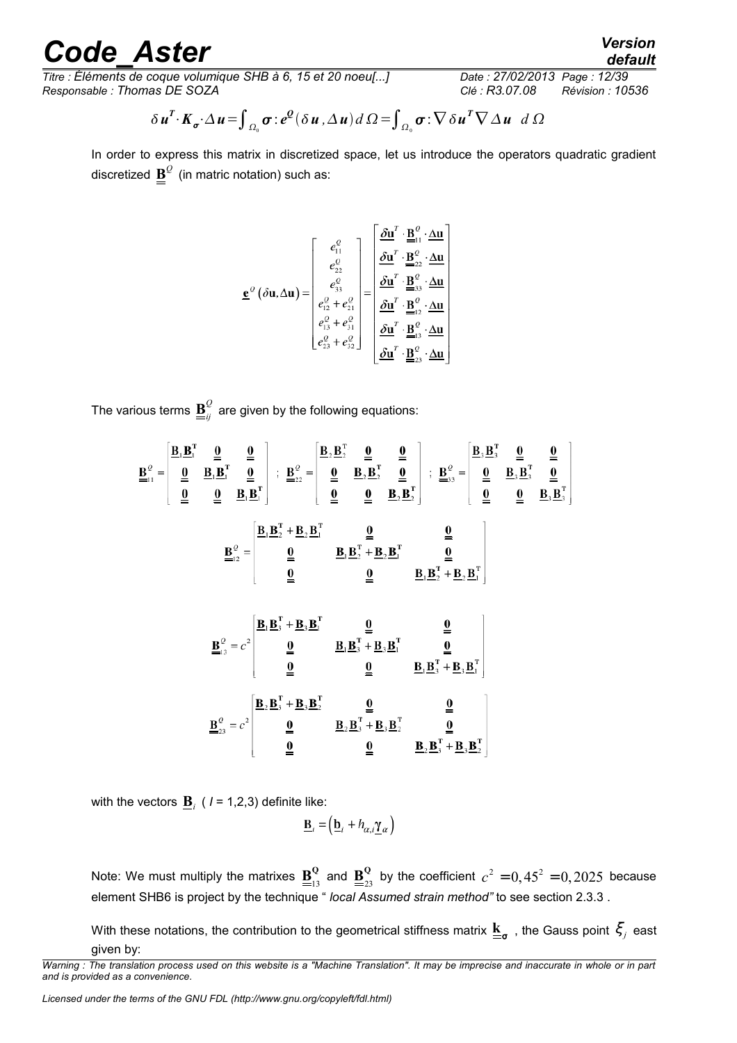$$\delta \boldsymbol{u}^T \cdot \boldsymbol{K}_{\boldsymbol{\sigma}} \cdot \Delta \boldsymbol{u} = \int_{\Omega_0} \boldsymbol{\sigma} : \boldsymbol{e}^{\boldsymbol{Q}}(\delta \boldsymbol{u}, \Delta \boldsymbol{u})\, d\Omega = \int_{\Omega_0} \boldsymbol{\sigma} : \nabla \delta \boldsymbol{u}^T \nabla \Delta \boldsymbol{u} \quad d\Omega$$

In order to express this matrix in discretized space, let us introduce the operators quadratic gradient discretized $\underline{\underline{\mathbf{B}}}^Q$ (in matric notation) such as:

$$\underline{\mathbf{e}}^Q(\delta \mathbf{u}, \Delta \mathbf{u}) = \begin{bmatrix} e_{11}^Q \\ e_{22}^Q \\ e_{33}^Q \\ e_{12}^Q + e_{21}^Q \\ e_{13}^Q + e_{31}^Q \\ e_{23}^Q + e_{32}^Q \end{bmatrix} = \begin{bmatrix} \underline{\delta \mathbf{u}}^T \cdot \underline{\underline{\mathbf{B}}}_{11}^Q \cdot \underline{\Delta \mathbf{u}} \\ \underline{\delta \mathbf{u}}^T \cdot \underline{\underline{\mathbf{B}}}_{22}^Q \cdot \underline{\Delta \mathbf{u}} \\ \underline{\delta \mathbf{u}}^T \cdot \underline{\underline{\mathbf{B}}}_{33}^Q \cdot \underline{\Delta \mathbf{u}} \\ \underline{\delta \mathbf{u}}^T \cdot \underline{\underline{\mathbf{B}}}_{12}^Q \cdot \underline{\Delta \mathbf{u}} \\ \underline{\delta \mathbf{u}}^T \cdot \underline{\underline{\mathbf{B}}}_{13}^Q \cdot \underline{\Delta \mathbf{u}} \\ \underline{\delta \mathbf{u}}^T \cdot \underline{\underline{\mathbf{B}}}_{23}^Q \cdot \underline{\Delta \mathbf{u}} \end{bmatrix}$$

The various terms $\underline{\underline{\mathbf{B}}}_{ij}^Q$ are given by the following equations:

$$\underline{\underline{\mathbf{B}}}_{11}^Q = \begin{bmatrix} \underline{\mathbf{B}}_1 \underline{\mathbf{B}}_1^{\mathbf{T}} & \underline{\mathbf{0}} & \underline{\mathbf{0}} \\ \underline{\mathbf{0}} & \underline{\mathbf{B}}_1 \underline{\mathbf{B}}_1^{\mathbf{T}} & \underline{\mathbf{0}} \\ \underline{\mathbf{0}} & \underline{\mathbf{0}} & \underline{\mathbf{B}}_1 \underline{\mathbf{B}}_1^{\mathbf{T}} \end{bmatrix} \;;\; \underline{\underline{\mathbf{B}}}_{22}^Q = \begin{bmatrix} \underline{\mathbf{B}}_2 \underline{\mathbf{B}}_2^{\mathbf{T}} & \underline{\mathbf{0}} & \underline{\mathbf{0}} \\ \underline{\mathbf{0}} & \underline{\mathbf{B}}_2 \underline{\mathbf{B}}_2^{\mathbf{T}} & \underline{\mathbf{0}} \\ \underline{\mathbf{0}} & \underline{\mathbf{0}} & \underline{\mathbf{B}}_2 \underline{\mathbf{B}}_2^{\mathbf{T}} \end{bmatrix} \;;\; \underline{\underline{\mathbf{B}}}_{33}^Q = \begin{bmatrix} \underline{\mathbf{B}}_3 \underline{\mathbf{B}}_3^{\mathbf{T}} & \underline{\mathbf{0}} & \underline{\mathbf{0}} \\ \underline{\mathbf{0}} & \underline{\mathbf{B}}_3 \underline{\mathbf{B}}_3^{\mathbf{T}} & \underline{\mathbf{0}} \\ \underline{\mathbf{0}} & \underline{\mathbf{0}} & \underline{\mathbf{B}}_3 \underline{\mathbf{B}}_3^{\mathbf{T}} \end{bmatrix}$$

$$\underline{\underline{\mathbf{B}}}_{12}^Q = \begin{bmatrix} \underline{\mathbf{B}}_1 \underline{\mathbf{B}}_2^{\mathbf{T}} + \underline{\mathbf{B}}_2 \underline{\mathbf{B}}_1^{\mathbf{T}} & \underline{\mathbf{0}} & \underline{\mathbf{0}} \\ \underline{\mathbf{0}} & \underline{\mathbf{B}}_1 \underline{\mathbf{B}}_2^{\mathbf{T}} + \underline{\mathbf{B}}_2 \underline{\mathbf{B}}_1^{\mathbf{T}} & \underline{\mathbf{0}} \\ \underline{\mathbf{0}} & \underline{\mathbf{0}} & \underline{\mathbf{B}}_1 \underline{\mathbf{B}}_2^{\mathbf{T}} + \underline{\mathbf{B}}_2 \underline{\mathbf{B}}_1^{\mathbf{T}} \end{bmatrix}$$

$$\underline{\underline{\mathbf{B}}}_{13}^Q = c^2 \begin{bmatrix} \underline{\mathbf{B}}_1 \underline{\mathbf{B}}_3^{\mathbf{T}} + \underline{\mathbf{B}}_3 \underline{\mathbf{B}}_1^{\mathbf{T}} & \underline{\mathbf{0}} & \underline{\mathbf{0}} \\ \underline{\mathbf{0}} & \underline{\mathbf{B}}_1 \underline{\mathbf{B}}_3^{\mathbf{T}} + \underline{\mathbf{B}}_3 \underline{\mathbf{B}}_1^{\mathbf{T}} & \underline{\mathbf{0}} \\ \underline{\mathbf{0}} & \underline{\mathbf{0}} & \underline{\mathbf{B}}_1 \underline{\mathbf{B}}_3^{\mathbf{T}} + \underline{\mathbf{B}}_3 \underline{\mathbf{B}}_1^{\mathbf{T}} \end{bmatrix}$$

$$\underline{\underline{\mathbf{B}}}_{23}^Q = c^2 \begin{bmatrix} \underline{\mathbf{B}}_2 \underline{\mathbf{B}}_3^{\mathbf{T}} + \underline{\mathbf{B}}_3 \underline{\mathbf{B}}_2^{\mathbf{T}} & \underline{\mathbf{0}} & \underline{\mathbf{0}} \\ \underline{\mathbf{0}} & \underline{\mathbf{B}}_2 \underline{\mathbf{B}}_3^{\mathbf{T}} + \underline{\mathbf{B}}_3 \underline{\mathbf{B}}_2^{\mathbf{T}} & \underline{\mathbf{0}} \\ \underline{\mathbf{0}} & \underline{\mathbf{0}} & \underline{\mathbf{B}}_2 \underline{\mathbf{B}}_3^{\mathbf{T}} + \underline{\mathbf{B}}_3 \underline{\mathbf{B}}_2^{\mathbf{T}} \end{bmatrix}$$

with the vectors $\underline{\mathbf{B}}_I$ ( $I$ = 1,2,3) definite like:

$$\underline{\mathbf{B}}_i = \left( \underline{\mathbf{b}}_i + h_{\alpha,i} \underline{\boldsymbol{\gamma}}_\alpha \right)$$

Note: We must multiply the matrixes $\underline{\underline{\mathbf{B}}}_{13}^{\mathbf{Q}}$ and $\underline{\underline{\mathbf{B}}}_{23}^{\mathbf{Q}}$ by the coefficient $c^2 = 0{,}45^2 = 0{,}2025$ because element SHB6 is project by the technique " *local Assumed strain method"* to see section 2.3.3 .

With these notations, the contribution to the geometrical stiffness matrix $\underline{\underline{\mathbf{k}}}_{\boldsymbol{\sigma}}$ , the Gauss point $\xi_j$ east given by: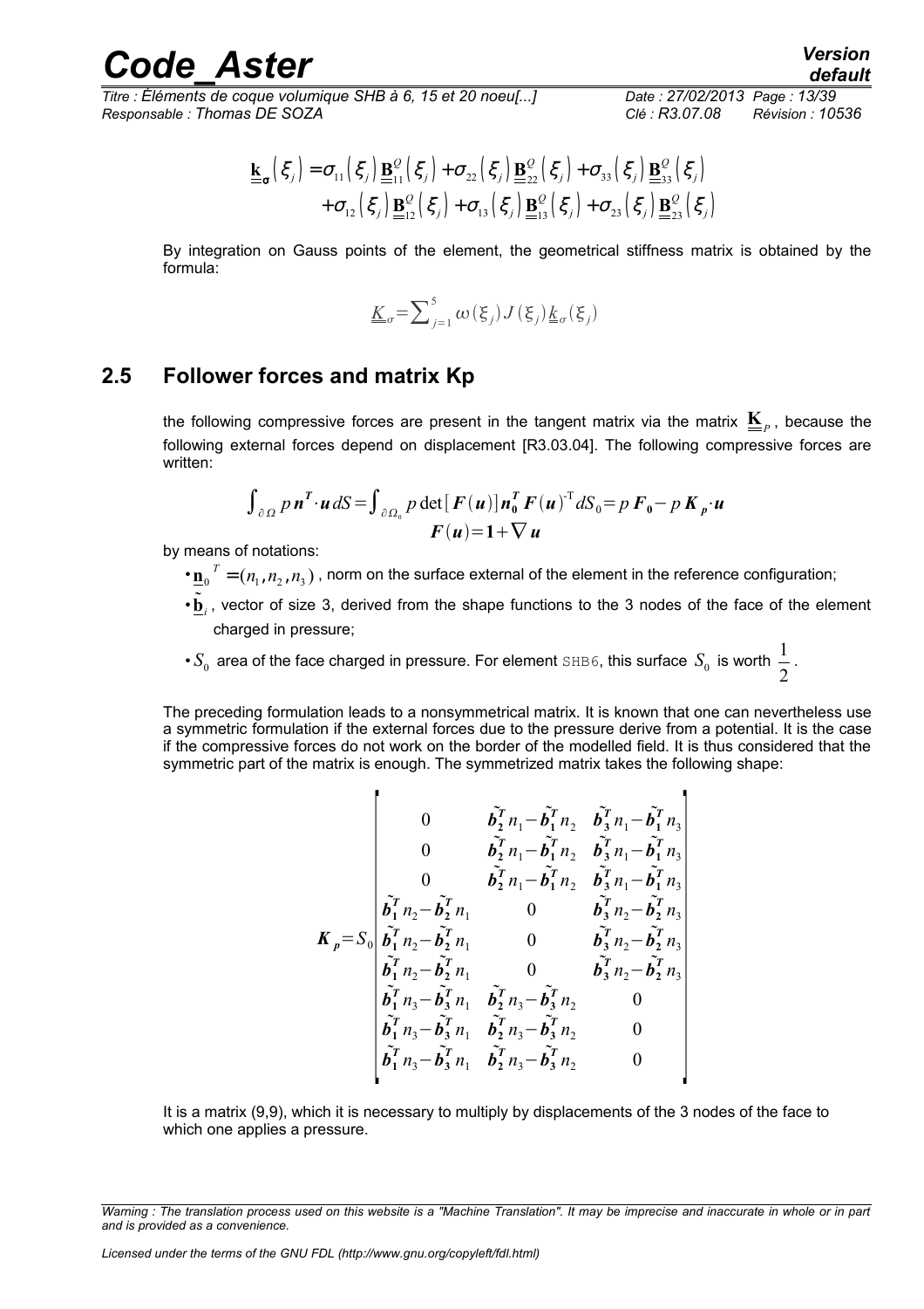$$\underline{\underline{\mathbf{k}}}_{\mathbf{\sigma}}\left(\xi_j\right)=\sigma_{11}\left(\xi_j\right)\underline{\underline{\mathbf{B}}}_{11}^{Q}\left(\xi_j\right)+\sigma_{22}\left(\xi_j\right)\underline{\underline{\mathbf{B}}}_{22}^{Q}\left(\xi_j\right)+\sigma_{33}\left(\xi_j\right)\underline{\underline{\mathbf{B}}}_{33}^{Q}\left(\xi_j\right)$$
$$+\sigma_{12}\left(\xi_j\right)\underline{\underline{\mathbf{B}}}_{12}^{Q}\left(\xi_j\right)+\sigma_{13}\left(\xi_j\right)\underline{\underline{\mathbf{B}}}_{13}^{Q}\left(\xi_j\right)+\sigma_{23}\left(\xi_j\right)\underline{\underline{\mathbf{B}}}_{23}^{Q}\left(\xi_j\right)$$

By integration on Gauss points of the element, the geometrical stiffness matrix is obtained by the formula:

$$\underline{\underline{K}}_{\sigma}=\sum_{j=1}^{5}\omega\left(\xi_j\right)J\left(\xi_j\right)\underline{\underline{k}}_{\sigma}\left(\xi_j\right)$$

## 2.5 Follower forces and matrix Kp

the following compressive forces are present in the tangent matrix via the matrix $\underline{\underline{\mathbf{K}}}_p$, because the following external forces depend on displacement [R3.03.04]. The following compressive forces are written:

$$\int_{\partial\Omega} p\,\boldsymbol{n}^T\cdot\boldsymbol{u}\,dS=\int_{\partial\Omega_0} p\det\left[\boldsymbol{F}(\boldsymbol{u})\right]\boldsymbol{n}_0^T\boldsymbol{F}(\boldsymbol{u})^{-T}dS_0=p\,\boldsymbol{F}_0-p\,\boldsymbol{K}_p\cdot\boldsymbol{u}$$
$$\boldsymbol{F}(\boldsymbol{u})=\mathbf{1}+\nabla\boldsymbol{u}$$

by means of notations:

- $\underline{\mathbf{n}}_0^{\,T}=(n_1,n_2,n_3)$ , norm on the surface external of the element in the reference configuration;
- $\tilde{\underline{\mathbf{b}}}_i$ , vector of size 3, derived from the shape functions to the 3 nodes of the face of the element charged in pressure;
- $S_0$ area of the face charged in pressure. For element SHB6, this surface $S_0$ is worth $\frac{1}{2}$ .

The preceding formulation leads to a nonsymmetrical matrix. It is known that one can nevertheless use a symmetric formulation if the external forces due to the pressure derive from a potential. It is the case if the compressive forces do not work on the border of the modelled field. It is thus considered that the symmetric part of the matrix is enough. The symmetrized matrix takes the following shape:

$$\boldsymbol{K}_p=S_0\begin{bmatrix}
0 & \tilde{\boldsymbol{b}}_2^T n_1-\tilde{\boldsymbol{b}}_1^T n_2 & \tilde{\boldsymbol{b}}_3^T n_1-\tilde{\boldsymbol{b}}_1^T n_3\\
0 & \tilde{\boldsymbol{b}}_2^T n_1-\tilde{\boldsymbol{b}}_1^T n_2 & \tilde{\boldsymbol{b}}_3^T n_1-\tilde{\boldsymbol{b}}_1^T n_3\\
0 & \tilde{\boldsymbol{b}}_2^T n_1-\tilde{\boldsymbol{b}}_1^T n_2 & \tilde{\boldsymbol{b}}_3^T n_1-\tilde{\boldsymbol{b}}_1^T n_3\\
\tilde{\boldsymbol{b}}_1^T n_2-\tilde{\boldsymbol{b}}_2^T n_1 & 0 & \tilde{\boldsymbol{b}}_3^T n_2-\tilde{\boldsymbol{b}}_2^T n_3\\
\tilde{\boldsymbol{b}}_1^T n_2-\tilde{\boldsymbol{b}}_2^T n_1 & 0 & \tilde{\boldsymbol{b}}_3^T n_2-\tilde{\boldsymbol{b}}_2^T n_3\\
\tilde{\boldsymbol{b}}_1^T n_2-\tilde{\boldsymbol{b}}_2^T n_1 & 0 & \tilde{\boldsymbol{b}}_3^T n_2-\tilde{\boldsymbol{b}}_2^T n_3\\
\tilde{\boldsymbol{b}}_1^T n_3-\tilde{\boldsymbol{b}}_3^T n_1 & \tilde{\boldsymbol{b}}_2^T n_3-\tilde{\boldsymbol{b}}_3^T n_2 & 0\\
\tilde{\boldsymbol{b}}_1^T n_3-\tilde{\boldsymbol{b}}_3^T n_1 & \tilde{\boldsymbol{b}}_2^T n_3-\tilde{\boldsymbol{b}}_3^T n_2 & 0\\
\tilde{\boldsymbol{b}}_1^T n_3-\tilde{\boldsymbol{b}}_3^T n_1 & \tilde{\boldsymbol{b}}_2^T n_3-\tilde{\boldsymbol{b}}_3^T n_2 & 0
\end{bmatrix}$$

It is a matrix (9,9), which it is necessary to multiply by displacements of the 3 nodes of the face to which one applies a pressure.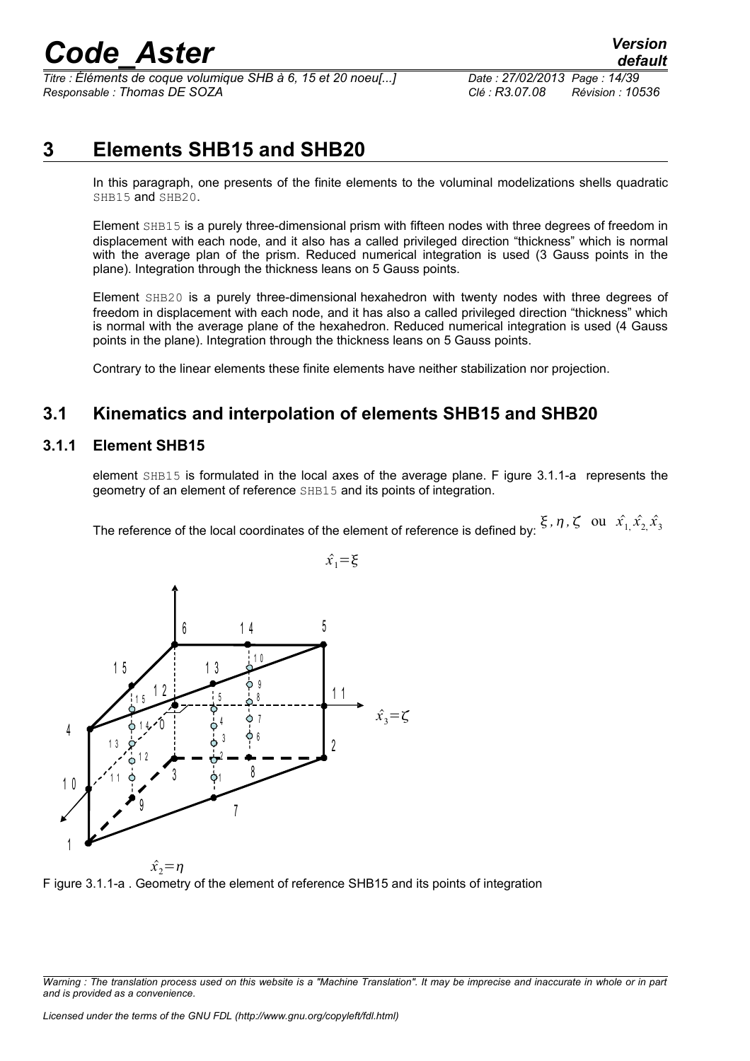# 3 Elements SHB15 and SHB20

In this paragraph, one presents of the finite elements to the voluminal modelizations shells quadratic SHB15 and SHB20.

Element SHB15 is a purely three-dimensional prism with fifteen nodes with three degrees of freedom in displacement with each node, and it also has a called privileged direction "thickness" which is normal with the average plan of the prism. Reduced numerical integration is used (3 Gauss points in the plane). Integration through the thickness leans on 5 Gauss points.

Element SHB20 is a purely three-dimensional hexahedron with twenty nodes with three degrees of freedom in displacement with each node, and it has also a called privileged direction "thickness" which is normal with the average plane of the hexahedron. Reduced numerical integration is used (4 Gauss points in the plane). Integration through the thickness leans on 5 Gauss points.

Contrary to the linear elements these finite elements have neither stabilization nor projection.

## 3.1 Kinematics and interpolation of elements SHB15 and SHB20

### 3.1.1 Element SHB15

element SHB15 is formulated in the local axes of the average plane. F igure 3.1.1-a represents the geometry of an element of reference SHB15 and its points of integration.

The reference of the local coordinates of the element of reference is defined by: $\xi, \eta, \zeta$ ou $\hat{x}_1, \hat{x}_2, \hat{x}_3$

F igure 3.1.1-a . Geometry of the element of reference SHB15 and its points of integration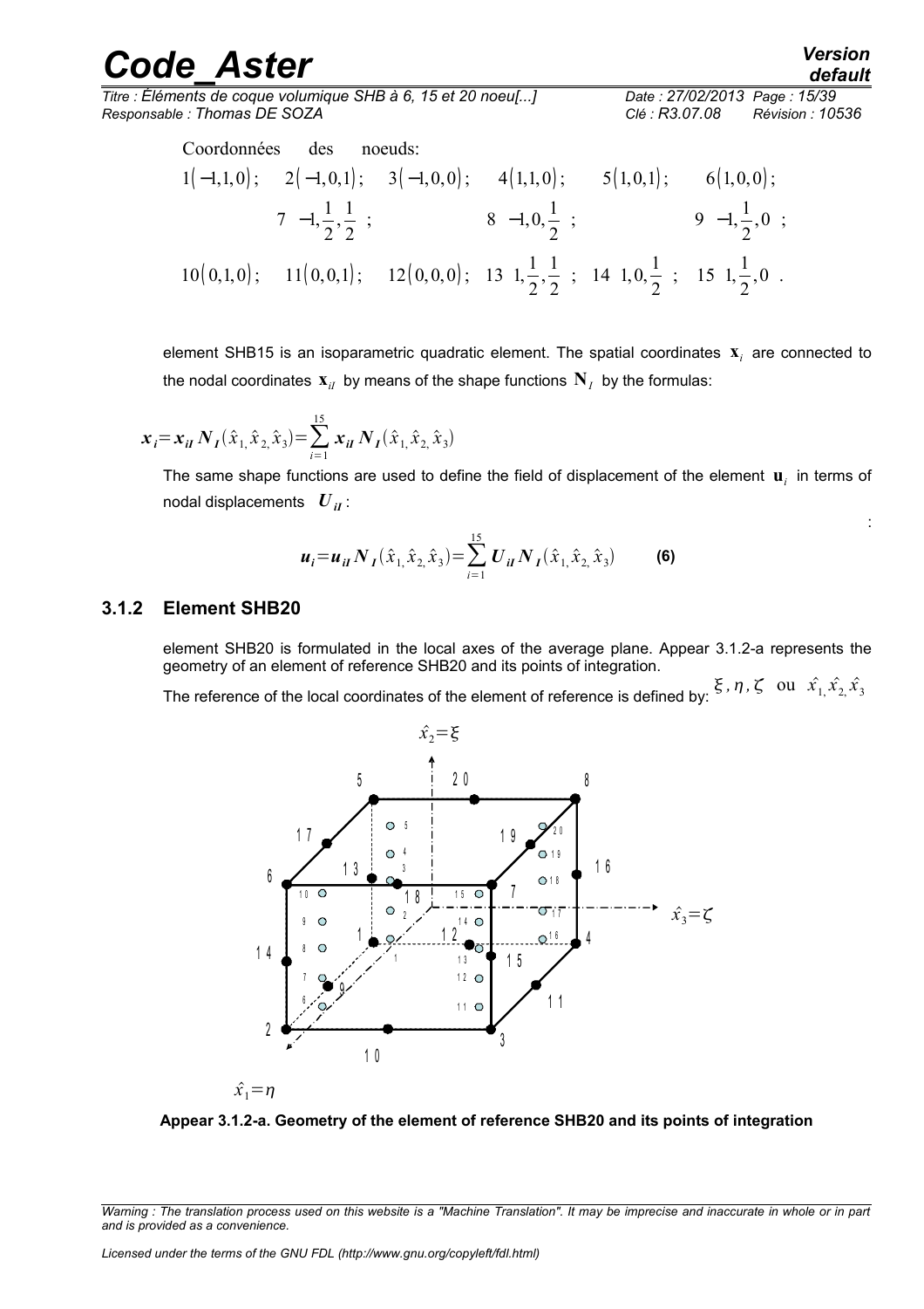Coordonnées des noeuds:

$1(-1,1,0)$; $2(-1,0,1)$; $3(-1,0,0)$; $4(1,1,0)$; $5(1,0,1)$; $6(1,0,0)$;

$7\left(-1,\frac{1}{2},\frac{1}{2}\right)$; $8\left(-1,0,\frac{1}{2}\right)$; $9\left(-1,\frac{1}{2},0\right)$;

$10(0,1,0)$; $11(0,0,1)$; $12(0,0,0)$; $13\left(1,\frac{1}{2},\frac{1}{2}\right)$; $14\left(1,0,\frac{1}{2}\right)$; $15\left(1,\frac{1}{2},0\right)$.

element SHB15 is an isoparametric quadratic element. The spatial coordinates $\mathbf{x}_i$ are connected to the nodal coordinates $\mathbf{x}_{iI}$ by means of the shape functions $\mathbf{N}_I$ by the formulas:

$$\boldsymbol{x}_i=\boldsymbol{x}_{iI}\,\boldsymbol{N}_I(\hat{x}_1,\hat{x}_2,\hat{x}_3)=\sum_{i=1}^{15}\boldsymbol{x}_{iI}\,\boldsymbol{N}_I(\hat{x}_1,\hat{x}_2,\hat{x}_3)$$

The same shape functions are used to define the field of displacement of the element $\mathbf{u}_i$ in terms of nodal displacements $\boldsymbol{U}_{iI}$:

$$\boldsymbol{u}_i=\boldsymbol{u}_{iI}\,\boldsymbol{N}_I(\hat{x}_1,\hat{x}_2,\hat{x}_3)=\sum_{i=1}^{15}\boldsymbol{U}_{iI}\,\boldsymbol{N}_I(\hat{x}_1,\hat{x}_2,\hat{x}_3) \qquad \textbf{(6)}$$

### 3.1.2 Element SHB20

element SHB20 is formulated in the local axes of the average plane. Appear 3.1.2-a represents the geometry of an element of reference SHB20 and its points of integration.

The reference of the local coordinates of the element of reference is defined by: $\xi,\eta,\zeta$ ou $\hat{x}_1,\hat{x}_2,\hat{x}_3$

**Appear 3.1.2-a. Geometry of the element of reference SHB20 and its points of integration**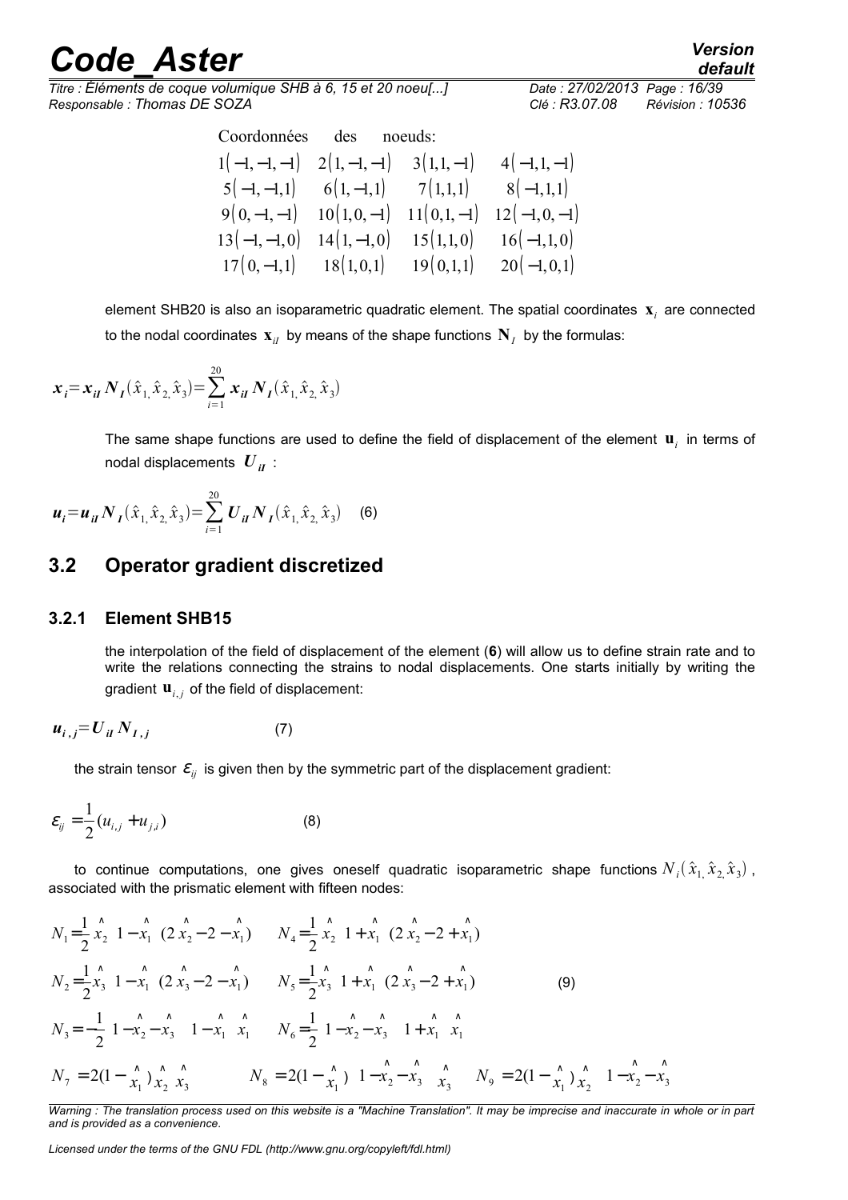Coordonnées des noeuds:

$$
\begin{array}{llll}
1(-1,-1,-1) & 2(1,-1,-1) & 3(1,1,-1) & 4(-1,1,-1) \\
5(-1,-1,1) & 6(1,-1,1) & 7(1,1,1) & 8(-1,1,1) \\
9(0,-1,-1) & 10(1,0,-1) & 11(0,1,-1) & 12(-1,0,-1) \\
13(-1,-1,0) & 14(1,-1,0) & 15(1,1,0) & 16(-1,1,0) \\
17(0,-1,1) & 18(1,0,1) & 19(0,1,1) & 20(-1,0,1)
\end{array}
$$

element SHB20 is also an isoparametric quadratic element. The spatial coordinates $\mathbf{x}_i$ are connected to the nodal coordinates $\mathbf{x}_{iI}$ by means of the shape functions $\mathbf{N}_I$ by the formulas:

$$
\boldsymbol{x}_i = \boldsymbol{x}_{iI} \boldsymbol{N}_I(\hat{x}_1, \hat{x}_2, \hat{x}_3) = \sum_{i=1}^{20} \boldsymbol{x}_{iI} \boldsymbol{N}_I(\hat{x}_1, \hat{x}_2, \hat{x}_3)
$$

The same shape functions are used to define the field of displacement of the element $\mathbf{u}_i$ in terms of nodal displacements $\boldsymbol{U}_{iI}$ :

$$
\boldsymbol{u}_i = \boldsymbol{u}_{iI} \boldsymbol{N}_I(\hat{x}_1, \hat{x}_2, \hat{x}_3) = \sum_{i=1}^{20} \boldsymbol{U}_{iI} \boldsymbol{N}_I(\hat{x}_1, \hat{x}_2, \hat{x}_3) \quad (6)
$$

## 3.2 Operator gradient discretized

### 3.2.1 Element SHB15

the interpolation of the field of displacement of the element (**6**) will allow us to define strain rate and to write the relations connecting the strains to nodal displacements. One starts initially by writing the gradient $\mathbf{u}_{i,j}$ of the field of displacement:

$$
\boldsymbol{u}_{i,j} = \boldsymbol{U}_{iI} \boldsymbol{N}_{I,j} \quad (7)
$$

the strain tensor $\varepsilon_{ij}$ is given then by the symmetric part of the displacement gradient:

$$
\varepsilon_{ij} = \frac{1}{2}(u_{i,j} + u_{j,i}) \quad (8)
$$

to continue computations, one gives oneself quadratic isoparametric shape functions $N_i(\hat{x}_1, \hat{x}_2, \hat{x}_3)$, associated with the prismatic element with fifteen nodes:

$$
\begin{array}{ll}
N_1 = \frac{1}{2} \hat{x}_2 \left(1 - \hat{x}_1\right) (2\hat{x}_2 - 2 - \hat{x}_1) & N_4 = \frac{1}{2} \hat{x}_2 \left(1 + \hat{x}_1\right) (2\hat{x}_2 - 2 + \hat{x}_1) \\
N_2 = \frac{1}{2} \hat{x}_3 \left(1 - \hat{x}_1\right) (2\hat{x}_3 - 2 - \hat{x}_1) & N_5 = \frac{1}{2} \hat{x}_3 \left(1 + \hat{x}_1\right) (2\hat{x}_3 - 2 + \hat{x}_1) \\
N_3 = -\frac{1}{2} \left(1 - \hat{x}_2 - \hat{x}_3\right) \left(1 - \hat{x}_1\right) \hat{x}_1 & N_6 = \frac{1}{2} \left(1 - \hat{x}_2 - \hat{x}_3\right) \left(1 + \hat{x}_1\right) \hat{x}_1
\end{array} \quad (9)
$$

$$
N_7 = 2(1 - \hat{x}_1) \hat{x}_2 \hat{x}_3 \qquad N_8 = 2(1 - \hat{x}_1) \left(1 - \hat{x}_2 - \hat{x}_3\right) \hat{x}_3 \qquad N_9 = 2(1 - \hat{x}_1) \hat{x}_2 \left(1 - \hat{x}_2 - \hat{x}_3\right)
$$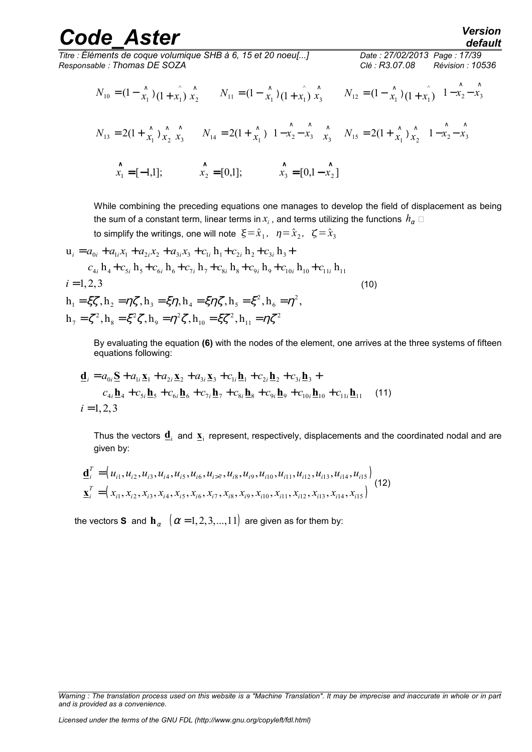$$N_{10} = (1-\hat{x}_1)(1+\hat{x}_1)\,\hat{x}_2 \qquad N_{11} = (1-\hat{x}_1)(1+\hat{x}_1)\,\hat{x}_3 \qquad N_{12} = (1-\hat{x}_1)(1+\hat{x}_1)\left(1-\hat{x}_2-\hat{x}_3\right)$$

$$N_{13} = 2(1+\hat{x}_1)\,\hat{x}_2\,\hat{x}_3 \qquad N_{14} = 2(1+\hat{x}_1)\left(1-\hat{x}_2-\hat{x}_3\right)\hat{x}_3 \qquad N_{15} = 2(1+\hat{x}_1)\,\hat{x}_2\left(1-\hat{x}_2-\hat{x}_3\right)$$

$$\hat{x}_1 = [-1,1]; \qquad \hat{x}_2 = [0,1]; \qquad \hat{x}_3 = [0,1-\hat{x}_2]$$

While combining the preceding equations one manages to develop the field of displacement as being the sum of a constant term, linear terms in $x_i$, and terms utilizing the functions $h_\alpha$

to simplify the writings, one will note $\xi=\hat{x}_1,\ \ \eta=\hat{x}_2,\ \ \zeta=\hat{x}_3$

$$\begin{aligned}
& u_i = a_{0i} + a_{1i}x_1 + a_{2i}x_2 + a_{3i}x_3 + c_{1i}\,h_1 + c_{2i}\,h_2 + c_{3i}\,h_3 + \\
& \quad c_{4i}\,h_4 + c_{5i}\,h_5 + c_{6i}\,h_6 + c_{7i}\,h_7 + c_{8i}\,h_8 + c_{9i}\,h_9 + c_{10i}\,h_{10} + c_{11i}\,h_{11} \\
& i = 1,2,3 \\
& h_1 = \xi\zeta, h_2 = \eta\zeta, h_3 = \xi\eta, h_4 = \xi\eta\zeta, h_5 = \xi^2, h_6 = \eta^2, \\
& h_7 = \zeta^2, h_8 = \xi^2\zeta, h_9 = \eta^2\zeta, h_{10} = \xi\zeta^2, h_{11} = \eta\zeta^2
\end{aligned} \tag{10}$$

By evaluating the equation **(6)** with the nodes of the element, one arrives at the three systems of fifteen equations following:

$$\begin{aligned}
& \underline{\mathbf{d}}_i = a_{0i}\underline{\mathbf{S}} + a_{1i}\underline{\mathbf{x}}_1 + a_{2i}\underline{\mathbf{x}}_2 + a_{3i}\underline{\mathbf{x}}_3 + c_{1i}\underline{\mathbf{h}}_1 + c_{2i}\underline{\mathbf{h}}_2 + c_{3i}\underline{\mathbf{h}}_3 + \\
& \quad c_{4i}\underline{\mathbf{h}}_4 + c_{5i}\underline{\mathbf{h}}_5 + c_{6i}\underline{\mathbf{h}}_6 + c_{7i}\underline{\mathbf{h}}_7 + c_{8i}\underline{\mathbf{h}}_8 + c_{9i}\underline{\mathbf{h}}_9 + c_{10i}\underline{\mathbf{h}}_{10} + c_{11i}\underline{\mathbf{h}}_{11} \\
& i = 1,2,3
\end{aligned} \tag{11}$$

Thus the vectors $\underline{\mathbf{d}}_i$ and $\underline{\mathbf{x}}_i$ represent, respectively, displacements and the coordinated nodal and are given by:

$$\begin{aligned}
\underline{\mathbf{d}}_i^T &= \left(u_{i1}, u_{i2}, u_{i3}, u_{i4}, u_{i5}, u_{i6}, u_{i7}, u_{i8}, u_{i9}, u_{i10}, u_{i11}, u_{i12}, u_{i13}, u_{i14}, u_{i15}\right) \\
\underline{\mathbf{x}}_i^T &= \left(x_{i1}, x_{i2}, x_{i3}, x_{i4}, x_{i5}, x_{i6}, x_{i7}, x_{i8}, x_{i9}, x_{i10}, x_{i11}, x_{i12}, x_{i13}, x_{i14}, x_{i15}\right)
\end{aligned} \tag{12}$$

the vectors **S** and $\mathbf{h}_\alpha$ $\left(\alpha = 1,2,3,\ldots,11\right)$ are given as for them by: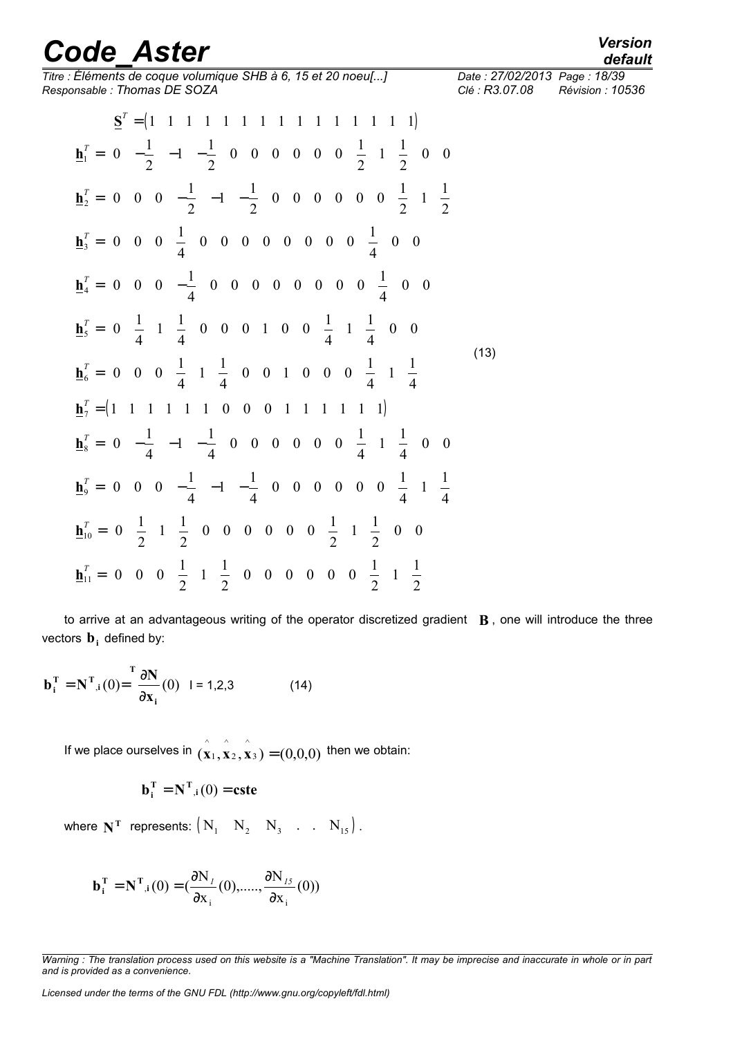$$\underline{\mathbf{S}}^T = \begin{pmatrix} 1 & 1 & 1 & 1 & 1 & 1 & 1 & 1 & 1 & 1 & 1 & 1 & 1 & 1 & 1 \end{pmatrix}$$

$$\underline{\mathbf{h}}_1^T = \begin{pmatrix} 0 & -\frac{1}{2} & -1 & -\frac{1}{2} & 0 & 0 & 0 & 0 & 0 & 0 & \frac{1}{2} & 1 & \frac{1}{2} & 0 & 0 \end{pmatrix}$$

$$\underline{\mathbf{h}}_2^T = \begin{pmatrix} 0 & 0 & 0 & -\frac{1}{2} & -1 & -\frac{1}{2} & 0 & 0 & 0 & 0 & 0 & 0 & \frac{1}{2} & 1 & \frac{1}{2} \end{pmatrix}$$

$$\underline{\mathbf{h}}_3^T = \begin{pmatrix} 0 & 0 & 0 & \frac{1}{4} & 0 & 0 & 0 & 0 & 0 & 0 & 0 & 0 & \frac{1}{4} & 0 & 0 \end{pmatrix}$$

$$\underline{\mathbf{h}}_4^T = \begin{pmatrix} 0 & 0 & 0 & -\frac{1}{4} & 0 & 0 & 0 & 0 & 0 & 0 & 0 & 0 & \frac{1}{4} & 0 & 0 \end{pmatrix}$$

$$\underline{\mathbf{h}}_5^T = \begin{pmatrix} 0 & \frac{1}{4} & 1 & \frac{1}{4} & 0 & 0 & 0 & 1 & 0 & 0 & \frac{1}{4} & 1 & \frac{1}{4} & 0 & 0 \end{pmatrix}$$

$$\underline{\mathbf{h}}_6^T = \begin{pmatrix} 0 & 0 & 0 & \frac{1}{4} & 1 & \frac{1}{4} & 0 & 0 & 1 & 0 & 0 & 0 & \frac{1}{4} & 1 & \frac{1}{4} \end{pmatrix} \quad (13)$$

$$\underline{\mathbf{h}}_7^T = \begin{pmatrix} 1 & 1 & 1 & 1 & 1 & 1 & 0 & 0 & 0 & 1 & 1 & 1 & 1 & 1 & 1 \end{pmatrix}$$

$$\underline{\mathbf{h}}_8^T = \begin{pmatrix} 0 & -\frac{1}{4} & -1 & -\frac{1}{4} & 0 & 0 & 0 & 0 & 0 & 0 & \frac{1}{4} & 1 & \frac{1}{4} & 0 & 0 \end{pmatrix}$$

$$\underline{\mathbf{h}}_9^T = \begin{pmatrix} 0 & 0 & 0 & -\frac{1}{4} & -1 & -\frac{1}{4} & 0 & 0 & 0 & 0 & 0 & 0 & \frac{1}{4} & 1 & \frac{1}{4} \end{pmatrix}$$

$$\underline{\mathbf{h}}_{10}^T = \begin{pmatrix} 0 & \frac{1}{2} & 1 & \frac{1}{2} & 0 & 0 & 0 & 0 & 0 & 0 & \frac{1}{2} & 1 & \frac{1}{2} & 0 & 0 \end{pmatrix}$$

$$\underline{\mathbf{h}}_{11}^T = \begin{pmatrix} 0 & 0 & 0 & \frac{1}{2} & 1 & \frac{1}{2} & 0 & 0 & 0 & 0 & 0 & 0 & \frac{1}{2} & 1 & \frac{1}{2} \end{pmatrix}$$

to arrive at an advantageous writing of the operator discretized gradient $\mathbf{B}$, one will introduce the three vectors $\mathbf{b_i}$ defined by:

$$\mathbf{b_i^T} = \mathbf{N^T}_{,\mathbf{i}}(0) = \frac{\partial \mathbf{N}}{\partial \mathbf{x_i}}^{\mathbf{T}}(0) \quad \text{I = 1,2,3} \qquad (14)$$

If we place ourselves in $(\hat{\mathbf{x}}_1, \hat{\mathbf{x}}_2, \hat{\mathbf{x}}_3) = (0,0,0)$ then we obtain:

$$\mathbf{b_i^T} = \mathbf{N^T}_{,\mathbf{i}}(0) = \mathbf{cste}$$

where $\mathbf{N^T}$ represents: $\begin{pmatrix} N_1 & N_2 & N_3 & . & . & N_{15} \end{pmatrix}$.

$$\mathbf{b_i^T} = \mathbf{N^T}_{,\mathbf{i}}(0) = \left(\frac{\partial N_1}{\partial x_i}(0), \ldots\ldots, \frac{\partial N_{15}}{\partial x_i}(0)\right)$$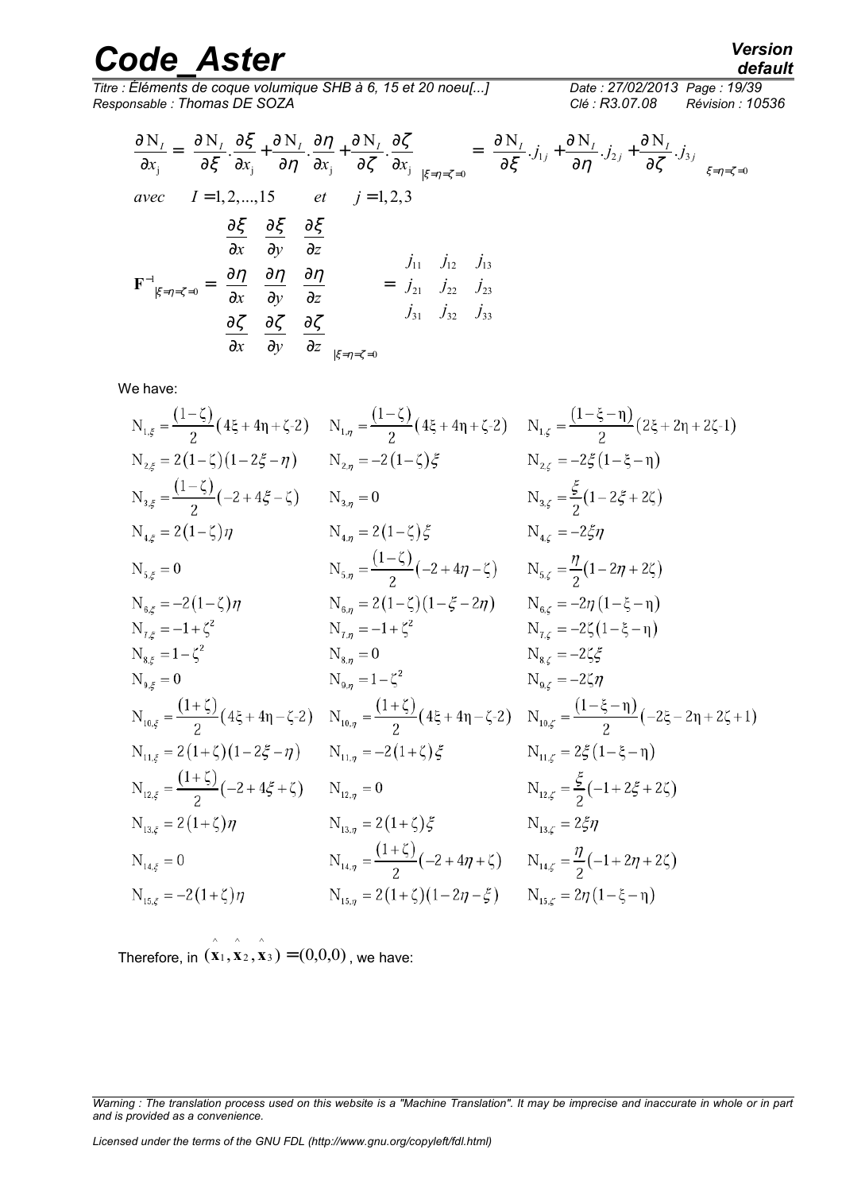$$\frac{\partial \mathrm{N}_I}{\partial x_j} = \frac{\partial \mathrm{N}_I}{\partial \xi}.\frac{\partial \xi}{\partial x_j} + \frac{\partial \mathrm{N}_I}{\partial \eta}.\frac{\partial \eta}{\partial x_j} + \frac{\partial \mathrm{N}_I}{\partial \zeta}.\frac{\partial \zeta}{\partial x_j}\bigg|_{\xi=\eta=\zeta=0} = \frac{\partial \mathrm{N}_I}{\partial \xi}.j_{1j} + \frac{\partial \mathrm{N}_I}{\partial \eta}.j_{2j} + \frac{\partial \mathrm{N}_I}{\partial \zeta}.j_{3j}\bigg|_{\xi=\eta=\zeta=0}$$

$$avec \quad I = 1,2,...,15 \quad et \quad j = 1,2,3$$

$$\mathbf{F}^{-1}\big|_{\xi=\eta=\zeta=0} = \begin{bmatrix} \frac{\partial \xi}{\partial x} & \frac{\partial \xi}{\partial y} & \frac{\partial \xi}{\partial z} \\ \frac{\partial \eta}{\partial x} & \frac{\partial \eta}{\partial y} & \frac{\partial \eta}{\partial z} \\ \frac{\partial \zeta}{\partial x} & \frac{\partial \zeta}{\partial y} & \frac{\partial \zeta}{\partial z} \end{bmatrix}_{\xi=\eta=\zeta=0} = \begin{bmatrix} j_{11} & j_{12} & j_{13} \\ j_{21} & j_{22} & j_{23} \\ j_{31} & j_{32} & j_{33} \end{bmatrix}$$

We have:

$$\mathrm{N}_{1,\xi} = \frac{(1-\zeta)}{2}(4\xi+4\eta+\zeta-2) \qquad \mathrm{N}_{1,\eta} = \frac{(1-\zeta)}{2}(4\xi+4\eta+\zeta-2) \qquad \mathrm{N}_{1,\zeta} = \frac{(1-\xi-\eta)}{2}(2\xi+2\eta+2\zeta-1)$$

$$\mathrm{N}_{2,\xi} = 2(1-\zeta)(1-2\xi-\eta) \qquad \mathrm{N}_{2,\eta} = -2(1-\zeta)\xi \qquad \mathrm{N}_{2,\zeta} = -2\xi(1-\xi-\eta)$$

$$\mathrm{N}_{3,\xi} = \frac{(1-\zeta)}{2}(-2+4\xi-\zeta) \qquad \mathrm{N}_{3,\eta} = 0 \qquad \mathrm{N}_{3,\zeta} = \frac{\xi}{2}(1-2\xi+2\zeta)$$

$$\mathrm{N}_{4,\xi} = 2(1-\zeta)\eta \qquad \mathrm{N}_{4,\eta} = 2(1-\zeta)\xi \qquad \mathrm{N}_{4,\zeta} = -2\xi\eta$$

$$\mathrm{N}_{5,\xi} = 0 \qquad \mathrm{N}_{5,\eta} = \frac{(1-\zeta)}{2}(-2+4\eta-\zeta) \qquad \mathrm{N}_{5,\zeta} = \frac{\eta}{2}(1-2\eta+2\zeta)$$

$$\mathrm{N}_{6,\xi} = -2(1-\zeta)\eta \qquad \mathrm{N}_{6,\eta} = 2(1-\zeta)(1-\xi-2\eta) \qquad \mathrm{N}_{6,\zeta} = -2\eta(1-\xi-\eta)$$

$$\mathrm{N}_{7,\xi} = -1+\zeta^2 \qquad \mathrm{N}_{7,\eta} = -1+\zeta^2 \qquad \mathrm{N}_{7,\zeta} = -2\zeta(1-\xi-\eta)$$

$$\mathrm{N}_{8,\xi} = 1-\zeta^2 \qquad \mathrm{N}_{8,\eta} = 0 \qquad \mathrm{N}_{8,\zeta} = -2\zeta\xi$$

$$\mathrm{N}_{9,\xi} = 0 \qquad \mathrm{N}_{9,\eta} = 1-\zeta^2 \qquad \mathrm{N}_{9,\zeta} = -2\zeta\eta$$

$$\mathrm{N}_{10,\xi} = \frac{(1+\zeta)}{2}(4\xi+4\eta-\zeta-2) \qquad \mathrm{N}_{10,\eta} = \frac{(1+\zeta)}{2}(4\xi+4\eta-\zeta-2) \qquad \mathrm{N}_{10,\zeta} = \frac{(1-\xi-\eta)}{2}(-2\xi-2\eta+2\zeta+1)$$

$$\mathrm{N}_{11,\xi} = 2(1+\zeta)(1-2\xi-\eta) \qquad \mathrm{N}_{11,\eta} = -2(1+\zeta)\xi \qquad \mathrm{N}_{11,\zeta} = 2\xi(1-\xi-\eta)$$

$$\mathrm{N}_{12,\xi} = \frac{(1+\zeta)}{2}(-2+4\xi+\zeta) \qquad \mathrm{N}_{12,\eta} = 0 \qquad \mathrm{N}_{12,\zeta} = \frac{\xi}{2}(-1+2\xi+2\zeta)$$

$$\mathrm{N}_{13,\xi} = 2(1+\zeta)\eta \qquad \mathrm{N}_{13,\eta} = 2(1+\zeta)\xi \qquad \mathrm{N}_{13,\zeta} = 2\xi\eta$$

$$\mathrm{N}_{14,\xi} = 0 \qquad \mathrm{N}_{14,\eta} = \frac{(1+\zeta)}{2}(-2+4\eta+\zeta) \qquad \mathrm{N}_{14,\zeta} = \frac{\eta}{2}(-1+2\eta+2\zeta)$$

$$\mathrm{N}_{15,\xi} = -2(1+\zeta)\eta \qquad \mathrm{N}_{15,\eta} = 2(1+\zeta)(1-2\eta-\xi) \qquad \mathrm{N}_{15,\zeta} = 2\eta(1-\xi-\eta)$$

Therefore, in $(\hat{\mathbf{x}}_1, \hat{\mathbf{x}}_2, \hat{\mathbf{x}}_3) = (0,0,0)$, we have: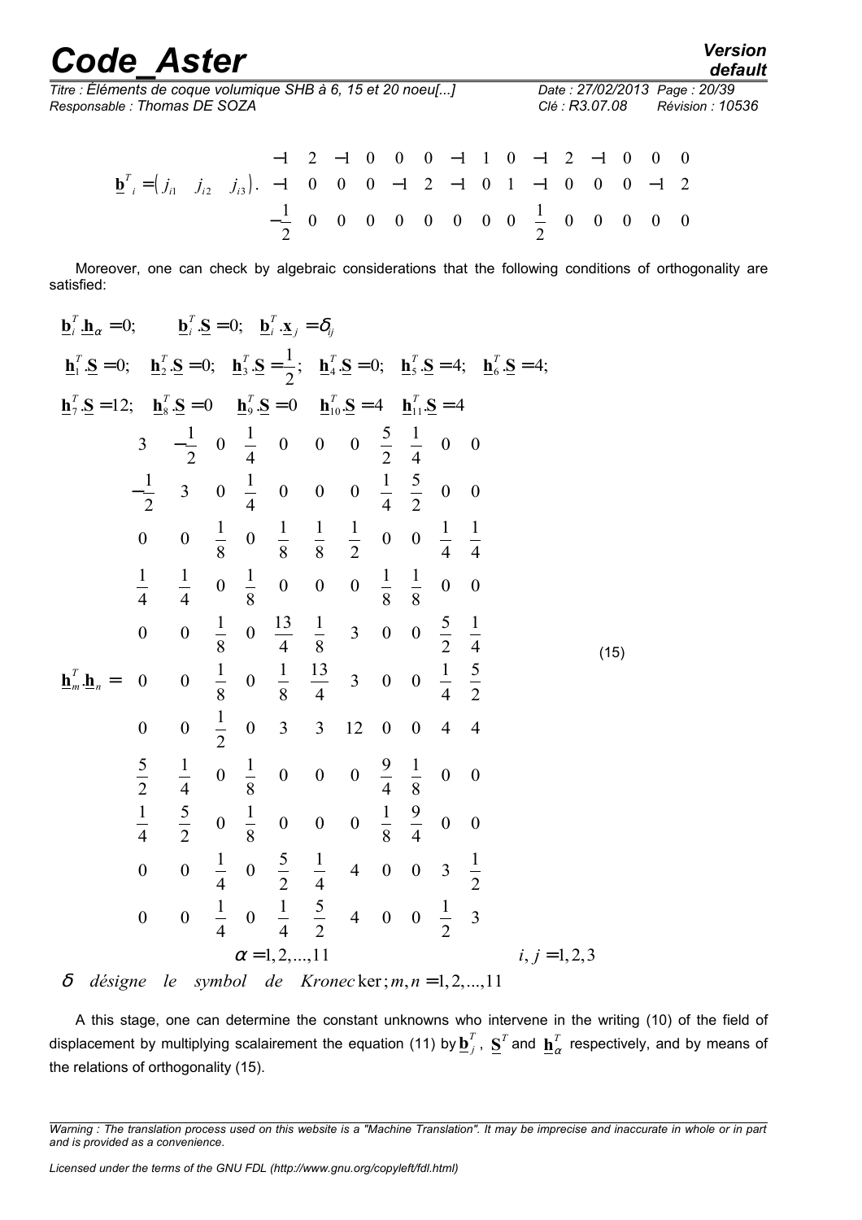$$\underline{\mathbf{b}}^T_i = \begin{pmatrix} j_{i1} & j_{i2} & j_{i3} \end{pmatrix} . \begin{pmatrix} -1 & 2 & -1 & 0 & 0 & 0 & -1 & 1 & 0 & -1 & 2 & -1 & 0 & 0 & 0 \\ -1 & 0 & 0 & 0 & -1 & 2 & -1 & 0 & 1 & -1 & 0 & 0 & 0 & -1 & 2 \\ -\frac{1}{2} & 0 & 0 & 0 & 0 & 0 & 0 & 0 & 0 & \frac{1}{2} & 0 & 0 & 0 & 0 & 0 \end{pmatrix}$$

Moreover, one can check by algebraic considerations that the following conditions of orthogonality are satisfied:

$$\begin{gathered}
\underline{\mathbf{b}}_i^T.\underline{\mathbf{h}}_\alpha = 0; \qquad \underline{\mathbf{b}}_i^T.\underline{\mathbf{S}} = 0; \quad \underline{\mathbf{b}}_i^T.\underline{\mathbf{x}}_j = \delta_{ij} \\
\underline{\mathbf{h}}_1^T.\underline{\mathbf{S}} = 0; \quad \underline{\mathbf{h}}_2^T.\underline{\mathbf{S}} = 0; \quad \underline{\mathbf{h}}_3^T.\underline{\mathbf{S}} = \frac{1}{2}; \quad \underline{\mathbf{h}}_4^T.\underline{\mathbf{S}} = 0; \quad \underline{\mathbf{h}}_5^T.\underline{\mathbf{S}} = 4; \quad \underline{\mathbf{h}}_6^T.\underline{\mathbf{S}} = 4; \\
\underline{\mathbf{h}}_7^T.\underline{\mathbf{S}} = 12; \quad \underline{\mathbf{h}}_8^T.\underline{\mathbf{S}} = 0 \quad \underline{\mathbf{h}}_9^T.\underline{\mathbf{S}} = 0 \quad \underline{\mathbf{h}}_{10}^T.\underline{\mathbf{S}} = 4 \quad \underline{\mathbf{h}}_{11}^T.\underline{\mathbf{S}} = 4
\end{gathered}$$

$$\underline{\mathbf{h}}_m^T.\underline{\mathbf{h}}_n = \begin{pmatrix}
3 & -\frac{1}{2} & 0 & \frac{1}{4} & 0 & 0 & 0 & \frac{5}{2} & \frac{1}{4} & 0 & 0 \\
-\frac{1}{2} & 3 & 0 & \frac{1}{4} & 0 & 0 & 0 & \frac{1}{4} & \frac{5}{2} & 0 & 0 \\
0 & 0 & \frac{1}{8} & 0 & \frac{1}{8} & \frac{1}{8} & \frac{1}{2} & 0 & 0 & \frac{1}{4} & \frac{1}{4} \\
\frac{1}{4} & \frac{1}{4} & 0 & \frac{1}{8} & 0 & 0 & 0 & \frac{1}{8} & \frac{1}{8} & 0 & 0 \\
0 & 0 & \frac{1}{8} & 0 & \frac{13}{4} & \frac{1}{8} & 3 & 0 & 0 & \frac{5}{2} & \frac{1}{4} \\
0 & 0 & \frac{1}{8} & 0 & \frac{1}{8} & \frac{13}{4} & 3 & 0 & 0 & \frac{1}{4} & \frac{5}{2} \\
0 & 0 & \frac{1}{2} & 0 & 3 & 3 & 12 & 0 & 0 & 4 & 4 \\
\frac{5}{2} & \frac{1}{4} & 0 & \frac{1}{8} & 0 & 0 & 0 & \frac{9}{4} & \frac{1}{8} & 0 & 0 \\
\frac{1}{4} & \frac{5}{2} & 0 & \frac{1}{8} & 0 & 0 & 0 & \frac{1}{8} & \frac{9}{4} & 0 & 0 \\
0 & 0 & \frac{1}{4} & 0 & \frac{5}{2} & \frac{1}{4} & 4 & 0 & 0 & 3 & \frac{1}{2} \\
0 & 0 & \frac{1}{4} & 0 & \frac{1}{4} & \frac{5}{2} & 4 & 0 & 0 & \frac{1}{2} & 3
\end{pmatrix} \qquad (15)$$

$$\alpha = 1, 2, ..., 11 \qquad\qquad i, j = 1, 2, 3$$

$\delta$ *désigne le symbol de Kronecker*; $m, n = 1, 2, ..., 11$

A this stage, one can determine the constant unknowns who intervene in the writing (10) of the field of displacement by multiplying scalairement the equation (11) by $\underline{\mathbf{b}}_j^T$, $\underline{\mathbf{S}}^T$ and $\underline{\mathbf{h}}_\alpha^T$ respectively, and by means of the relations of orthogonality (15).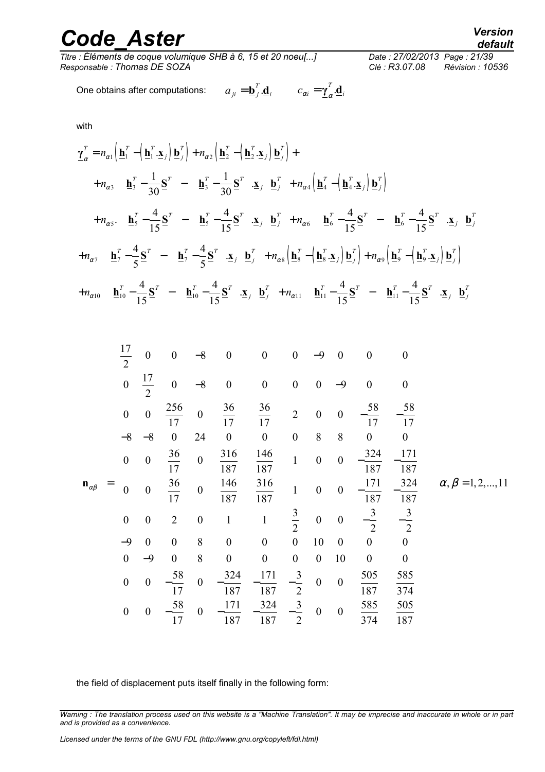One obtains after computations: $a_{ji} = \underline{\mathbf{b}}_j^T . \underline{\mathbf{d}}_i \qquad c_{\alpha i} = \underline{\boldsymbol{\gamma}}_\alpha^T . \underline{\mathbf{d}}_i$

with

$$
\begin{aligned}
\underline{\boldsymbol{\gamma}}_\alpha^T = & n_{\alpha 1}\left(\underline{\mathbf{h}}_1^T - \left(\underline{\mathbf{h}}_1^T . \underline{\mathbf{x}}_j\right)\underline{\mathbf{b}}_j^T\right) + n_{\alpha 2}\left(\underline{\mathbf{h}}_2^T - \left(\underline{\mathbf{h}}_2^T . \underline{\mathbf{x}}_j\right)\underline{\mathbf{b}}_j^T\right) + \\
& + n_{\alpha 3}\left(\underline{\mathbf{h}}_3^T - \frac{1}{30}\underline{\mathbf{S}}^T - \left(\underline{\mathbf{h}}_3^T - \frac{1}{30}\underline{\mathbf{S}}^T\right).\underline{\mathbf{x}}_j \ \underline{\mathbf{b}}_j^T\right) + n_{\alpha 4}\left(\underline{\mathbf{h}}_4^T - \left(\underline{\mathbf{h}}_4^T . \underline{\mathbf{x}}_j\right)\underline{\mathbf{b}}_j^T\right) \\
& + n_{\alpha 5}.\left(\underline{\mathbf{h}}_5^T - \frac{4}{15}\underline{\mathbf{S}}^T - \left(\underline{\mathbf{h}}_5^T - \frac{4}{15}\underline{\mathbf{S}}^T\right).\underline{\mathbf{x}}_j \ \underline{\mathbf{b}}_j^T\right) + n_{\alpha 6}\left(\underline{\mathbf{h}}_6^T - \frac{4}{15}\underline{\mathbf{S}}^T - \left(\underline{\mathbf{h}}_6^T - \frac{4}{15}\underline{\mathbf{S}}^T\right).\underline{\mathbf{x}}_j \ \underline{\mathbf{b}}_j^T\right) \\
& + n_{\alpha 7}\left(\underline{\mathbf{h}}_7^T - \frac{4}{5}\underline{\mathbf{S}}^T - \left(\underline{\mathbf{h}}_7^T - \frac{4}{5}\underline{\mathbf{S}}^T\right).\underline{\mathbf{x}}_j \ \underline{\mathbf{b}}_j^T\right) + n_{\alpha 8}\left(\underline{\mathbf{h}}_8^T - \left(\underline{\mathbf{h}}_8^T . \underline{\mathbf{x}}_j\right)\underline{\mathbf{b}}_j^T\right) + n_{\alpha 9}\left(\underline{\mathbf{h}}_9^T - \left(\underline{\mathbf{h}}_9^T . \underline{\mathbf{x}}_j\right)\underline{\mathbf{b}}_j^T\right) \\
& + n_{\alpha 10}\left(\underline{\mathbf{h}}_{10}^T - \frac{4}{15}\underline{\mathbf{S}}^T - \left(\underline{\mathbf{h}}_{10}^T - \frac{4}{15}\underline{\mathbf{S}}^T\right).\underline{\mathbf{x}}_j \ \underline{\mathbf{b}}_j^T\right) + n_{\alpha 11}\left(\underline{\mathbf{h}}_{11}^T - \frac{4}{15}\underline{\mathbf{S}}^T - \left(\underline{\mathbf{h}}_{11}^T - \frac{4}{15}\underline{\mathbf{S}}^T\right).\underline{\mathbf{x}}_j \ \underline{\mathbf{b}}_j^T\right)
\end{aligned}
$$

$$
\mathbf{n}_{\alpha\beta} = \begin{bmatrix}
\frac{17}{2} & 0 & 0 & -8 & 0 & 0 & 0 & -9 & 0 & 0 & 0 \\
0 & \frac{17}{2} & 0 & -8 & 0 & 0 & 0 & 0 & -9 & 0 & 0 \\
0 & 0 & \frac{256}{17} & 0 & \frac{36}{17} & \frac{36}{17} & 2 & 0 & 0 & -\frac{58}{17} & -\frac{58}{17} \\
-8 & -8 & 0 & 24 & 0 & 0 & 0 & 8 & 8 & 0 & 0 \\
0 & 0 & \frac{36}{17} & 0 & \frac{316}{187} & \frac{146}{187} & 1 & 0 & 0 & -\frac{324}{187} & -\frac{171}{187} \\
0 & 0 & \frac{36}{17} & 0 & \frac{146}{187} & \frac{316}{187} & 1 & 0 & 0 & -\frac{171}{187} & -\frac{324}{187} \\
0 & 0 & 2 & 0 & 1 & 1 & \frac{3}{2} & 0 & 0 & -\frac{3}{2} & -\frac{3}{2} \\
-9 & 0 & 0 & 8 & 0 & 0 & 0 & 10 & 0 & 0 & 0 \\
0 & -9 & 0 & 8 & 0 & 0 & 0 & 0 & 10 & 0 & 0 \\
0 & 0 & -\frac{58}{17} & 0 & -\frac{324}{187} & -\frac{171}{187} & -\frac{3}{2} & 0 & 0 & \frac{505}{187} & \frac{585}{374} \\
0 & 0 & -\frac{58}{17} & 0 & -\frac{171}{187} & -\frac{324}{187} & -\frac{3}{2} & 0 & 0 & \frac{585}{374} & \frac{505}{187}
\end{bmatrix} \qquad \alpha, \beta = 1, 2, ..., 11
$$

the field of displacement puts itself finally in the following form: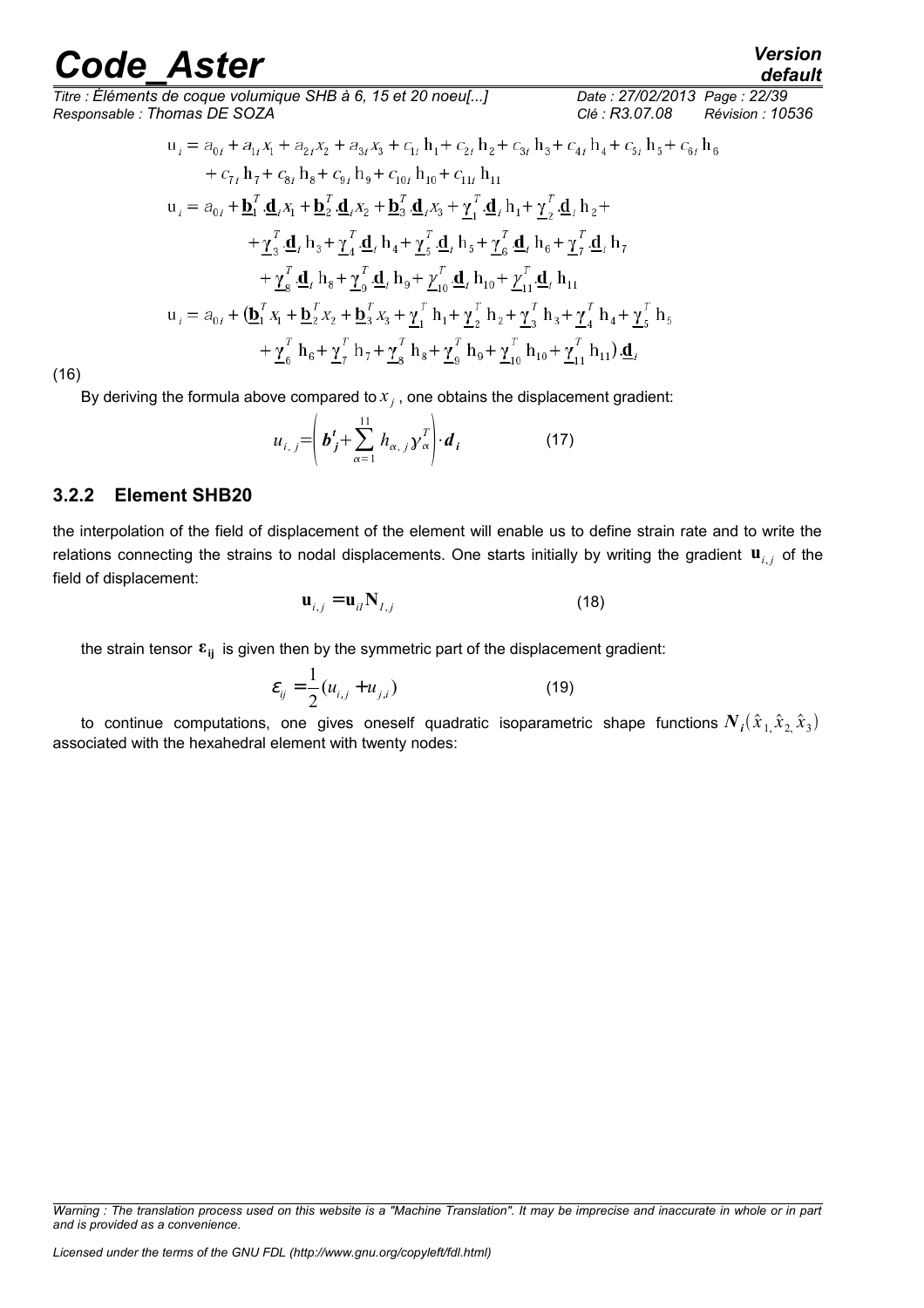$$
\begin{aligned}
u_i &= a_{0i} + a_{1i} x_1 + a_{2i} x_2 + a_{3i} x_3 + c_{1i}\, h_1 + c_{2i}\, h_2 + c_{3i}\, h_3 + c_{4i}\, h_4 + c_{5i}\, h_5 + c_{6i}\, h_6 \\
&\quad + c_{7i}\, h_7 + c_{8i}\, h_8 + c_{9i}\, h_9 + c_{10i}\, h_{10} + c_{11i}\, h_{11} \\
u_i &= a_{0i} + \underline{\mathbf{b}}_1^T . \underline{\mathbf{d}}_i x_1 + \underline{\mathbf{b}}_2^T . \underline{\mathbf{d}}_i x_2 + \underline{\mathbf{b}}_3^T . \underline{\mathbf{d}}_i x_3 + \underline{\gamma}_1^T . \underline{\mathbf{d}}_i\, h_1 + \underline{\gamma}_2^T . \underline{\mathbf{d}}_i\, h_2 + \\
&\quad + \underline{\gamma}_3^T . \underline{\mathbf{d}}_i\, h_3 + \underline{\gamma}_4^T . \underline{\mathbf{d}}_i\, h_4 + \underline{\gamma}_5^T . \underline{\mathbf{d}}_i\, h_5 + \underline{\gamma}_6^T\, \underline{\mathbf{d}}_i\, h_6 + \underline{\gamma}_7^T . \underline{\mathbf{d}}_i\, h_7 \\
&\quad + \underline{\gamma}_8^T . \underline{\mathbf{d}}_i\, h_8 + \underline{\gamma}_9^T . \underline{\mathbf{d}}_i\, h_9 + \underline{\gamma}_{10}^T\, \underline{\mathbf{d}}_i\, h_{10} + \underline{\gamma}_{11}^T . \underline{\mathbf{d}}_i\, h_{11} \\
u_i &= a_{0i} + (\underline{\mathbf{b}}_1^T x_1 + \underline{\mathbf{b}}_2^T x_2 + \underline{\mathbf{b}}_3^T x_3 + \underline{\gamma}_1^T\, h_1 + \underline{\gamma}_2^T\, h_2 + \underline{\gamma}_3^T\, h_3 + \underline{\gamma}_4^T\, h_4 + \underline{\gamma}_5^T\, h_5 \\
&\quad + \underline{\gamma}_6^T\, h_6 + \underline{\gamma}_7^T\, h_7 + \underline{\gamma}_8^T\, h_8 + \underline{\gamma}_9^T\, h_9 + \underline{\gamma}_{10}^T\, h_{10} + \underline{\gamma}_{11}^T\, h_{11}) . \underline{\mathbf{d}}_i
\end{aligned}
$$

(16)

By deriving the formula above compared to $x_j$, one obtains the displacement gradient:

$$
u_{i,j} = \left( \boldsymbol{b}'_{\boldsymbol{j}} + \sum_{\alpha=1}^{11} h_{\alpha,j} \gamma_\alpha^T \right) \cdot \boldsymbol{d}_{\boldsymbol{i}} \qquad (17)
$$

### 3.2.2 Element SHB20

the interpolation of the field of displacement of the element will enable us to define strain rate and to write the relations connecting the strains to nodal displacements. One starts initially by writing the gradient $\mathbf{u}_{i,j}$ of the field of displacement:

$$
\mathbf{u}_{i,j} = \mathbf{u}_{iI} \mathbf{N}_{I,j} \qquad (18)
$$

the strain tensor $\boldsymbol{\varepsilon}_{\mathbf{ij}}$ is given then by the symmetric part of the displacement gradient:

$$
\varepsilon_{ij} = \frac{1}{2}(u_{i,j} + u_{j,i}) \qquad (19)
$$

to continue computations, one gives oneself quadratic isoparametric shape functions $N_i(\hat{x}_1, \hat{x}_2, \hat{x}_3)$ associated with the hexahedral element with twenty nodes: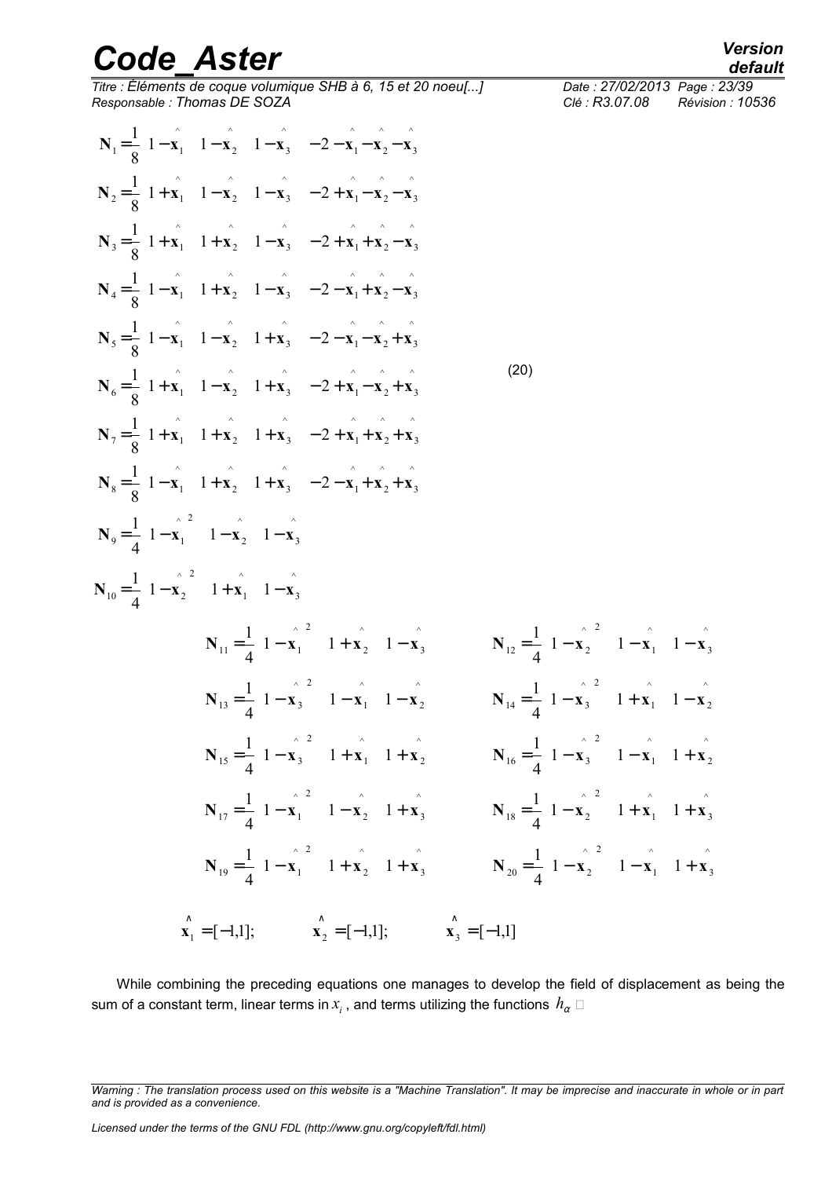$$
\begin{aligned}
\mathbf{N}_1 &= \frac{1}{8}\left(1-\hat{\mathbf{x}}_1\right)\left(1-\hat{\mathbf{x}}_2\right)\left(1-\hat{\mathbf{x}}_3\right)\left(-2-\hat{\mathbf{x}}_1-\hat{\mathbf{x}}_2-\hat{\mathbf{x}}_3\right)\\
\mathbf{N}_2 &= \frac{1}{8}\left(1+\hat{\mathbf{x}}_1\right)\left(1-\hat{\mathbf{x}}_2\right)\left(1-\hat{\mathbf{x}}_3\right)\left(-2+\hat{\mathbf{x}}_1-\hat{\mathbf{x}}_2-\hat{\mathbf{x}}_3\right)\\
\mathbf{N}_3 &= \frac{1}{8}\left(1+\hat{\mathbf{x}}_1\right)\left(1+\hat{\mathbf{x}}_2\right)\left(1-\hat{\mathbf{x}}_3\right)\left(-2+\hat{\mathbf{x}}_1+\hat{\mathbf{x}}_2-\hat{\mathbf{x}}_3\right)\\
\mathbf{N}_4 &= \frac{1}{8}\left(1-\hat{\mathbf{x}}_1\right)\left(1+\hat{\mathbf{x}}_2\right)\left(1-\hat{\mathbf{x}}_3\right)\left(-2-\hat{\mathbf{x}}_1+\hat{\mathbf{x}}_2-\hat{\mathbf{x}}_3\right)\\
\mathbf{N}_5 &= \frac{1}{8}\left(1-\hat{\mathbf{x}}_1\right)\left(1-\hat{\mathbf{x}}_2\right)\left(1+\hat{\mathbf{x}}_3\right)\left(-2-\hat{\mathbf{x}}_1-\hat{\mathbf{x}}_2+\hat{\mathbf{x}}_3\right)\\
\mathbf{N}_6 &= \frac{1}{8}\left(1+\hat{\mathbf{x}}_1\right)\left(1-\hat{\mathbf{x}}_2\right)\left(1+\hat{\mathbf{x}}_3\right)\left(-2+\hat{\mathbf{x}}_1-\hat{\mathbf{x}}_2+\hat{\mathbf{x}}_3\right)\\
\mathbf{N}_7 &= \frac{1}{8}\left(1+\hat{\mathbf{x}}_1\right)\left(1+\hat{\mathbf{x}}_2\right)\left(1+\hat{\mathbf{x}}_3\right)\left(-2+\hat{\mathbf{x}}_1+\hat{\mathbf{x}}_2+\hat{\mathbf{x}}_3\right)\\
\mathbf{N}_8 &= \frac{1}{8}\left(1-\hat{\mathbf{x}}_1\right)\left(1+\hat{\mathbf{x}}_2\right)\left(1+\hat{\mathbf{x}}_3\right)\left(-2-\hat{\mathbf{x}}_1+\hat{\mathbf{x}}_2+\hat{\mathbf{x}}_3\right)\\
\mathbf{N}_9 &= \frac{1}{4}\left(1-\hat{\mathbf{x}}_1^2\right)\left(1-\hat{\mathbf{x}}_2\right)\left(1-\hat{\mathbf{x}}_3\right)\\
\mathbf{N}_{10} &= \frac{1}{4}\left(1-\hat{\mathbf{x}}_2^2\right)\left(1+\hat{\mathbf{x}}_1\right)\left(1-\hat{\mathbf{x}}_3\right)
\end{aligned}
\qquad (20)
$$

$$
\begin{aligned}
\mathbf{N}_{11} &= \frac{1}{4}\left(1-\hat{\mathbf{x}}_1^2\right)\left(1+\hat{\mathbf{x}}_2\right)\left(1-\hat{\mathbf{x}}_3\right) & \mathbf{N}_{12} &= \frac{1}{4}\left(1-\hat{\mathbf{x}}_2^2\right)\left(1-\hat{\mathbf{x}}_1\right)\left(1-\hat{\mathbf{x}}_3\right)\\
\mathbf{N}_{13} &= \frac{1}{4}\left(1-\hat{\mathbf{x}}_3^2\right)\left(1-\hat{\mathbf{x}}_1\right)\left(1-\hat{\mathbf{x}}_2\right) & \mathbf{N}_{14} &= \frac{1}{4}\left(1-\hat{\mathbf{x}}_3^2\right)\left(1+\hat{\mathbf{x}}_1\right)\left(1-\hat{\mathbf{x}}_2\right)\\
\mathbf{N}_{15} &= \frac{1}{4}\left(1-\hat{\mathbf{x}}_3^2\right)\left(1+\hat{\mathbf{x}}_1\right)\left(1+\hat{\mathbf{x}}_2\right) & \mathbf{N}_{16} &= \frac{1}{4}\left(1-\hat{\mathbf{x}}_3^2\right)\left(1-\hat{\mathbf{x}}_1\right)\left(1+\hat{\mathbf{x}}_2\right)\\
\mathbf{N}_{17} &= \frac{1}{4}\left(1-\hat{\mathbf{x}}_1^2\right)\left(1-\hat{\mathbf{x}}_2\right)\left(1+\hat{\mathbf{x}}_3\right) & \mathbf{N}_{18} &= \frac{1}{4}\left(1-\hat{\mathbf{x}}_2^2\right)\left(1+\hat{\mathbf{x}}_1\right)\left(1+\hat{\mathbf{x}}_3\right)\\
\mathbf{N}_{19} &= \frac{1}{4}\left(1-\hat{\mathbf{x}}_1^2\right)\left(1+\hat{\mathbf{x}}_2\right)\left(1+\hat{\mathbf{x}}_3\right) & \mathbf{N}_{20} &= \frac{1}{4}\left(1-\hat{\mathbf{x}}_2^2\right)\left(1-\hat{\mathbf{x}}_1\right)\left(1+\hat{\mathbf{x}}_3\right)
\end{aligned}
$$

$$
\hat{\mathbf{x}}_1 = [-1,1]; \qquad \hat{\mathbf{x}}_2 = [-1,1]; \qquad \hat{\mathbf{x}}_3 = [-1,1]
$$

While combining the preceding equations one manages to develop the field of displacement as being the sum of a constant term, linear terms in $x_i$, and terms utilizing the functions $h_\alpha$ □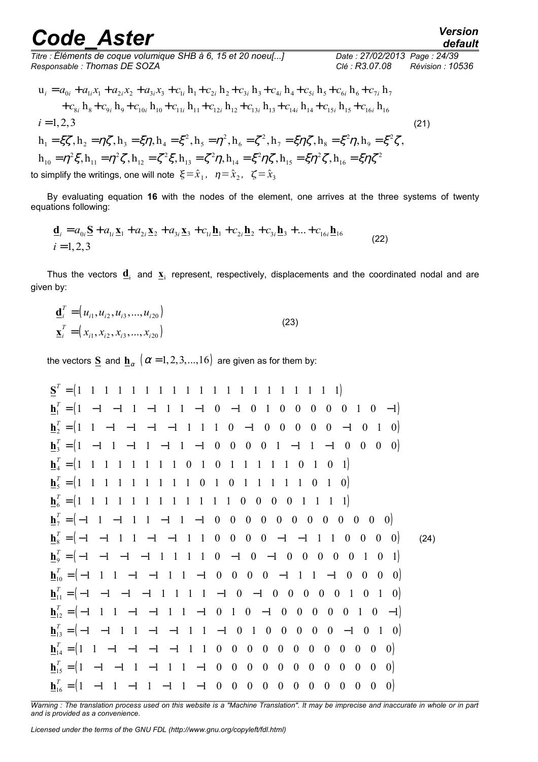$$
\begin{aligned}
\mathrm{u}_i &= a_{0i} + a_{1i}x_1 + a_{2i}x_2 + a_{3i}x_3 + c_{1i}\,\mathrm{h}_1 + c_{2i}\,\mathrm{h}_2 + c_{3i}\,\mathrm{h}_3 + c_{4i}\,\mathrm{h}_4 + c_{5i}\,\mathrm{h}_5 + c_{6i}\,\mathrm{h}_6 + c_{7i}\,\mathrm{h}_7 \\
&\quad + c_{8i}\,\mathrm{h}_8 + c_{9i}\,\mathrm{h}_9 + c_{10i}\,\mathrm{h}_{10} + c_{11i}\,\mathrm{h}_{11} + c_{12i}\,\mathrm{h}_{12} + c_{13i}\,\mathrm{h}_{13} + c_{14i}\,\mathrm{h}_{14} + c_{15i}\,\mathrm{h}_{15} + c_{16i}\,\mathrm{h}_{16} \\
i &= 1,2,3 \\
\mathrm{h}_1 &= \xi\zeta, \mathrm{h}_2 = \eta\zeta, \mathrm{h}_3 = \xi\eta, \mathrm{h}_4 = \xi^2, \mathrm{h}_5 = \eta^2, \mathrm{h}_6 = \zeta^2, \mathrm{h}_7 = \xi\eta\zeta, \mathrm{h}_8 = \xi^2\eta, \mathrm{h}_9 = \xi^2\zeta, \\
\mathrm{h}_{10} &= \eta^2\xi, \mathrm{h}_{11} = \eta^2\zeta, \mathrm{h}_{12} = \zeta^2\xi, \mathrm{h}_{13} = \zeta^2\eta, \mathrm{h}_{14} = \xi^2\eta\zeta, \mathrm{h}_{15} = \xi\eta^2\zeta, \mathrm{h}_{16} = \xi\eta\zeta^2
\end{aligned}
\tag{21}
$$

to simplify the writings, one will note $\xi = \hat{x}_1,\ \ \eta = \hat{x}_2,\ \ \zeta = \hat{x}_3$

By evaluating equation **16** with the nodes of the element, one arrives at the three systems of twenty equations following:

$$
\begin{aligned}
\underline{\mathbf{d}}_i &= a_{0i}\underline{\mathbf{S}} + a_{1i}\underline{\mathbf{x}}_1 + a_{2i}\underline{\mathbf{x}}_2 + a_{3i}\underline{\mathbf{x}}_3 + c_{1i}\underline{\mathbf{h}}_1 + c_{2i}\underline{\mathbf{h}}_2 + c_{3i}\underline{\mathbf{h}}_3 + \ldots + c_{16i}\underline{\mathbf{h}}_{16} \\
i &= 1,2,3
\end{aligned}
\tag{22}
$$

Thus the vectors $\underline{\mathbf{d}}_i$ and $\underline{\mathbf{x}}_i$ represent, respectively, displacements and the coordinated nodal and are given by:

$$
\begin{aligned}
\underline{\mathbf{d}}_i^T &= \left(u_{i1}, u_{i2}, u_{i3}, \ldots, u_{i20}\right) \\
\underline{\mathbf{x}}_i^T &= \left(x_{i1}, x_{i2}, x_{i3}, \ldots, x_{i20}\right)
\end{aligned}
\tag{23}
$$

the vectors $\underline{\mathbf{S}}$ and $\underline{\mathbf{h}}_\alpha$ $\left(\alpha = 1,2,3,\ldots,16\right)$ are given as for them by:

$$
\begin{aligned}
\underline{\mathbf{S}}^T &= (1\ \ 1\ \ 1\ \ 1\ \ 1\ \ 1\ \ 1\ \ 1\ \ 1\ \ 1\ \ 1\ \ 1\ \ 1\ \ 1\ \ 1\ \ 1\ \ 1\ \ 1\ \ 1\ \ 1) \\
\underline{\mathbf{h}}_1^T &= (1\ \ {-1}\ \ {-1}\ \ 1\ \ {-1}\ \ 1\ \ 1\ \ {-1}\ \ 0\ \ {-1}\ \ 0\ \ 1\ \ 0\ \ 0\ \ 0\ \ 0\ \ 0\ \ 1\ \ 0\ \ {-1}) \\
\underline{\mathbf{h}}_2^T &= (1\ \ 1\ \ {-1}\ \ {-1}\ \ {-1}\ \ {-1}\ \ 1\ \ 1\ \ 1\ \ 0\ \ {-1}\ \ 0\ \ 0\ \ 0\ \ 0\ \ 0\ \ {-1}\ \ 0\ \ 1\ \ 0) \\
\underline{\mathbf{h}}_3^T &= (1\ \ {-1}\ \ 1\ \ {-1}\ \ 1\ \ {-1}\ \ 1\ \ {-1}\ \ 0\ \ 0\ \ 0\ \ 0\ \ 1\ \ {-1}\ \ 1\ \ {-1}\ \ 0\ \ 0\ \ 0\ \ 0) \\
\underline{\mathbf{h}}_4^T &= (1\ \ 1\ \ 1\ \ 1\ \ 1\ \ 1\ \ 1\ \ 1\ \ 0\ \ 1\ \ 0\ \ 1\ \ 1\ \ 1\ \ 1\ \ 1\ \ 0\ \ 1\ \ 0\ \ 1) \\
\underline{\mathbf{h}}_5^T &= (1\ \ 1\ \ 1\ \ 1\ \ 1\ \ 1\ \ 1\ \ 1\ \ 1\ \ 0\ \ 1\ \ 0\ \ 1\ \ 1\ \ 1\ \ 1\ \ 1\ \ 0\ \ 1\ \ 0) \\
\underline{\mathbf{h}}_6^T &= (1\ \ 1\ \ 1\ \ 1\ \ 1\ \ 1\ \ 1\ \ 1\ \ 1\ \ 1\ \ 1\ \ 1\ \ 0\ \ 0\ \ 0\ \ 0\ \ 1\ \ 1\ \ 1\ \ 1) \\
\underline{\mathbf{h}}_7^T &= ({-1}\ \ 1\ \ {-1}\ \ 1\ \ 1\ \ {-1}\ \ 1\ \ {-1}\ \ 0\ \ 0\ \ 0\ \ 0\ \ 0\ \ 0\ \ 0\ \ 0\ \ 0\ \ 0\ \ 0\ \ 0) \\
\underline{\mathbf{h}}_8^T &= ({-1}\ \ {-1}\ \ 1\ \ 1\ \ {-1}\ \ {-1}\ \ 1\ \ 1\ \ 0\ \ 0\ \ 0\ \ 0\ \ {-1}\ \ {-1}\ \ 1\ \ 1\ \ 0\ \ 0\ \ 0\ \ 0) \\
\underline{\mathbf{h}}_9^T &= ({-1}\ \ {-1}\ \ {-1}\ \ {-1}\ \ 1\ \ 1\ \ 1\ \ 1\ \ 0\ \ {-1}\ \ 0\ \ {-1}\ \ 0\ \ 0\ \ 0\ \ 0\ \ 0\ \ 1\ \ 0\ \ 1) \\
\underline{\mathbf{h}}_{10}^T &= ({-1}\ \ 1\ \ 1\ \ {-1}\ \ {-1}\ \ 1\ \ 1\ \ {-1}\ \ 0\ \ 0\ \ 0\ \ 0\ \ {-1}\ \ 1\ \ 1\ \ {-1}\ \ 0\ \ 0\ \ 0\ \ 0) \\
\underline{\mathbf{h}}_{11}^T &= ({-1}\ \ {-1}\ \ {-1}\ \ {-1}\ \ 1\ \ 1\ \ 1\ \ 1\ \ {-1}\ \ 0\ \ {-1}\ \ 0\ \ 0\ \ 0\ \ 0\ \ 0\ \ 1\ \ 0\ \ 1\ \ 0) \\
\underline{\mathbf{h}}_{12}^T &= ({-1}\ \ 1\ \ 1\ \ {-1}\ \ {-1}\ \ 1\ \ 1\ \ {-1}\ \ 0\ \ 1\ \ 0\ \ {-1}\ \ 0\ \ 0\ \ 0\ \ 0\ \ 0\ \ 1\ \ 0\ \ {-1}) \\
\underline{\mathbf{h}}_{13}^T &= ({-1}\ \ {-1}\ \ 1\ \ 1\ \ {-1}\ \ {-1}\ \ 1\ \ 1\ \ {-1}\ \ 0\ \ 1\ \ 0\ \ 0\ \ 0\ \ 0\ \ 0\ \ {-1}\ \ 0\ \ 1\ \ 0) \\
\underline{\mathbf{h}}_{14}^T &= (1\ \ 1\ \ {-1}\ \ {-1}\ \ {-1}\ \ {-1}\ \ 1\ \ 1\ \ 0\ \ 0\ \ 0\ \ 0\ \ 0\ \ 0\ \ 0\ \ 0\ \ 0\ \ 0\ \ 0\ \ 0) \\
\underline{\mathbf{h}}_{15}^T &= (1\ \ {-1}\ \ {-1}\ \ 1\ \ {-1}\ \ 1\ \ 1\ \ {-1}\ \ 0\ \ 0\ \ 0\ \ 0\ \ 0\ \ 0\ \ 0\ \ 0\ \ 0\ \ 0\ \ 0\ \ 0) \\
\underline{\mathbf{h}}_{16}^T &= (1\ \ {-1}\ \ 1\ \ {-1}\ \ 1\ \ {-1}\ \ 1\ \ {-1}\ \ 0\ \ 0\ \ 0\ \ 0\ \ 0\ \ 0\ \ 0\ \ 0\ \ 0\ \ 0\ \ 0\ \ 0)
\end{aligned}
\tag{24}
$$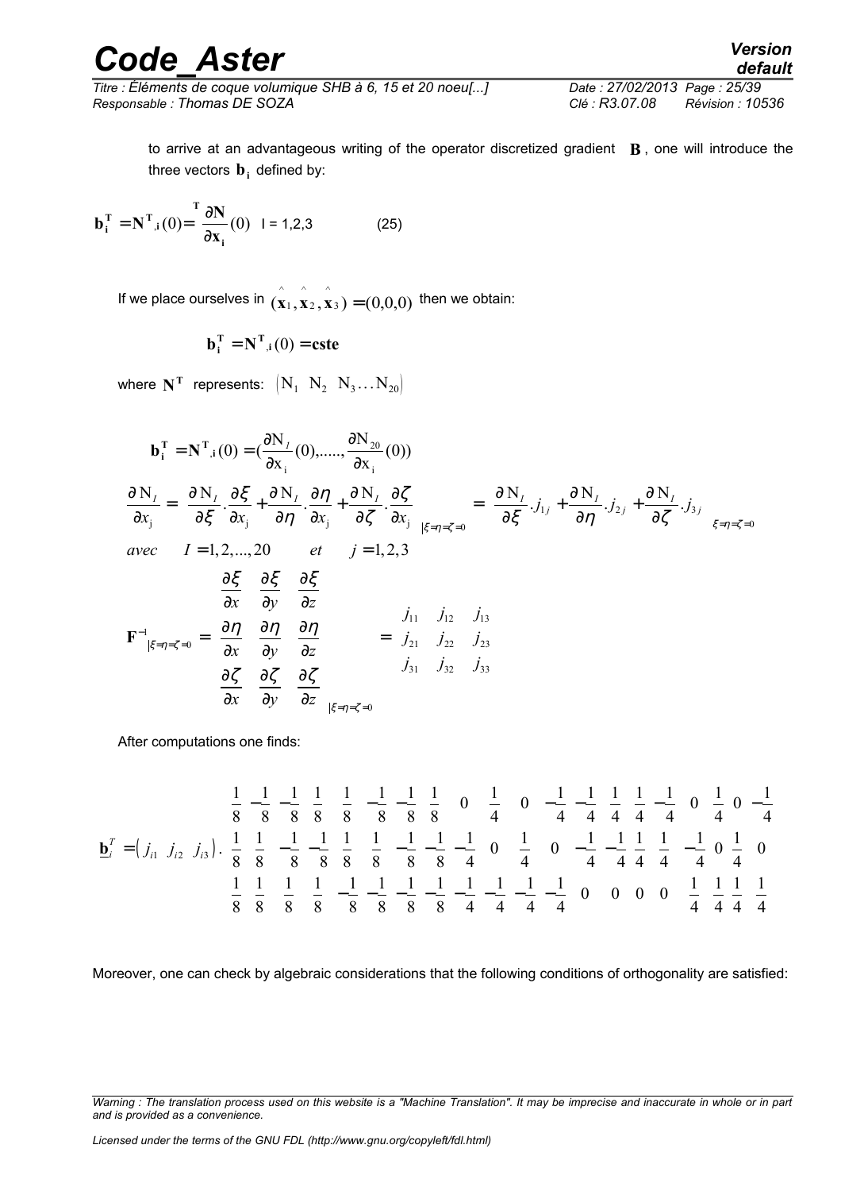to arrive at an advantageous writing of the operator discretized gradient $\mathbf{B}$, one will introduce the three vectors $\mathbf{b_i}$ defined by:

$$\mathbf{b_i^T} = \mathbf{N^T}_{,\mathbf{i}}(0) = \frac{\partial \mathbf{N}}{\partial \mathbf{x_i}}^{\mathbf{T}}(0) \quad \mathrm{I = 1,2,3} \qquad (25)$$

If we place ourselves in $(\hat{\mathbf{x}}_1, \hat{\mathbf{x}}_2, \hat{\mathbf{x}}_3) = (0,0,0)$ then we obtain:

$$\mathbf{b_i^T} = \mathbf{N^T}_{,\mathbf{i}}(0) = \mathbf{cste}$$

where $\mathbf{N^T}$ represents: $\left( \mathrm{N_1} \;\; \mathrm{N_2} \;\; \mathrm{N_3} \ldots \mathrm{N_{20}} \right)$

$$\mathbf{b_i^T} = \mathbf{N^T}_{,\mathbf{i}}(0) = \left(\frac{\partial \mathrm{N}_I}{\partial \mathrm{x_i}}(0), \ldots\ldots, \frac{\partial \mathrm{N}_{20}}{\partial \mathrm{x_i}}(0)\right)$$

$$\frac{\partial \mathrm{N}_I}{\partial x_j} = \left. \frac{\partial \mathrm{N}_I}{\partial \xi} \cdot \frac{\partial \xi}{\partial x_j} + \frac{\partial \mathrm{N}_I}{\partial \eta} \cdot \frac{\partial \eta}{\partial x_j} + \frac{\partial \mathrm{N}_I}{\partial \zeta} \cdot \frac{\partial \zeta}{\partial x_j} \right|_{\xi=\eta=\zeta=0} = \left. \frac{\partial \mathrm{N}_I}{\partial \xi} . j_{1j} + \frac{\partial \mathrm{N}_I}{\partial \eta} . j_{2j} + \frac{\partial \mathrm{N}_I}{\partial \zeta} . j_{3j} \right|_{\xi=\eta=\zeta=0}$$

$$avec \quad I = 1,2,\ldots,20 \qquad et \qquad j = 1,2,3$$

$$\mathbf{F}^{-1}\big|_{\xi=\eta=\zeta=0} = \begin{matrix} \dfrac{\partial \xi}{\partial x} & \dfrac{\partial \xi}{\partial y} & \dfrac{\partial \xi}{\partial z} \\ \dfrac{\partial \eta}{\partial x} & \dfrac{\partial \eta}{\partial y} & \dfrac{\partial \eta}{\partial z} \\ \dfrac{\partial \zeta}{\partial x} & \dfrac{\partial \zeta}{\partial y} & \dfrac{\partial \zeta}{\partial z} \end{matrix}\Bigg|_{\xi=\eta=\zeta=0} = \begin{matrix} j_{11} & j_{12} & j_{13} \\ j_{21} & j_{22} & j_{23} \\ j_{31} & j_{32} & j_{33} \end{matrix}$$

After computations one finds:

$$\underline{\mathbf{b}}_i^T = \left( j_{i1} \;\; j_{i2} \;\; j_{i3} \right) . \begin{matrix} \frac{1}{8} & -\frac{1}{8} & -\frac{1}{8} & \frac{1}{8} & \frac{1}{8} & -\frac{1}{8} & -\frac{1}{8} & \frac{1}{8} & 0 & \frac{1}{4} & 0 & -\frac{1}{4} & -\frac{1}{4} & \frac{1}{4} & \frac{1}{4} & -\frac{1}{4} & 0 & \frac{1}{4} & 0 & -\frac{1}{4} \\ \frac{1}{8} & \frac{1}{8} & -\frac{1}{8} & -\frac{1}{8} & \frac{1}{8} & \frac{1}{8} & -\frac{1}{8} & -\frac{1}{8} & -\frac{1}{4} & 0 & \frac{1}{4} & 0 & -\frac{1}{4} & -\frac{1}{4} & \frac{1}{4} & \frac{1}{4} & -\frac{1}{4} & 0 & \frac{1}{4} & 0 \\ \frac{1}{8} & \frac{1}{8} & \frac{1}{8} & \frac{1}{8} & -\frac{1}{8} & -\frac{1}{8} & -\frac{1}{8} & -\frac{1}{8} & -\frac{1}{4} & -\frac{1}{4} & -\frac{1}{4} & -\frac{1}{4} & 0 & 0 & 0 & 0 & \frac{1}{4} & \frac{1}{4} & \frac{1}{4} & \frac{1}{4} \end{matrix}$$

Moreover, one can check by algebraic considerations that the following conditions of orthogonality are satisfied: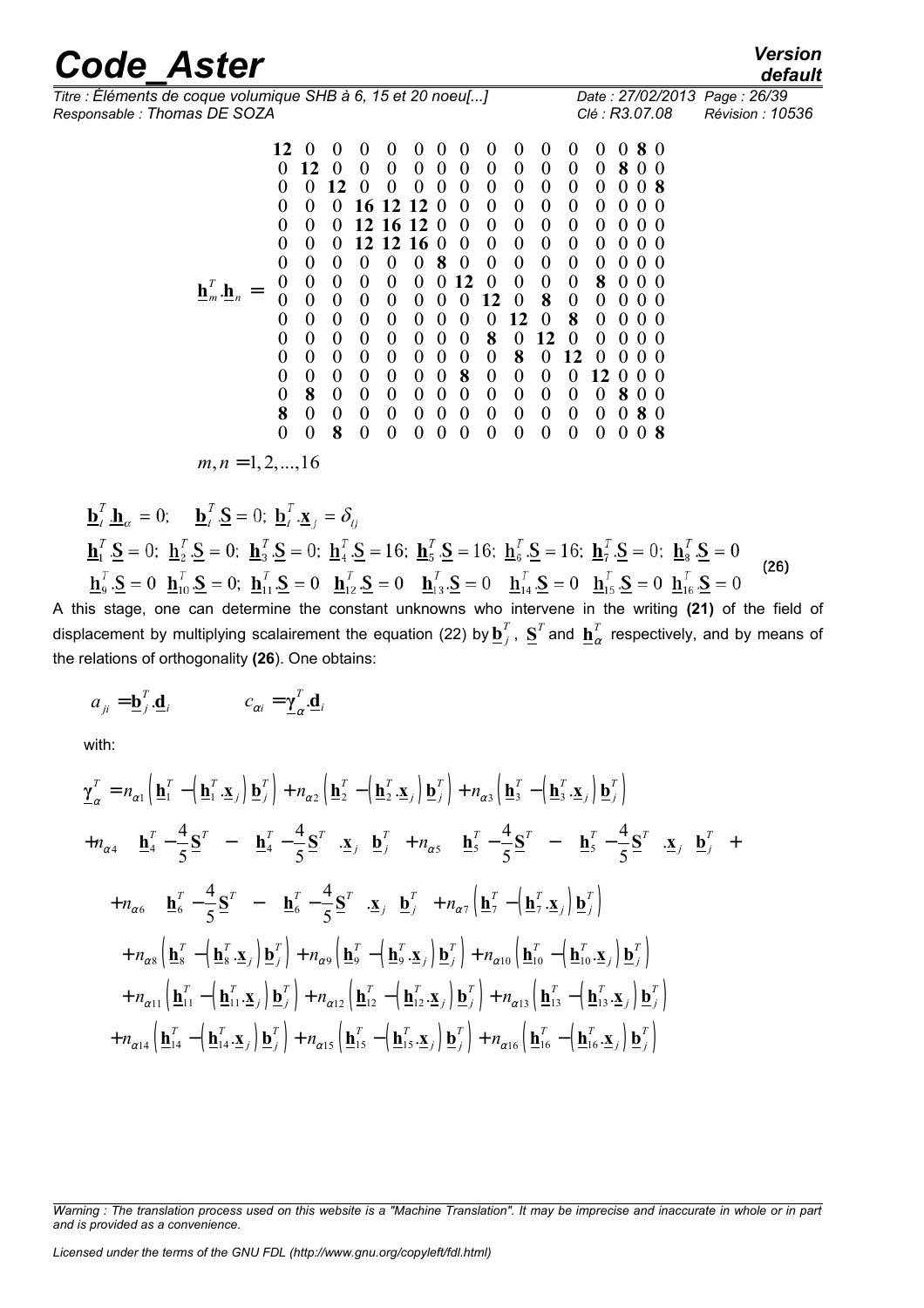$$
\underline{\mathbf{h}}_m^T.\underline{\mathbf{h}}_n = \begin{bmatrix}
\mathbf{12} & 0 & 0 & 0 & 0 & 0 & 0 & 0 & 0 & 0 & 0 & 0 & 0 & 0 & \mathbf{8} & 0 \\
0 & \mathbf{12} & 0 & 0 & 0 & 0 & 0 & 0 & 0 & 0 & 0 & 0 & 0 & \mathbf{8} & 0 & 0 \\
0 & 0 & \mathbf{12} & 0 & 0 & 0 & 0 & 0 & 0 & 0 & 0 & 0 & 0 & 0 & 0 & \mathbf{8} \\
0 & 0 & 0 & \mathbf{16} & \mathbf{12} & \mathbf{12} & 0 & 0 & 0 & 0 & 0 & 0 & 0 & 0 & 0 & 0 \\
0 & 0 & 0 & \mathbf{12} & \mathbf{16} & \mathbf{12} & 0 & 0 & 0 & 0 & 0 & 0 & 0 & 0 & 0 & 0 \\
0 & 0 & 0 & \mathbf{12} & \mathbf{12} & \mathbf{16} & 0 & 0 & 0 & 0 & 0 & 0 & 0 & 0 & 0 & 0 \\
0 & 0 & 0 & 0 & 0 & 0 & \mathbf{8} & 0 & 0 & 0 & 0 & 0 & 0 & 0 & 0 & 0 \\
0 & 0 & 0 & 0 & 0 & 0 & 0 & \mathbf{12} & 0 & 0 & 0 & 0 & \mathbf{8} & 0 & 0 & 0 \\
0 & 0 & 0 & 0 & 0 & 0 & 0 & 0 & \mathbf{12} & 0 & \mathbf{8} & 0 & 0 & 0 & 0 & 0 \\
0 & 0 & 0 & 0 & 0 & 0 & 0 & 0 & 0 & \mathbf{12} & 0 & \mathbf{8} & 0 & 0 & 0 & 0 \\
0 & 0 & 0 & 0 & 0 & 0 & 0 & 0 & \mathbf{8} & 0 & \mathbf{12} & 0 & 0 & 0 & 0 & 0 \\
0 & 0 & 0 & 0 & 0 & 0 & 0 & 0 & 0 & \mathbf{8} & 0 & \mathbf{12} & 0 & 0 & 0 & 0 \\
0 & 0 & 0 & 0 & 0 & 0 & 0 & \mathbf{8} & 0 & 0 & 0 & 0 & \mathbf{12} & 0 & 0 & 0 \\
0 & \mathbf{8} & 0 & 0 & 0 & 0 & 0 & 0 & 0 & 0 & 0 & 0 & 0 & \mathbf{8} & 0 & 0 \\
\mathbf{8} & 0 & 0 & 0 & 0 & 0 & 0 & 0 & 0 & 0 & 0 & 0 & 0 & 0 & \mathbf{8} & 0 \\
0 & 0 & \mathbf{8} & 0 & 0 & 0 & 0 & 0 & 0 & 0 & 0 & 0 & 0 & 0 & 0 & \mathbf{8}
\end{bmatrix}
$$

$m,n=1,2,...,16$

$$
\begin{aligned}
&\underline{\mathbf{b}}_i^T\,\underline{\mathbf{h}}_\alpha = 0; \quad \underline{\mathbf{b}}_i^T.\underline{\mathbf{S}} = 0; \ \underline{\mathbf{b}}_i^T.\underline{\mathbf{x}}_j = \delta_{ij} \\
&\underline{\mathbf{h}}_1^T.\underline{\mathbf{S}} = 0; \ \underline{\mathbf{h}}_2^T.\underline{\mathbf{S}} = 0; \ \underline{\mathbf{h}}_3^T.\underline{\mathbf{S}} = 0; \ \underline{\mathbf{h}}_4^T.\underline{\mathbf{S}} = 16; \ \underline{\mathbf{h}}_5^T.\underline{\mathbf{S}} = 16; \ \underline{\mathbf{h}}_6^T.\underline{\mathbf{S}} = 16; \ \underline{\mathbf{h}}_7^T.\underline{\mathbf{S}} = 0; \ \underline{\mathbf{h}}_8^T.\underline{\mathbf{S}} = 0 \\
&\underline{\mathbf{h}}_9^T.\underline{\mathbf{S}} = 0 \ \ \underline{\mathbf{h}}_{10}^T.\underline{\mathbf{S}} = 0; \ \underline{\mathbf{h}}_{11}^T.\underline{\mathbf{S}} = 0 \ \ \underline{\mathbf{h}}_{12}^T.\underline{\mathbf{S}} = 0 \ \ \underline{\mathbf{h}}_{13}^T.\underline{\mathbf{S}} = 0 \ \ \underline{\mathbf{h}}_{14}^T.\underline{\mathbf{S}} = 0 \ \ \underline{\mathbf{h}}_{15}^T.\underline{\mathbf{S}} = 0 \ \ \underline{\mathbf{h}}_{16}^T.\underline{\mathbf{S}} = 0
\end{aligned} \tag{26}
$$

A this stage, one can determine the constant unknowns who intervene in the writing **(21)** of the field of displacement by multiplying scalairement the equation (22) by $\underline{\mathbf{b}}_j^T$, $\underline{\mathbf{S}}^T$ and $\underline{\mathbf{h}}_\alpha^T$ respectively, and by means of the relations of orthogonality **(26**). One obtains:

$$
a_{ji} = \underline{\mathbf{b}}_j^T.\underline{\mathbf{d}}_i \qquad\qquad c_{\alpha i} = \underline{\boldsymbol{\gamma}}_\alpha^T.\underline{\mathbf{d}}_i
$$

with:

$$
\begin{aligned}
\underline{\boldsymbol{\gamma}}_\alpha^T =\; & n_{\alpha 1}\left(\underline{\mathbf{h}}_1^T - \left(\underline{\mathbf{h}}_1^T.\underline{\mathbf{x}}_j\right)\underline{\mathbf{b}}_j^T\right) + n_{\alpha 2}\left(\underline{\mathbf{h}}_2^T - \left(\underline{\mathbf{h}}_2^T.\underline{\mathbf{x}}_j\right)\underline{\mathbf{b}}_j^T\right) + n_{\alpha 3}\left(\underline{\mathbf{h}}_3^T - \left(\underline{\mathbf{h}}_3^T.\underline{\mathbf{x}}_j\right)\underline{\mathbf{b}}_j^T\right) \\
& + n_{\alpha 4}\left(\underline{\mathbf{h}}_4^T - \frac{4}{5}\underline{\mathbf{S}}^T - \left(\underline{\mathbf{h}}_4^T - \frac{4}{5}\underline{\mathbf{S}}^T\right).\underline{\mathbf{x}}_j\,\underline{\mathbf{b}}_j^T\right) + n_{\alpha 5}\left(\underline{\mathbf{h}}_5^T - \frac{4}{5}\underline{\mathbf{S}}^T - \left(\underline{\mathbf{h}}_5^T - \frac{4}{5}\underline{\mathbf{S}}^T\right).\underline{\mathbf{x}}_j\,\underline{\mathbf{b}}_j^T\right) + \\
& + n_{\alpha 6}\left(\underline{\mathbf{h}}_6^T - \frac{4}{5}\underline{\mathbf{S}}^T - \left(\underline{\mathbf{h}}_6^T - \frac{4}{5}\underline{\mathbf{S}}^T\right).\underline{\mathbf{x}}_j\,\underline{\mathbf{b}}_j^T\right) + n_{\alpha 7}\left(\underline{\mathbf{h}}_7^T - \left(\underline{\mathbf{h}}_7^T.\underline{\mathbf{x}}_j\right)\underline{\mathbf{b}}_j^T\right) \\
& + n_{\alpha 8}\left(\underline{\mathbf{h}}_8^T - \left(\underline{\mathbf{h}}_8^T.\underline{\mathbf{x}}_j\right)\underline{\mathbf{b}}_j^T\right) + n_{\alpha 9}\left(\underline{\mathbf{h}}_9^T - \left(\underline{\mathbf{h}}_9^T.\underline{\mathbf{x}}_j\right)\underline{\mathbf{b}}_j^T\right) + n_{\alpha 10}\left(\underline{\mathbf{h}}_{10}^T - \left(\underline{\mathbf{h}}_{10}^T.\underline{\mathbf{x}}_j\right)\underline{\mathbf{b}}_j^T\right) \\
& + n_{\alpha 11}\left(\underline{\mathbf{h}}_{11}^T - \left(\underline{\mathbf{h}}_{11}^T.\underline{\mathbf{x}}_j\right)\underline{\mathbf{b}}_j^T\right) + n_{\alpha 12}\left(\underline{\mathbf{h}}_{12}^T - \left(\underline{\mathbf{h}}_{12}^T.\underline{\mathbf{x}}_j\right)\underline{\mathbf{b}}_j^T\right) + n_{\alpha 13}\left(\underline{\mathbf{h}}_{13}^T - \left(\underline{\mathbf{h}}_{13}^T.\underline{\mathbf{x}}_j\right)\underline{\mathbf{b}}_j^T\right) \\
& + n_{\alpha 14}\left(\underline{\mathbf{h}}_{14}^T - \left(\underline{\mathbf{h}}_{14}^T.\underline{\mathbf{x}}_j\right)\underline{\mathbf{b}}_j^T\right) + n_{\alpha 15}\left(\underline{\mathbf{h}}_{15}^T - \left(\underline{\mathbf{h}}_{15}^T.\underline{\mathbf{x}}_j\right)\underline{\mathbf{b}}_j^T\right) + n_{\alpha 16}\left(\underline{\mathbf{h}}_{16}^T - \left(\underline{\mathbf{h}}_{16}^T.\underline{\mathbf{x}}_j\right)\underline{\mathbf{b}}_j^T\right)
\end{aligned}
$$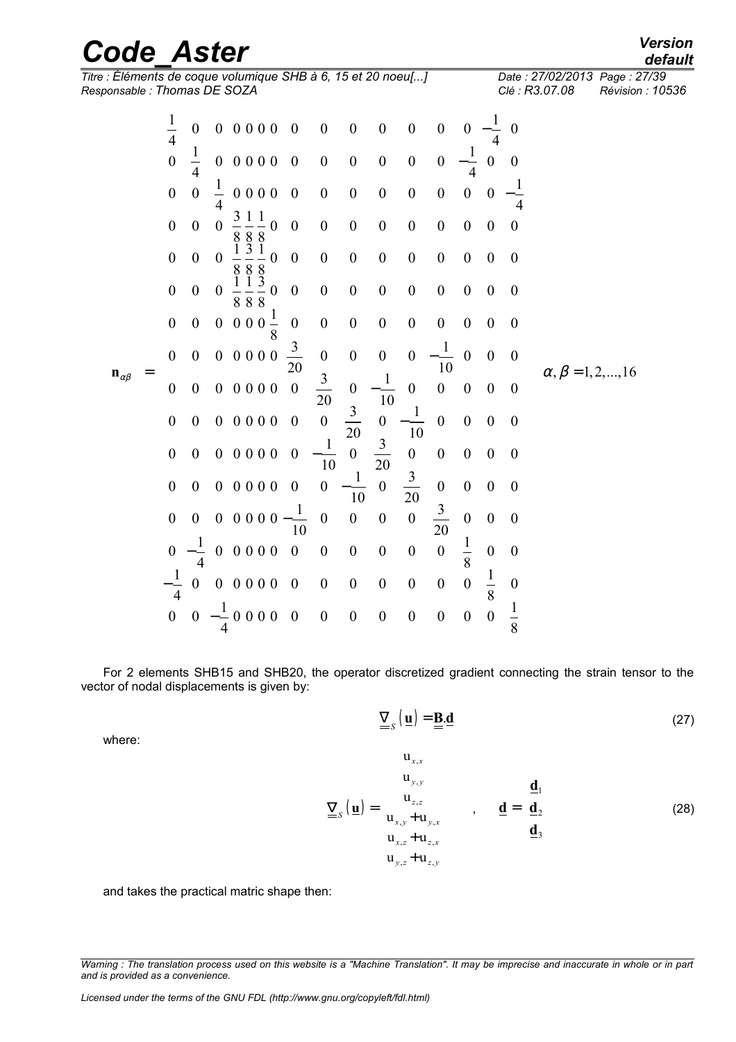$$
\mathbf{n}_{\alpha\beta} =
\begin{bmatrix}
\frac{1}{4} & 0 & 0 & 0 & 0 & 0 & 0 & 0 & 0 & 0 & 0 & 0 & 0 & 0 & -\frac{1}{4} & 0 \\
0 & \frac{1}{4} & 0 & 0 & 0 & 0 & 0 & 0 & 0 & 0 & 0 & 0 & 0 & -\frac{1}{4} & 0 & 0 \\
0 & 0 & \frac{1}{4} & 0 & 0 & 0 & 0 & 0 & 0 & 0 & 0 & 0 & 0 & 0 & 0 & -\frac{1}{4} \\
0 & 0 & 0 & \frac{3}{8} & \frac{1}{8} & \frac{1}{8} & 0 & 0 & 0 & 0 & 0 & 0 & 0 & 0 & 0 & 0 \\
0 & 0 & 0 & \frac{1}{8} & \frac{3}{8} & \frac{1}{8} & 0 & 0 & 0 & 0 & 0 & 0 & 0 & 0 & 0 & 0 \\
0 & 0 & 0 & \frac{1}{8} & \frac{1}{8} & \frac{3}{8} & 0 & 0 & 0 & 0 & 0 & 0 & 0 & 0 & 0 & 0 \\
0 & 0 & 0 & 0 & 0 & 0 & \frac{1}{8} & 0 & 0 & 0 & 0 & 0 & 0 & 0 & 0 & 0 \\
0 & 0 & 0 & 0 & 0 & 0 & 0 & \frac{3}{20} & 0 & 0 & 0 & 0 & -\frac{1}{10} & 0 & 0 & 0 \\
0 & 0 & 0 & 0 & 0 & 0 & 0 & 0 & \frac{3}{20} & 0 & -\frac{1}{10} & 0 & 0 & 0 & 0 & 0 \\
0 & 0 & 0 & 0 & 0 & 0 & 0 & 0 & 0 & \frac{3}{20} & 0 & -\frac{1}{10} & 0 & 0 & 0 & 0 \\
0 & 0 & 0 & 0 & 0 & 0 & 0 & 0 & -\frac{1}{10} & 0 & \frac{3}{20} & 0 & 0 & 0 & 0 & 0 \\
0 & 0 & 0 & 0 & 0 & 0 & 0 & 0 & 0 & -\frac{1}{10} & 0 & \frac{3}{20} & 0 & 0 & 0 & 0 \\
0 & 0 & 0 & 0 & 0 & 0 & 0 & -\frac{1}{10} & 0 & 0 & 0 & 0 & \frac{3}{20} & 0 & 0 & 0 \\
0 & -\frac{1}{4} & 0 & 0 & 0 & 0 & 0 & 0 & 0 & 0 & 0 & 0 & 0 & \frac{1}{8} & 0 & 0 \\
-\frac{1}{4} & 0 & 0 & 0 & 0 & 0 & 0 & 0 & 0 & 0 & 0 & 0 & 0 & 0 & \frac{1}{8} & 0 \\
0 & 0 & -\frac{1}{4} & 0 & 0 & 0 & 0 & 0 & 0 & 0 & 0 & 0 & 0 & 0 & 0 & \frac{1}{8}
\end{bmatrix}
\qquad \alpha,\beta = 1,2,\dots,16
$$

For 2 elements SHB15 and SHB20, the operator discretized gradient connecting the strain tensor to the vector of nodal displacements is given by:

$$
\underline{\underline{\nabla}}_s(\underline{\mathbf{u}}) = \underline{\underline{\mathbf{B}}}.\underline{\mathbf{d}} \tag{27}
$$

where:

$$
\underline{\underline{\nabla}}_s(\underline{\mathbf{u}}) =
\begin{matrix}
u_{x,x} \\
u_{y,y} \\
u_{z,z} \\
u_{x,y} + u_{y,x} \\
u_{x,z} + u_{z,x} \\
u_{y,z} + u_{z,y}
\end{matrix}
\quad , \quad
\underline{\mathbf{d}} =
\begin{matrix}
\underline{\mathbf{d}}_1 \\
\underline{\mathbf{d}}_2 \\
\underline{\mathbf{d}}_3
\end{matrix}
\tag{28}
$$

and takes the practical matric shape then: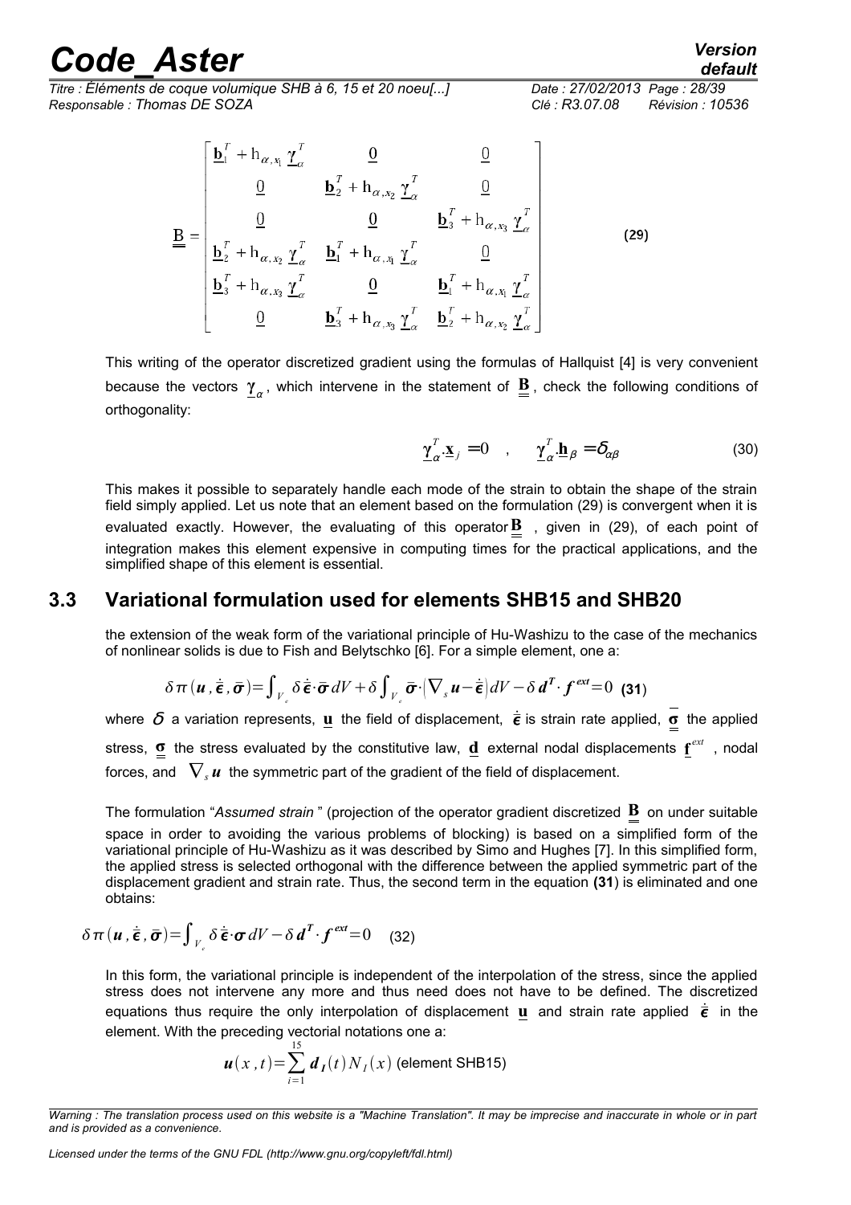$$
\underline{\underline{\mathbf{B}}} = \begin{bmatrix}
\underline{\mathbf{b}}_1^T + \mathrm{h}_{\alpha,x_1}\,\underline{\gamma}_\alpha^T & \underline{0} & \underline{0} \\
\underline{0} & \underline{\mathbf{b}}_2^T + \mathrm{h}_{\alpha,x_2}\,\underline{\gamma}_\alpha^T & \underline{0} \\
\underline{0} & \underline{0} & \underline{\mathbf{b}}_3^T + \mathrm{h}_{\alpha,x_3}\,\underline{\gamma}_\alpha^T \\
\underline{\mathbf{b}}_2^T + \mathrm{h}_{\alpha,x_2}\,\underline{\gamma}_\alpha^T & \underline{\mathbf{b}}_1^T + \mathrm{h}_{\alpha,x_1}\,\underline{\gamma}_\alpha^T & \underline{0} \\
\underline{\mathbf{b}}_3^T + \mathrm{h}_{\alpha,x_3}\,\underline{\gamma}_\alpha^T & \underline{0} & \underline{\mathbf{b}}_1^T + \mathrm{h}_{\alpha,x_1}\,\underline{\gamma}_\alpha^T \\
\underline{0} & \underline{\mathbf{b}}_3^T + \mathrm{h}_{\alpha,x_3}\,\underline{\gamma}_\alpha^T & \underline{\mathbf{b}}_2^T + \mathrm{h}_{\alpha,x_2}\,\underline{\gamma}_\alpha^T
\end{bmatrix} \qquad \textbf{(29)}
$$

This writing of the operator discretized gradient using the formulas of Hallquist [4] is very convenient because the vectors $\underline{\gamma}_\alpha$, which intervene in the statement of $\underline{\underline{\mathbf{B}}}$, check the following conditions of orthogonality:

$$
\underline{\gamma}_\alpha^T.\underline{\mathbf{x}}_j = 0 \quad , \quad \underline{\gamma}_\alpha^T.\underline{\mathbf{h}}_\beta = \delta_{\alpha\beta} \qquad (30)
$$

This makes it possible to separately handle each mode of the strain to obtain the shape of the strain field simply applied. Let us note that an element based on the formulation (29) is convergent when it is evaluated exactly. However, the evaluating of this operator $\underline{\underline{\mathbf{B}}}$ , given in (29), of each point of integration makes this element expensive in computing times for the practical applications, and the simplified shape of this element is essential.

## 3.3 Variational formulation used for elements SHB15 and SHB20

the extension of the weak form of the variational principle of Hu-Washizu to the case of the mechanics of nonlinear solids is due to Fish and Belytschko [6]. For a simple element, one a:

$$
\delta\pi(\boldsymbol{u},\dot{\bar{\boldsymbol{\epsilon}}},\bar{\boldsymbol{\sigma}}) = \int_{V_e} \delta\dot{\bar{\boldsymbol{\epsilon}}}\cdot\bar{\boldsymbol{\sigma}}\,dV + \delta\int_{V_e} \bar{\boldsymbol{\sigma}}\cdot\left(\nabla_s\boldsymbol{u} - \dot{\bar{\boldsymbol{\epsilon}}}\right)dV - \delta\boldsymbol{d}^T\cdot\boldsymbol{f}^{ext} = 0 \quad \textbf{(31)}
$$

where $\delta$ a variation represents, $\underline{\mathbf{u}}$ the field of displacement, $\dot{\bar{\boldsymbol{\epsilon}}}$ is strain rate applied, $\overline{\underline{\boldsymbol{\sigma}}}$ the applied stress, $\underline{\boldsymbol{\sigma}}$ the stress evaluated by the constitutive law, $\underline{\mathbf{d}}$ external nodal displacements $\underline{\mathbf{f}}^{ext}$ , nodal forces, and $\nabla_s\boldsymbol{u}$ the symmetric part of the gradient of the field of displacement.

The formulation "*Assumed strain*" (projection of the operator gradient discretized $\underline{\underline{\mathbf{B}}}$ on under suitable space in order to avoiding the various problems of blocking) is based on a simplified form of the variational principle of Hu-Washizu as it was described by Simo and Hughes [7]. In this simplified form, the applied stress is selected orthogonal with the difference between the applied symmetric part of the displacement gradient and strain rate. Thus, the second term in the equation **(31)** is eliminated and one obtains:

$$
\delta\pi(\boldsymbol{u},\dot{\bar{\boldsymbol{\epsilon}}},\bar{\boldsymbol{\sigma}}) = \int_{V_e} \delta\dot{\bar{\boldsymbol{\epsilon}}}\cdot\boldsymbol{\sigma}\,dV - \delta\boldsymbol{d}^T\cdot\boldsymbol{f}^{ext} = 0 \qquad (32)
$$

In this form, the variational principle is independent of the interpolation of the stress, since the applied stress does not intervene any more and thus need does not have to be defined. The discretized equations thus require the only interpolation of displacement $\underline{\mathbf{u}}$ and strain rate applied $\dot{\bar{\boldsymbol{\epsilon}}}$ in the element. With the preceding vectorial notations one a:

$$
\boldsymbol{u}(x,t) = \sum_{i=1}^{15} \boldsymbol{d}_I(t)\,N_I(x) \text{ (element SHB15)}
$$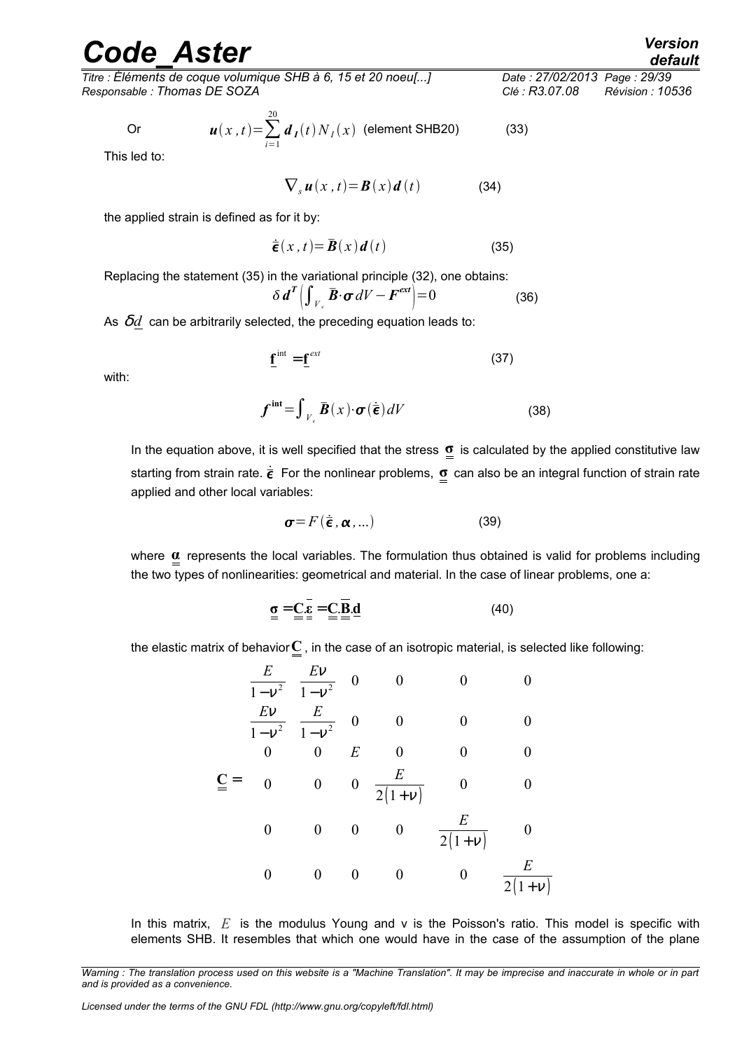Or $$\boldsymbol{u}(x,t)=\sum_{i=1}^{20} \boldsymbol{d}_{\boldsymbol{I}}(t) N_I(x) \quad \text{(element SHB20)} \tag{33}$$

This led to:

$$\nabla_s \boldsymbol{u}(x,t)=\boldsymbol{B}(x)\boldsymbol{d}(t) \tag{34}$$

the applied strain is defined as for it by:

$$\dot{\bar{\boldsymbol{\epsilon}}}(x,t)=\bar{\boldsymbol{B}}(x)\boldsymbol{d}(t) \tag{35}$$

Replacing the statement (35) in the variational principle (32), one obtains:

$$\delta\boldsymbol{d}^T\left(\int_{V_e} \bar{\boldsymbol{B}}\cdot\boldsymbol{\sigma}\,dV-\boldsymbol{F}^{ext}\right)=0 \tag{36}$$

As $\delta\underline{d}$ can be arbitrarily selected, the preceding equation leads to:

$$\underline{\mathbf{f}}^{\text{int}}=\underline{\mathbf{f}}^{ext} \tag{37}$$

with:

$$\boldsymbol{f}^{\text{int}}=\int_{V_e} \bar{\boldsymbol{B}}(x)\cdot\boldsymbol{\sigma}(\dot{\bar{\boldsymbol{\epsilon}}})\,dV \tag{38}$$

In the equation above, it is well specified that the stress $\underline{\underline{\boldsymbol{\sigma}}}$ is calculated by the applied constitutive law starting from strain rate. $\dot{\bar{\boldsymbol{\epsilon}}}$ For the nonlinear problems, $\underline{\underline{\boldsymbol{\sigma}}}$ can also be an integral function of strain rate applied and other local variables:

$$\boldsymbol{\sigma}=F(\dot{\bar{\boldsymbol{\epsilon}}},\boldsymbol{\alpha},\ldots) \tag{39}$$

where $\underline{\underline{\boldsymbol{\alpha}}}$ represents the local variables. The formulation thus obtained is valid for problems including the two types of nonlinearities: geometrical and material. In the case of linear problems, one a:

$$\underline{\underline{\boldsymbol{\sigma}}}=\underline{\underline{\mathbf{C}}}.\underline{\underline{\bar{\boldsymbol{\varepsilon}}}}=\underline{\underline{\mathbf{C}}}.\underline{\underline{\bar{\mathbf{B}}}}.\underline{\mathbf{d}} \tag{40}$$

the elastic matrix of behavior $\underline{\underline{\mathbf{C}}}$, in the case of an isotropic material, is selected like following:

$$\underline{\underline{\mathbf{C}}}=\begin{bmatrix} \frac{E}{1-\nu^2} & \frac{E\nu}{1-\nu^2} & 0 & 0 & 0 & 0 \\ \frac{E\nu}{1-\nu^2} & \frac{E}{1-\nu^2} & 0 & 0 & 0 & 0 \\ 0 & 0 & E & 0 & 0 & 0 \\ 0 & 0 & 0 & \frac{E}{2(1+\nu)} & 0 & 0 \\ 0 & 0 & 0 & 0 & \frac{E}{2(1+\nu)} & 0 \\ 0 & 0 & 0 & 0 & 0 & \frac{E}{2(1+\nu)} \end{bmatrix}$$

In this matrix, $E$ is the modulus Young and ν is the Poisson's ratio. This model is specific with elements SHB. It resembles that which one would have in the case of the assumption of the plane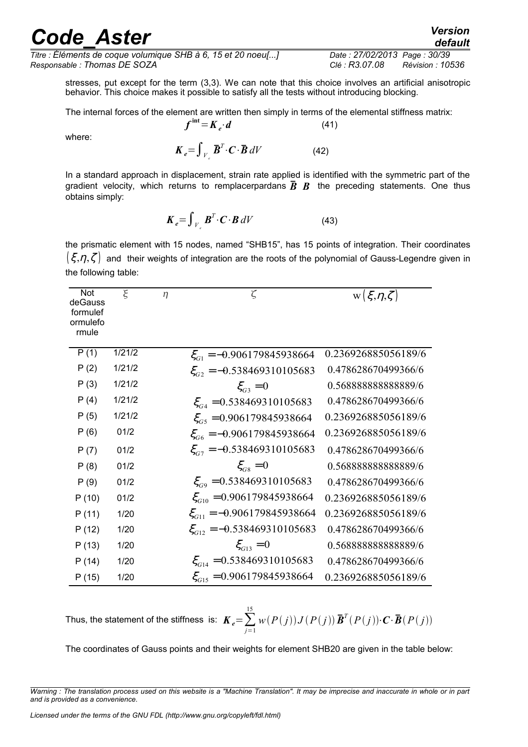stresses, put except for the term (3,3). We can note that this choice involves an artificial anisotropic behavior. This choice makes it possible to satisfy all the tests without introducing blocking.

The internal forces of the element are written then simply in terms of the elemental stiffness matrix:

$$\boldsymbol{f}^{\text{int}} = \boldsymbol{K}_e \cdot \boldsymbol{d} \qquad (41)$$

where:

$$\boldsymbol{K}_e = \int_{V_e} \overline{\boldsymbol{B}}^T \cdot \boldsymbol{C} \cdot \overline{\boldsymbol{B}} \, dV \qquad (42)$$

In a standard approach in displacement, strain rate applied is identified with the symmetric part of the gradient velocity, which returns to remplacerpardans $\overline{\boldsymbol{B}}$ $\boldsymbol{B}$ the preceding statements. One thus obtains simply:

$$\boldsymbol{K}_e = \int_{V_e} \boldsymbol{B}^T \cdot \boldsymbol{C} \cdot \boldsymbol{B} \, dV \qquad (43)$$

the prismatic element with 15 nodes, named "SHB15", has 15 points of integration. Their coordinates $(\xi, \eta, \zeta)$ and their weights of integration are the roots of the polynomial of Gauss-Legendre given in the following table:

| Not deGauss formulef ormulefo rmule | $\xi$ | $\eta$ | $\zeta$ | $\mathrm{w}(\xi,\eta,\zeta)$ |
|---|---|---|---|---|
| P (1) | 1/21/2 | | $\xi_{G1} = -0.906179845938664$ | 0.236926885056189/6 |
| P (2) | 1/21/2 | | $\xi_{G2} = -0.538469310105683$ | 0.478628670499366/6 |
| P (3) | 1/21/2 | | $\xi_{G3} = 0$ | 0.568888888888889/6 |
| P (4) | 1/21/2 | | $\xi_{G4} = 0.538469310105683$ | 0.478628670499366/6 |
| P (5) | 1/21/2 | | $\xi_{G5} = 0.906179845938664$ | 0.236926885056189/6 |
| P (6) | 01/2 | | $\xi_{G6} = -0.906179845938664$ | 0.236926885056189/6 |
| P (7) | 01/2 | | $\xi_{G7} = -0.538469310105683$ | 0.478628670499366/6 |
| P (8) | 01/2 | | $\xi_{G8} = 0$ | 0.568888888888889/6 |
| P (9) | 01/2 | | $\xi_{G9} = 0.538469310105683$ | 0.478628670499366/6 |
| P (10) | 01/2 | | $\xi_{G10} = 0.906179845938664$ | 0.236926885056189/6 |
| P (11) | 1/20 | | $\xi_{G11} = -0.906179845938664$ | 0.236926885056189/6 |
| P (12) | 1/20 | | $\xi_{G12} = -0.538469310105683$ | 0.478628670499366/6 |
| P (13) | 1/20 | | $\xi_{G13} = 0$ | 0.568888888888889/6 |
| P (14) | 1/20 | | $\xi_{G14} = 0.538469310105683$ | 0.478628670499366/6 |
| P (15) | 1/20 | | $\xi_{G15} = 0.906179845938664$ | 0.236926885056189/6 |

Thus, the statement of the stiffness is: $\boldsymbol{K}_e = \sum_{j=1}^{15} w(P(j)) J(P(j)) \overline{\boldsymbol{B}}^T(P(j)) \cdot \boldsymbol{C} \cdot \overline{\boldsymbol{B}}(P(j))$

The coordinates of Gauss points and their weights for element SHB20 are given in the table below: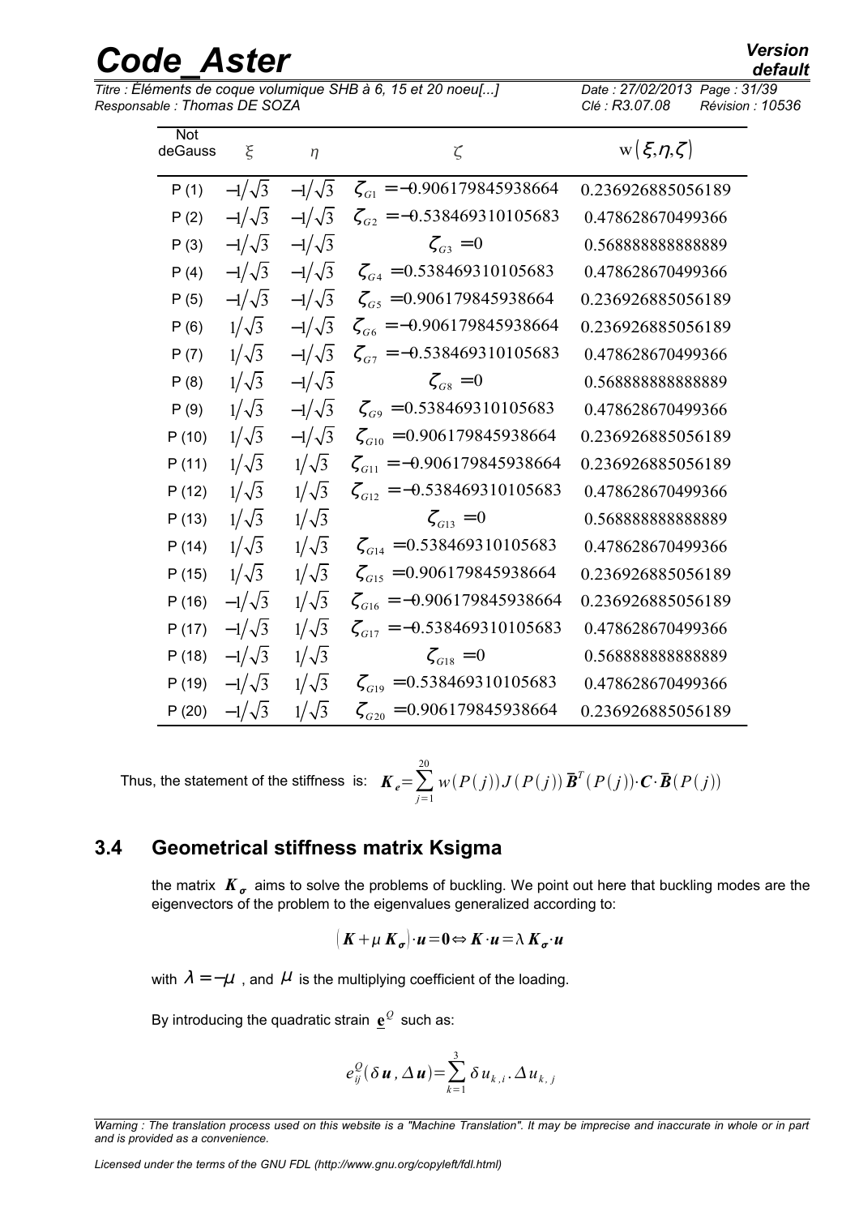| Not deGauss | $\xi$ | $\eta$ | $\zeta$ | $w(\xi,\eta,\zeta)$ |
|---|---|---|---|---|
| P (1) | $-1/\sqrt{3}$ | $-1/\sqrt{3}$ | $\zeta_{G1}=-0.906179845938664$ | 0.236926885056189 |
| P (2) | $-1/\sqrt{3}$ | $-1/\sqrt{3}$ | $\zeta_{G2}=-0.538469310105683$ | 0.478628670499366 |
| P (3) | $-1/\sqrt{3}$ | $-1/\sqrt{3}$ | $\zeta_{G3}=0$ | 0.568888888888889 |
| P (4) | $-1/\sqrt{3}$ | $-1/\sqrt{3}$ | $\zeta_{G4}=0.538469310105683$ | 0.478628670499366 |
| P (5) | $-1/\sqrt{3}$ | $-1/\sqrt{3}$ | $\zeta_{G5}=0.906179845938664$ | 0.236926885056189 |
| P (6) | $1/\sqrt{3}$ | $-1/\sqrt{3}$ | $\zeta_{G6}=-0.906179845938664$ | 0.236926885056189 |
| P (7) | $1/\sqrt{3}$ | $-1/\sqrt{3}$ | $\zeta_{G7}=-0.538469310105683$ | 0.478628670499366 |
| P (8) | $1/\sqrt{3}$ | $-1/\sqrt{3}$ | $\zeta_{G8}=0$ | 0.568888888888889 |
| P (9) | $1/\sqrt{3}$ | $-1/\sqrt{3}$ | $\zeta_{G9}=0.538469310105683$ | 0.478628670499366 |
| P (10) | $1/\sqrt{3}$ | $-1/\sqrt{3}$ | $\zeta_{G10}=0.906179845938664$ | 0.236926885056189 |
| P (11) | $1/\sqrt{3}$ | $1/\sqrt{3}$ | $\zeta_{G11}=-0.906179845938664$ | 0.236926885056189 |
| P (12) | $1/\sqrt{3}$ | $1/\sqrt{3}$ | $\zeta_{G12}=-0.538469310105683$ | 0.478628670499366 |
| P (13) | $1/\sqrt{3}$ | $1/\sqrt{3}$ | $\zeta_{G13}=0$ | 0.568888888888889 |
| P (14) | $1/\sqrt{3}$ | $1/\sqrt{3}$ | $\zeta_{G14}=0.538469310105683$ | 0.478628670499366 |
| P (15) | $1/\sqrt{3}$ | $1/\sqrt{3}$ | $\zeta_{G15}=0.906179845938664$ | 0.236926885056189 |
| P (16) | $-1/\sqrt{3}$ | $1/\sqrt{3}$ | $\zeta_{G16}=-0.906179845938664$ | 0.236926885056189 |
| P (17) | $-1/\sqrt{3}$ | $1/\sqrt{3}$ | $\zeta_{G17}=-0.538469310105683$ | 0.478628670499366 |
| P (18) | $-1/\sqrt{3}$ | $1/\sqrt{3}$ | $\zeta_{G18}=0$ | 0.568888888888889 |
| P (19) | $-1/\sqrt{3}$ | $1/\sqrt{3}$ | $\zeta_{G19}=0.538469310105683$ | 0.478628670499366 |
| P (20) | $-1/\sqrt{3}$ | $1/\sqrt{3}$ | $\zeta_{G20}=0.906179845938664$ | 0.236926885056189 |

Thus, the statement of the stiffness is: $\boldsymbol{K}_e=\sum_{j=1}^{20} w(P(j))J(P(j))\,\overline{\boldsymbol{B}}^T(P(j))\cdot\boldsymbol{C}\cdot\overline{\boldsymbol{B}}(P(j))$

## 3.4 Geometrical stiffness matrix Ksigma

the matrix $\boldsymbol{K}_{\boldsymbol{\sigma}}$ aims to solve the problems of buckling. We point out here that buckling modes are the eigenvectors of the problem to the eigenvalues generalized according to:

$$(\boldsymbol{K}+\mu\,\boldsymbol{K}_{\boldsymbol{\sigma}})\cdot\boldsymbol{u}=\boldsymbol{0}\Leftrightarrow\boldsymbol{K}\cdot\boldsymbol{u}=\lambda\,\boldsymbol{K}_{\boldsymbol{\sigma}}\cdot\boldsymbol{u}$$

with $\lambda=-\mu$ , and $\mu$ is the multiplying coefficient of the loading.

By introducing the quadratic strain $\underline{\mathbf{e}}^Q$ such as:

$$e_{ij}^Q(\delta\boldsymbol{u},\Delta\boldsymbol{u})=\sum_{k=1}^{3}\delta u_{k,i}\,.\,\Delta u_{k,j}$$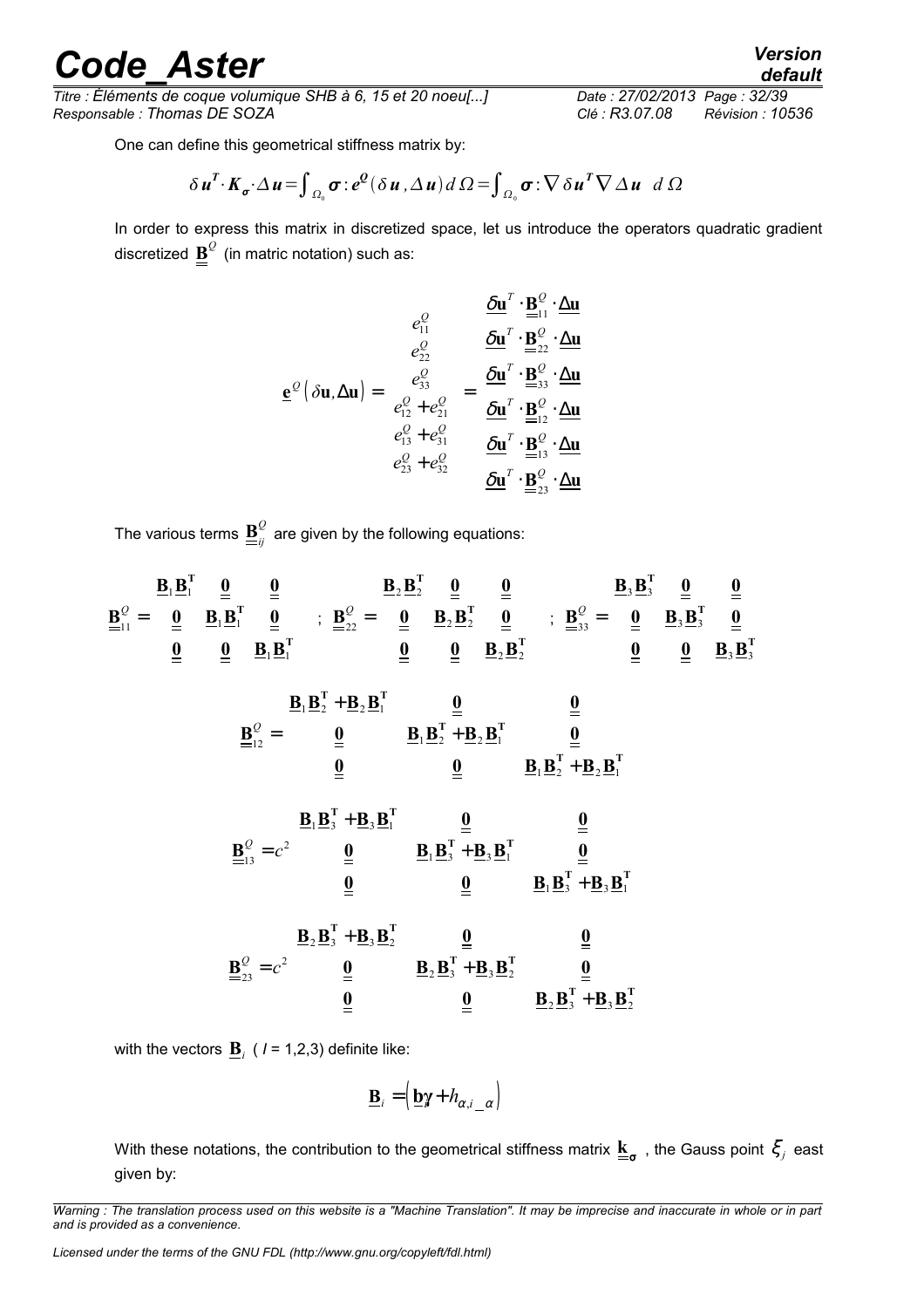One can define this geometrical stiffness matrix by:

$$\delta \boldsymbol{u}^T \cdot \boldsymbol{K}_{\boldsymbol{\sigma}} \cdot \Delta \boldsymbol{u} = \int_{\Omega_0} \boldsymbol{\sigma} : \boldsymbol{e}^Q(\delta \boldsymbol{u}, \Delta \boldsymbol{u}) \, d\Omega = \int_{\Omega_0} \boldsymbol{\sigma} : \nabla \delta \boldsymbol{u}^T \nabla \Delta \boldsymbol{u} \quad d\Omega$$

In order to express this matrix in discretized space, let us introduce the operators quadratic gradient discretized $\underline{\underline{\mathbf{B}}}^Q$ (in matric notation) such as:

$$\underline{\mathbf{e}}^Q(\delta\mathbf{u}, \Delta\mathbf{u}) = \begin{matrix} e_{11}^Q \\ e_{22}^Q \\ e_{33}^Q \\ e_{12}^Q + e_{21}^Q \\ e_{13}^Q + e_{31}^Q \\ e_{23}^Q + e_{32}^Q \end{matrix} = \begin{matrix} \underline{\delta\mathbf{u}}^T \cdot \underline{\underline{\mathbf{B}}}_{11}^Q \cdot \underline{\Delta\mathbf{u}} \\ \underline{\delta\mathbf{u}}^T \cdot \underline{\underline{\mathbf{B}}}_{22}^Q \cdot \underline{\Delta\mathbf{u}} \\ \underline{\delta\mathbf{u}}^T \cdot \underline{\underline{\mathbf{B}}}_{33}^Q \cdot \underline{\Delta\mathbf{u}} \\ \underline{\delta\mathbf{u}}^T \cdot \underline{\underline{\mathbf{B}}}_{12}^Q \cdot \underline{\Delta\mathbf{u}} \\ \underline{\delta\mathbf{u}}^T \cdot \underline{\underline{\mathbf{B}}}_{13}^Q \cdot \underline{\Delta\mathbf{u}} \\ \underline{\delta\mathbf{u}}^T \cdot \underline{\underline{\mathbf{B}}}_{23}^Q \cdot \underline{\Delta\mathbf{u}} \end{matrix}$$

The various terms $\underline{\underline{\mathbf{B}}}_{ij}^Q$ are given by the following equations:

$$\underline{\underline{\mathbf{B}}}_{11}^Q = \begin{matrix} \underline{\mathbf{B}}_1\underline{\mathbf{B}}_1^{\mathbf{T}} & \underline{\underline{\mathbf{0}}} & \underline{\underline{\mathbf{0}}} \\ \underline{\underline{\mathbf{0}}} & \underline{\mathbf{B}}_1\underline{\mathbf{B}}_1^{\mathbf{T}} & \underline{\underline{\mathbf{0}}} \\ \underline{\underline{\mathbf{0}}} & \underline{\underline{\mathbf{0}}} & \underline{\mathbf{B}}_1\underline{\mathbf{B}}_1^{\mathbf{T}} \end{matrix} \quad ; \quad \underline{\underline{\mathbf{B}}}_{22}^Q = \begin{matrix} \underline{\mathbf{B}}_2\underline{\mathbf{B}}_2^{\mathbf{T}} & \underline{\underline{\mathbf{0}}} & \underline{\underline{\mathbf{0}}} \\ \underline{\underline{\mathbf{0}}} & \underline{\mathbf{B}}_2\underline{\mathbf{B}}_2^{\mathbf{T}} & \underline{\underline{\mathbf{0}}} \\ \underline{\underline{\mathbf{0}}} & \underline{\underline{\mathbf{0}}} & \underline{\mathbf{B}}_2\underline{\mathbf{B}}_2^{\mathbf{T}} \end{matrix} \quad ; \quad \underline{\underline{\mathbf{B}}}_{33}^Q = \begin{matrix} \underline{\mathbf{B}}_3\underline{\mathbf{B}}_3^{\mathbf{T}} & \underline{\underline{\mathbf{0}}} & \underline{\underline{\mathbf{0}}} \\ \underline{\underline{\mathbf{0}}} & \underline{\mathbf{B}}_3\underline{\mathbf{B}}_3^{\mathbf{T}} & \underline{\underline{\mathbf{0}}} \\ \underline{\underline{\mathbf{0}}} & \underline{\underline{\mathbf{0}}} & \underline{\mathbf{B}}_3\underline{\mathbf{B}}_3^{\mathbf{T}} \end{matrix}$$

$$\underline{\underline{\mathbf{B}}}_{12}^Q = \begin{matrix} \underline{\mathbf{B}}_1\underline{\mathbf{B}}_2^{\mathbf{T}} + \underline{\mathbf{B}}_2\underline{\mathbf{B}}_1^{\mathbf{T}} & \underline{\underline{\mathbf{0}}} & \underline{\underline{\mathbf{0}}} \\ \underline{\underline{\mathbf{0}}} & \underline{\mathbf{B}}_1\underline{\mathbf{B}}_2^{\mathbf{T}} + \underline{\mathbf{B}}_2\underline{\mathbf{B}}_1^{\mathbf{T}} & \underline{\underline{\mathbf{0}}} \\ \underline{\underline{\mathbf{0}}} & \underline{\underline{\mathbf{0}}} & \underline{\mathbf{B}}_1\underline{\mathbf{B}}_2^{\mathbf{T}} + \underline{\mathbf{B}}_2\underline{\mathbf{B}}_1^{\mathbf{T}} \end{matrix}$$

$$\underline{\underline{\mathbf{B}}}_{13}^Q = c^2 \begin{matrix} \underline{\mathbf{B}}_1\underline{\mathbf{B}}_3^{\mathbf{T}} + \underline{\mathbf{B}}_3\underline{\mathbf{B}}_1^{\mathbf{T}} & \underline{\underline{\mathbf{0}}} & \underline{\underline{\mathbf{0}}} \\ \underline{\underline{\mathbf{0}}} & \underline{\mathbf{B}}_1\underline{\mathbf{B}}_3^{\mathbf{T}} + \underline{\mathbf{B}}_3\underline{\mathbf{B}}_1^{\mathbf{T}} & \underline{\underline{\mathbf{0}}} \\ \underline{\underline{\mathbf{0}}} & \underline{\underline{\mathbf{0}}} & \underline{\mathbf{B}}_1\underline{\mathbf{B}}_3^{\mathbf{T}} + \underline{\mathbf{B}}_3\underline{\mathbf{B}}_1^{\mathbf{T}} \end{matrix}$$

$$\underline{\underline{\mathbf{B}}}_{23}^Q = c^2 \begin{matrix} \underline{\mathbf{B}}_2\underline{\mathbf{B}}_3^{\mathbf{T}} + \underline{\mathbf{B}}_3\underline{\mathbf{B}}_2^{\mathbf{T}} & \underline{\underline{\mathbf{0}}} & \underline{\underline{\mathbf{0}}} \\ \underline{\underline{\mathbf{0}}} & \underline{\mathbf{B}}_2\underline{\mathbf{B}}_3^{\mathbf{T}} + \underline{\mathbf{B}}_3\underline{\mathbf{B}}_2^{\mathbf{T}} & \underline{\underline{\mathbf{0}}} \\ \underline{\underline{\mathbf{0}}} & \underline{\underline{\mathbf{0}}} & \underline{\mathbf{B}}_2\underline{\mathbf{B}}_3^{\mathbf{T}} + \underline{\mathbf{B}}_3\underline{\mathbf{B}}_2^{\mathbf{T}} \end{matrix}$$

with the vectors $\underline{\mathbf{B}}_i$ ( $I$ = 1,2,3) definite like:

$$\underline{\mathbf{B}}_i = \left( \underline{\mathbf{b}}_i \gamma + h_{\alpha,i} \underline{\phantom{x}}_\alpha \right)$$

With these notations, the contribution to the geometrical stiffness matrix $\underline{\underline{\mathbf{k}}}_{\boldsymbol{\sigma}}$ , the Gauss point $\xi_j$ east given by: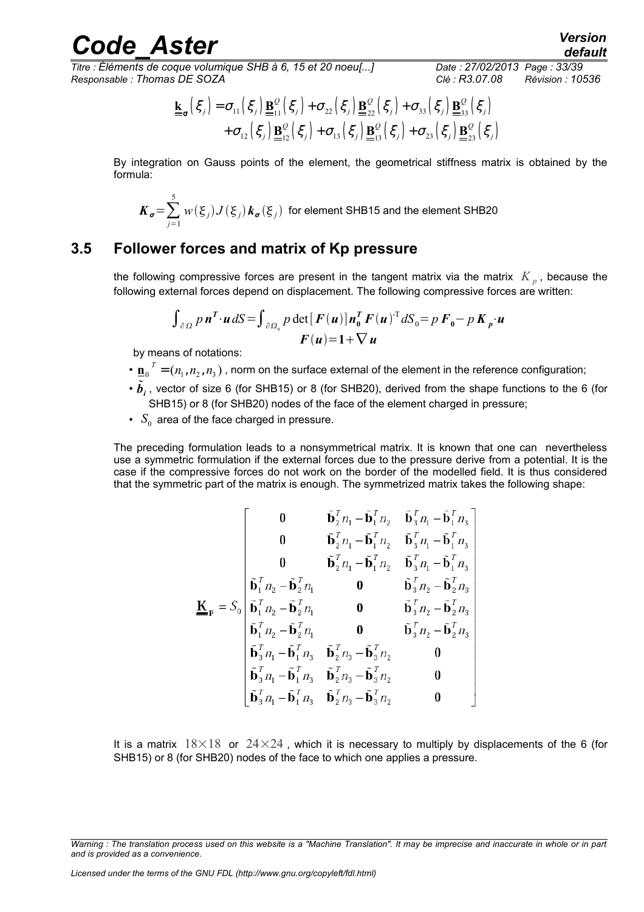$$\underline{\underline{\mathbf{k}}}_{\sigma}(\xi_j) = \sigma_{11}(\xi_j)\underline{\underline{\mathbf{B}}}_{11}^{Q}(\xi_j) + \sigma_{22}(\xi_j)\underline{\underline{\mathbf{B}}}_{22}^{Q}(\xi_j) + \sigma_{33}(\xi_j)\underline{\underline{\mathbf{B}}}_{33}^{Q}(\xi_j)$$
$$+\sigma_{12}(\xi_j)\underline{\underline{\mathbf{B}}}_{12}^{Q}(\xi_j) + \sigma_{13}(\xi_j)\underline{\underline{\mathbf{B}}}_{13}^{Q}(\xi_j) + \sigma_{23}(\xi_j)\underline{\underline{\mathbf{B}}}_{23}^{Q}(\xi_j)$$

By integration on Gauss points of the element, the geometrical stiffness matrix is obtained by the formula:

$$\boldsymbol{K}_{\boldsymbol{\sigma}} = \sum_{j=1}^{5} w(\xi_j) J(\xi_j) \boldsymbol{k}_{\boldsymbol{\sigma}}(\xi_j)$$ for element SHB15 and the element SHB20

## 3.5 Follower forces and matrix of Kp pressure

the following compressive forces are present in the tangent matrix via the matrix $K_p$, because the following external forces depend on displacement. The following compressive forces are written:

$$\int_{\partial\Omega} p\,\boldsymbol{n}^T \cdot \boldsymbol{u}\, dS = \int_{\partial\Omega_0} p \det[\boldsymbol{F}(\boldsymbol{u})]\, \boldsymbol{n}_0^T \boldsymbol{F}(\boldsymbol{u})^{-\mathrm{T}} dS_0 = p\,\boldsymbol{F}_0 - p\,\boldsymbol{K}_p \cdot \boldsymbol{u}$$
$$\boldsymbol{F}(\boldsymbol{u}) = \mathbf{1} + \nabla \boldsymbol{u}$$

by means of notations:

- $\underline{\mathbf{n}}_0^{\,T} = (n_1, n_2, n_3)$, norm on the surface external of the element in the reference configuration;
- $\tilde{\boldsymbol{b}}_i$, vector of size 6 (for SHB15) or 8 (for SHB20), derived from the shape functions to the 6 (for SHB15) or 8 (for SHB20) nodes of the face of the element charged in pressure;
- $S_0$ area of the face charged in pressure.

The preceding formulation leads to a nonsymmetrical matrix. It is known that one can nevertheless use a symmetric formulation if the external forces due to the pressure derive from a potential. It is the case if the compressive forces do not work on the border of the modelled field. It is thus considered that the symmetric part of the matrix is enough. The symmetrized matrix takes the following shape:

$$\underline{\underline{\mathbf{K}}}_{\mathbf{P}} = S_0 \begin{bmatrix} 0 & \tilde{\mathbf{b}}_2^T n_1 - \tilde{\mathbf{b}}_1^T n_2 & \tilde{\mathbf{b}}_3^T n_1 - \tilde{\mathbf{b}}_1^T n_3 \\ 0 & \tilde{\mathbf{b}}_2^T n_1 - \tilde{\mathbf{b}}_1^T n_2 & \tilde{\mathbf{b}}_3^T n_1 - \tilde{\mathbf{b}}_1^T n_3 \\ 0 & \tilde{\mathbf{b}}_2^T n_1 - \tilde{\mathbf{b}}_1^T n_2 & \tilde{\mathbf{b}}_3^T n_1 - \tilde{\mathbf{b}}_1^T n_3 \\ \tilde{\mathbf{b}}_1^T n_2 - \tilde{\mathbf{b}}_2^T n_1 & \mathbf{0} & \tilde{\mathbf{b}}_3^T n_2 - \tilde{\mathbf{b}}_2^T n_3 \\ \tilde{\mathbf{b}}_1^T n_2 - \tilde{\mathbf{b}}_2^T n_1 & \mathbf{0} & \tilde{\mathbf{b}}_3^T n_2 - \tilde{\mathbf{b}}_2^T n_3 \\ \tilde{\mathbf{b}}_1^T n_2 - \tilde{\mathbf{b}}_2^T n_1 & \mathbf{0} & \tilde{\mathbf{b}}_3^T n_2 - \tilde{\mathbf{b}}_2^T n_3 \\ \tilde{\mathbf{b}}_3^T n_1 - \tilde{\mathbf{b}}_1^T n_3 & \tilde{\mathbf{b}}_2^T n_3 - \tilde{\mathbf{b}}_3^T n_2 & 0 \\ \tilde{\mathbf{b}}_3^T n_1 - \tilde{\mathbf{b}}_1^T n_3 & \tilde{\mathbf{b}}_2^T n_3 - \tilde{\mathbf{b}}_3^T n_2 & 0 \\ \tilde{\mathbf{b}}_3^T n_1 - \tilde{\mathbf{b}}_1^T n_3 & \tilde{\mathbf{b}}_2^T n_3 - \tilde{\mathbf{b}}_3^T n_2 & 0 \end{bmatrix}$$

It is a matrix $18 \times 18$ or $24 \times 24$, which it is necessary to multiply by displacements of the 6 (for SHB15) or 8 (for SHB20) nodes of the face to which one applies a pressure.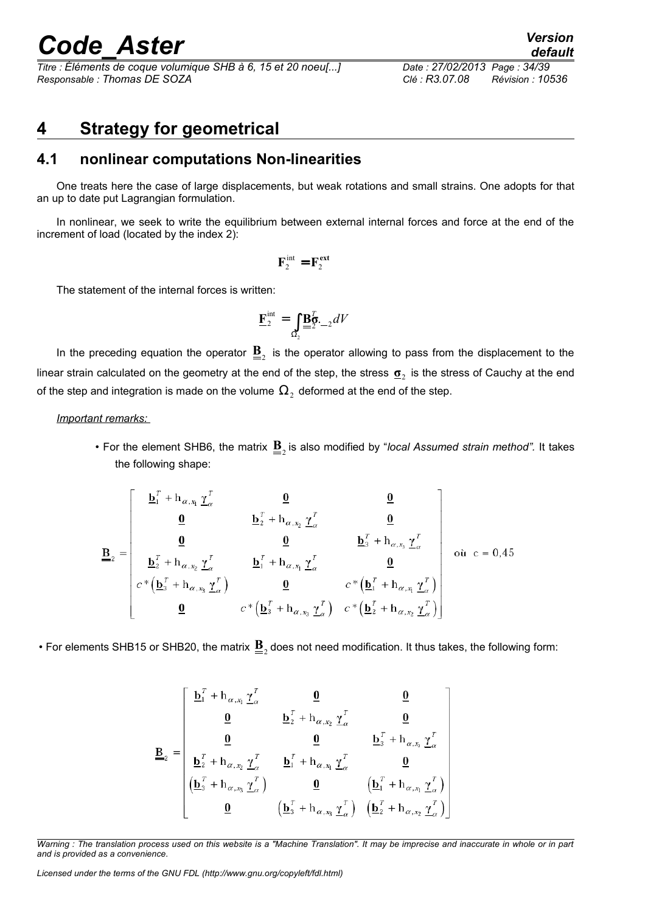# 4 Strategy for geometrical

## 4.1 nonlinear computations Non-linearities

One treats here the case of large displacements, but weak rotations and small strains. One adopts for that an up to date put Lagrangian formulation.

In nonlinear, we seek to write the equilibrium between external internal forces and force at the end of the increment of load (located by the index 2):

$$\mathbf{F}_2^{\text{int}} = \mathbf{F}_2^{\mathbf{ext}}$$

The statement of the internal forces is written:

$$\underline{\mathbf{F}}_2^{\text{int}} = \int_{\Omega_2} \underline{\underline{\mathbf{B}}}_2^T \cdot \underline{\boldsymbol{\sigma}}_2 \, dV$$

In the preceding equation the operator $\underline{\underline{\mathbf{B}}}_2$ is the operator allowing to pass from the displacement to the linear strain calculated on the geometry at the end of the step, the stress $\underline{\boldsymbol{\sigma}}_2$ is the stress of Cauchy at the end of the step and integration is made on the volume $\Omega_2$ deformed at the end of the step.

*Important remarks:*

- For the element SHB6, the matrix $\underline{\underline{\mathbf{B}}}_2$ is also modified by "*local Assumed strain method".* It takes the following shape:

$$\underline{\underline{\mathbf{B}}}_2 = \begin{bmatrix} \underline{\mathbf{b}}_1^T + \mathrm{h}_{\alpha,x_1} \underline{\gamma}_\alpha^T & \underline{\mathbf{0}} & \underline{\mathbf{0}} \\ \underline{\mathbf{0}} & \underline{\mathbf{b}}_2^T + \mathrm{h}_{\alpha,x_2} \underline{\gamma}_\alpha^T & \underline{\mathbf{0}} \\ \underline{\mathbf{0}} & \underline{\mathbf{0}} & \underline{\mathbf{b}}_3^T + \mathrm{h}_{\alpha,x_3} \underline{\gamma}_\alpha^T \\ \underline{\mathbf{b}}_2^T + \mathrm{h}_{\alpha,x_2} \underline{\gamma}_\alpha^T & \underline{\mathbf{b}}_1^T + \mathrm{h}_{\alpha,x_1} \underline{\gamma}_\alpha^T & \underline{\mathbf{0}} \\ c * \left( \underline{\mathbf{b}}_3^T + \mathrm{h}_{\alpha,x_3} \underline{\gamma}_\alpha^T \right) & \underline{\mathbf{0}} & c * \left( \underline{\mathbf{b}}_1^T + \mathrm{h}_{\alpha,x_1} \underline{\gamma}_\alpha^T \right) \\ \underline{\mathbf{0}} & c * \left( \underline{\mathbf{b}}_3^T + \mathrm{h}_{\alpha,x_3} \underline{\gamma}_\alpha^T \right) & c * \left( \underline{\mathbf{b}}_2^T + \mathrm{h}_{\alpha,x_2} \underline{\gamma}_\alpha^T \right) \end{bmatrix} \quad \text{où } c = 0{,}45$$

- For elements SHB15 or SHB20, the matrix $\underline{\underline{\mathbf{B}}}_2$ does not need modification. It thus takes, the following form:

$$\underline{\underline{\mathbf{B}}}_2 = \begin{bmatrix} \underline{\mathbf{b}}_1^T + \mathrm{h}_{\alpha,x_1} \underline{\gamma}_\alpha^T & \underline{\mathbf{0}} & \underline{\mathbf{0}} \\ \underline{\mathbf{0}} & \underline{\mathbf{b}}_2^T + \mathrm{h}_{\alpha,x_2} \underline{\gamma}_\alpha^T & \underline{\mathbf{0}} \\ \underline{\mathbf{0}} & \underline{\mathbf{0}} & \underline{\mathbf{b}}_3^T + \mathrm{h}_{\alpha,x_3} \underline{\gamma}_\alpha^T \\ \underline{\mathbf{b}}_2^T + \mathrm{h}_{\alpha,x_2} \underline{\gamma}_\alpha^T & \underline{\mathbf{b}}_1^T + \mathrm{h}_{\alpha,x_1} \underline{\gamma}_\alpha^T & \underline{\mathbf{0}} \\ \left( \underline{\mathbf{b}}_3^T + \mathrm{h}_{\alpha,x_3} \underline{\gamma}_\alpha^T \right) & \underline{\mathbf{0}} & \left( \underline{\mathbf{b}}_1^T + \mathrm{h}_{\alpha,x_1} \underline{\gamma}_\alpha^T \right) \\ \underline{\mathbf{0}} & \left( \underline{\mathbf{b}}_3^T + \mathrm{h}_{\alpha,x_3} \underline{\gamma}_\alpha^T \right) & \left( \underline{\mathbf{b}}_2^T + \mathrm{h}_{\alpha,x_2} \underline{\gamma}_\alpha^T \right) \end{bmatrix}$$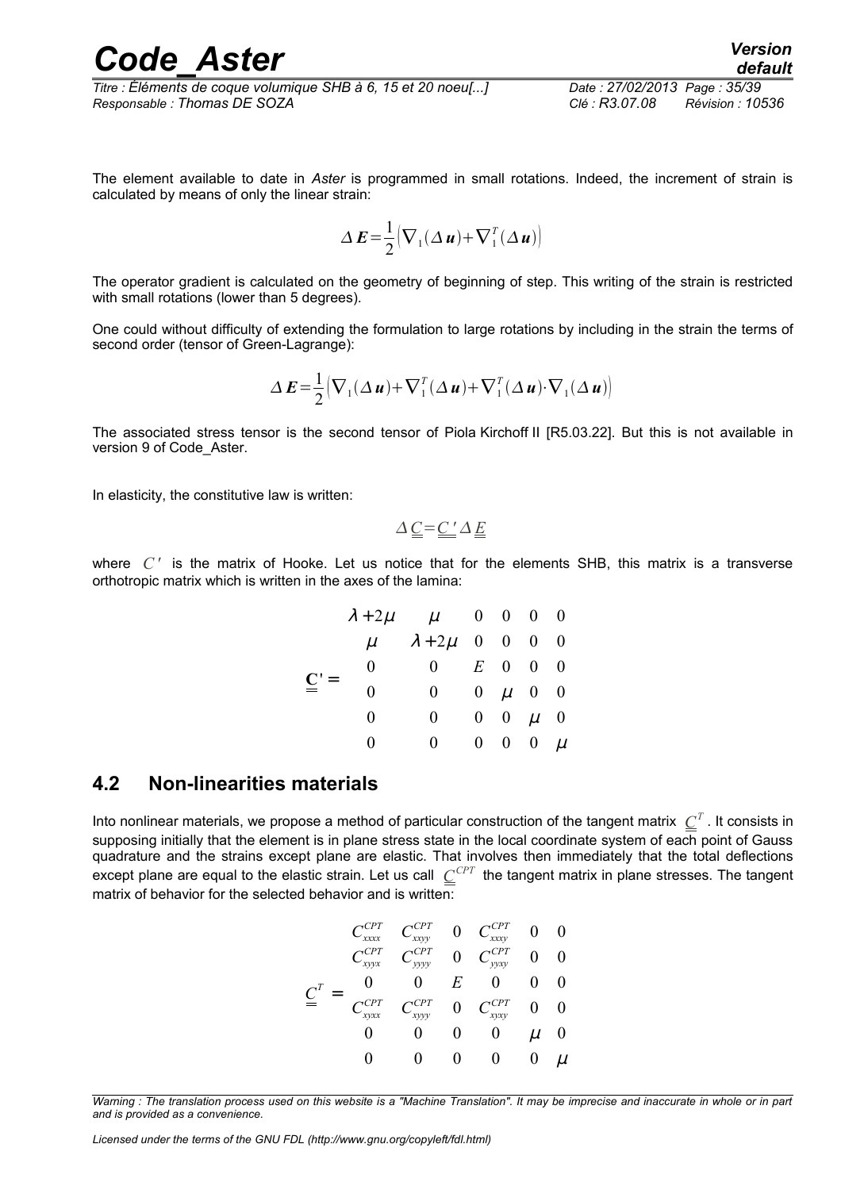The element available to date in *Aster* is programmed in small rotations. Indeed, the increment of strain is calculated by means of only the linear strain:

$$\Delta \boldsymbol{E}=\frac{1}{2}\left(\nabla_1(\Delta \boldsymbol{u})+\nabla_1^T(\Delta \boldsymbol{u})\right)$$

The operator gradient is calculated on the geometry of beginning of step. This writing of the strain is restricted with small rotations (lower than 5 degrees).

One could without difficulty of extending the formulation to large rotations by including in the strain the terms of second order (tensor of Green-Lagrange):

$$\Delta \boldsymbol{E}=\frac{1}{2}\left(\nabla_1(\Delta \boldsymbol{u})+\nabla_1^T(\Delta \boldsymbol{u})+\nabla_1^T(\Delta \boldsymbol{u})\cdot\nabla_1(\Delta \boldsymbol{u})\right)$$

The associated stress tensor is the second tensor of Piola Kirchoff II [R5.03.22]. But this is not available in version 9 of Code_Aster.

In elasticity, the constitutive law is written:

$$\Delta \underline{\underline{C}}=\underline{\underline{C'}}\Delta \underline{\underline{E}}$$

where $C'$ is the matrix of Hooke. Let us notice that for the elements SHB, this matrix is a transverse orthotropic matrix which is written in the axes of the lamina:

$$\underline{\underline{\mathbf{C}}}' = \begin{matrix} \lambda+2\mu & \mu & 0 & 0 & 0 & 0 \\ \mu & \lambda+2\mu & 0 & 0 & 0 & 0 \\ 0 & 0 & E & 0 & 0 & 0 \\ 0 & 0 & 0 & \mu & 0 & 0 \\ 0 & 0 & 0 & 0 & \mu & 0 \\ 0 & 0 & 0 & 0 & 0 & \mu \end{matrix}$$

## 4.2 Non-linearities materials

Into nonlinear materials, we propose a method of particular construction of the tangent matrix $\underline{\underline{C}}^T$. It consists in supposing initially that the element is in plane stress state in the local coordinate system of each point of Gauss quadrature and the strains except plane are elastic. That involves then immediately that the total deflections except plane are equal to the elastic strain. Let us call $\underline{\underline{C}}^{CPT}$ the tangent matrix in plane stresses. The tangent matrix of behavior for the selected behavior and is written:

$$\underline{\underline{C}}^T = \begin{matrix} C_{xxxx}^{CPT} & C_{xxyy}^{CPT} & 0 & C_{xxxy}^{CPT} & 0 & 0 \\ C_{xyyx}^{CPT} & C_{yyyy}^{CPT} & 0 & C_{yyxy}^{CPT} & 0 & 0 \\ 0 & 0 & E & 0 & 0 & 0 \\ C_{xyxx}^{CPT} & C_{xyyy}^{CPT} & 0 & C_{xyxy}^{CPT} & 0 & 0 \\ 0 & 0 & 0 & 0 & \mu & 0 \\ 0 & 0 & 0 & 0 & 0 & \mu \end{matrix}$$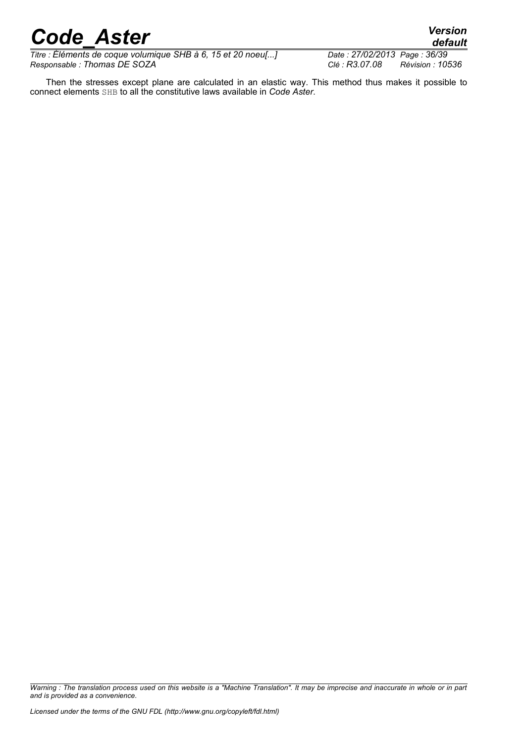Then the stresses except plane are calculated in an elastic way. This method thus makes it possible to connect elements SHB to all the constitutive laws available in *Code Aster*.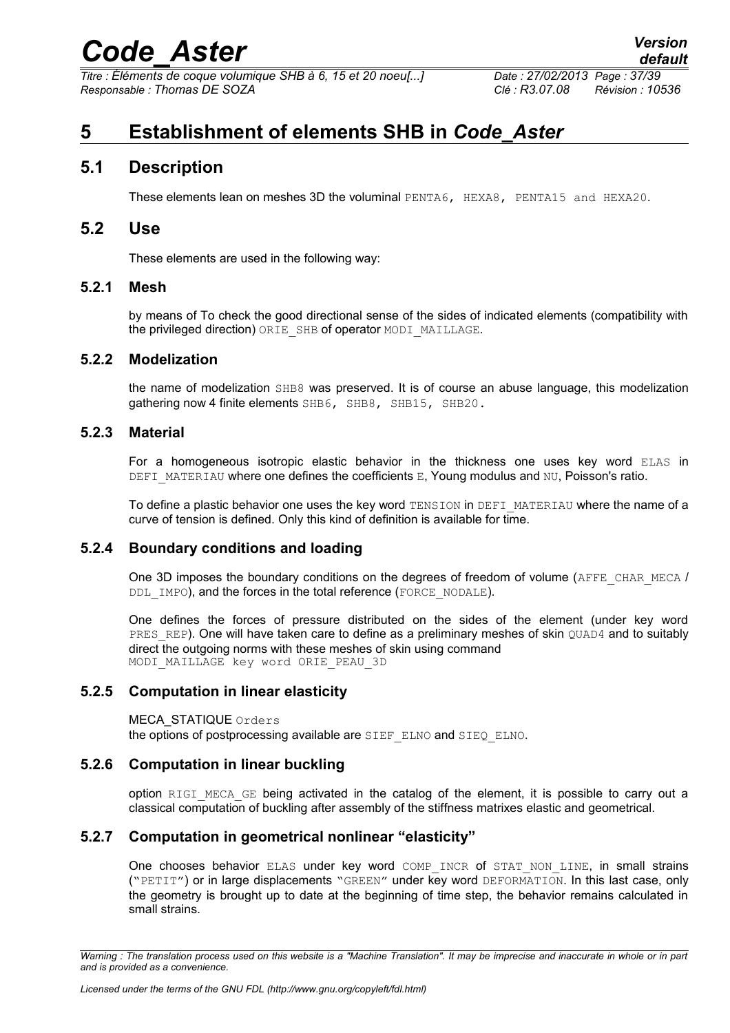# 5 Establishment of elements SHB in *Code_Aster*

## 5.1 Description

These elements lean on meshes 3D the voluminal PENTA6, HEXA8, PENTA15 and HEXA20.

## 5.2 Use

These elements are used in the following way:

### 5.2.1 Mesh

by means of To check the good directional sense of the sides of indicated elements (compatibility with the privileged direction) ORIE_SHB of operator MODI_MAILLAGE.

### 5.2.2 Modelization

the name of modelization SHB8 was preserved. It is of course an abuse language, this modelization gathering now 4 finite elements SHB6, SHB8, SHB15, SHB20.

### 5.2.3 Material

For a homogeneous isotropic elastic behavior in the thickness one uses key word ELAS in DEFI_MATERIAU where one defines the coefficients E, Young modulus and NU, Poisson's ratio.

To define a plastic behavior one uses the key word TENSION in DEFI_MATERIAU where the name of a curve of tension is defined. Only this kind of definition is available for time.

### 5.2.4 Boundary conditions and loading

One 3D imposes the boundary conditions on the degrees of freedom of volume (AFFE_CHAR_MECA / DDL_IMPO), and the forces in the total reference (FORCE_NODALE).

One defines the forces of pressure distributed on the sides of the element (under key word PRES_REP). One will have taken care to define as a preliminary meshes of skin QUAD4 and to suitably direct the outgoing norms with these meshes of skin using command MODI_MAILLAGE key word ORIE_PEAU_3D

### 5.2.5 Computation in linear elasticity

MECA_STATIQUE Orders
the options of postprocessing available are SIEF_ELNO and SIEQ_ELNO.

### 5.2.6 Computation in linear buckling

option RIGI_MECA_GE being activated in the catalog of the element, it is possible to carry out a classical computation of buckling after assembly of the stiffness matrixes elastic and geometrical.

### 5.2.7 Computation in geometrical nonlinear "elasticity"

One chooses behavior ELAS under key word COMP_INCR of STAT_NON_LINE, in small strains ("PETIT") or in large displacements "GREEN" under key word DEFORMATION. In this last case, only the geometry is brought up to date at the beginning of time step, the behavior remains calculated in small strains.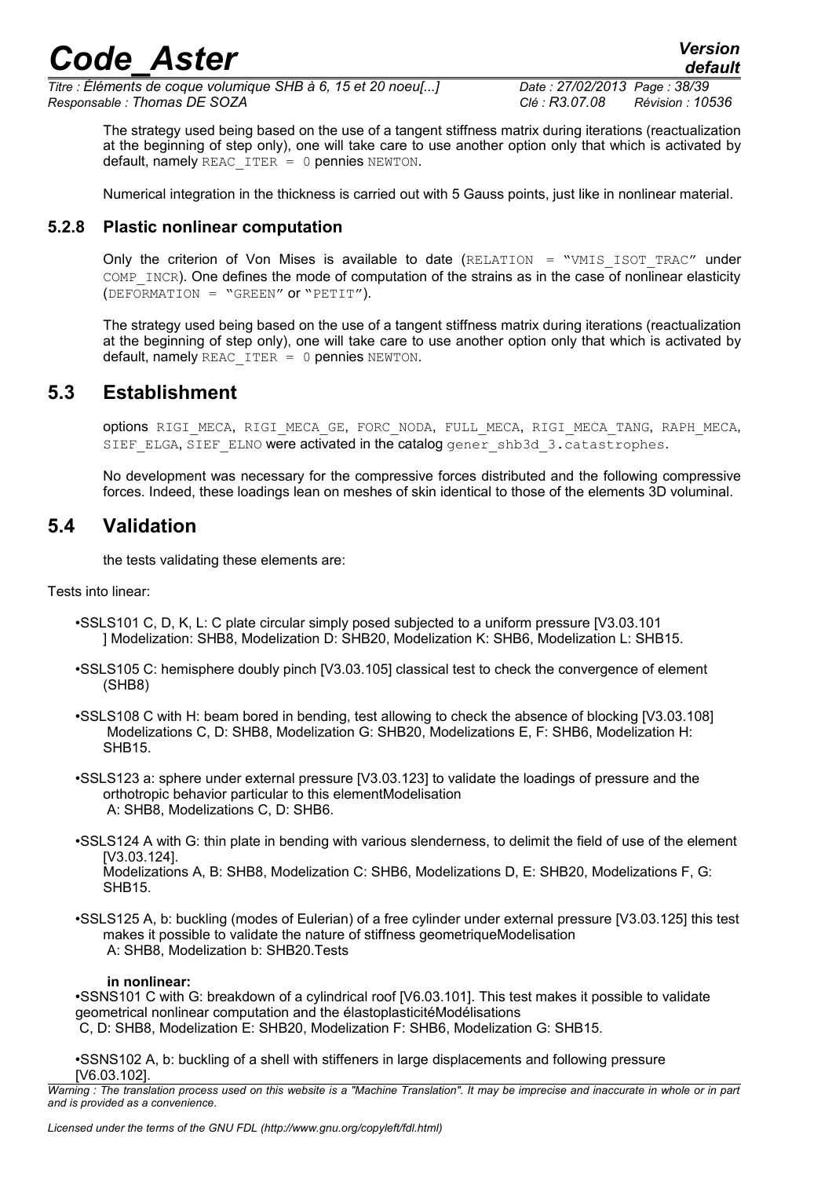The strategy used being based on the use of a tangent stiffness matrix during iterations (reactualization at the beginning of step only), one will take care to use another option only that which is activated by default, namely `REAC_ITER = 0` pennies `NEWTON`.

Numerical integration in the thickness is carried out with 5 Gauss points, just like in nonlinear material.

### 5.2.8 Plastic nonlinear computation

Only the criterion of Von Mises is available to date (`RELATION = "VMIS_ISOT_TRAC"` under `COMP_INCR`). One defines the mode of computation of the strains as in the case of nonlinear elasticity (`DEFORMATION = "GREEN"` or `"PETIT"`).

The strategy used being based on the use of a tangent stiffness matrix during iterations (reactualization at the beginning of step only), one will take care to use another option only that which is activated by default, namely `REAC_ITER = 0` pennies `NEWTON`.

## 5.3 Establishment

options `RIGI_MECA`, `RIGI_MECA_GE`, `FORC_NODA`, `FULL_MECA`, `RIGI_MECA_TANG`, `RAPH_MECA`, `SIEF_ELGA`, `SIEF_ELNO` were activated in the catalog `gener_shb3d_3.catastrophes`.

No development was necessary for the compressive forces distributed and the following compressive forces. Indeed, these loadings lean on meshes of skin identical to those of the elements 3D voluminal.

## 5.4 Validation

the tests validating these elements are:

Tests into linear:

- SSLS101 C, D, K, L: C plate circular simply posed subjected to a uniform pressure [V3.03.101 ] Modelization: SHB8, Modelization D: SHB20, Modelization K: SHB6, Modelization L: SHB15.
- SSLS105 C: hemisphere doubly pinch [V3.03.105] classical test to check the convergence of element (SHB8)
- SSLS108 C with H: beam bored in bending, test allowing to check the absence of blocking [V3.03.108] Modelizations C, D: SHB8, Modelization G: SHB20, Modelizations E, F: SHB6, Modelization H: SHB15.
- SSLS123 a: sphere under external pressure [V3.03.123] to validate the loadings of pressure and the orthotropic behavior particular to this elementModelisation A: SHB8, Modelizations C, D: SHB6.
- SSLS124 A with G: thin plate in bending with various slenderness, to delimit the field of use of the element [V3.03.124]. Modelizations A, B: SHB8, Modelization C: SHB6, Modelizations D, E: SHB20, Modelizations F, G: SHB15.
- SSLS125 A, b: buckling (modes of Eulerian) of a free cylinder under external pressure [V3.03.125] this test makes it possible to validate the nature of stiffness geometriqueModelisation A: SHB8, Modelization b: SHB20.Tests

**in nonlinear:**

- SSNS101 C with G: breakdown of a cylindrical roof [V6.03.101]. This test makes it possible to validate geometrical nonlinear computation and the élastoplasticitéModélisations C, D: SHB8, Modelization E: SHB20, Modelization F: SHB6, Modelization G: SHB15.
- SSNS102 A, b: buckling of a shell with stiffeners in large displacements and following pressure [V6.03.102].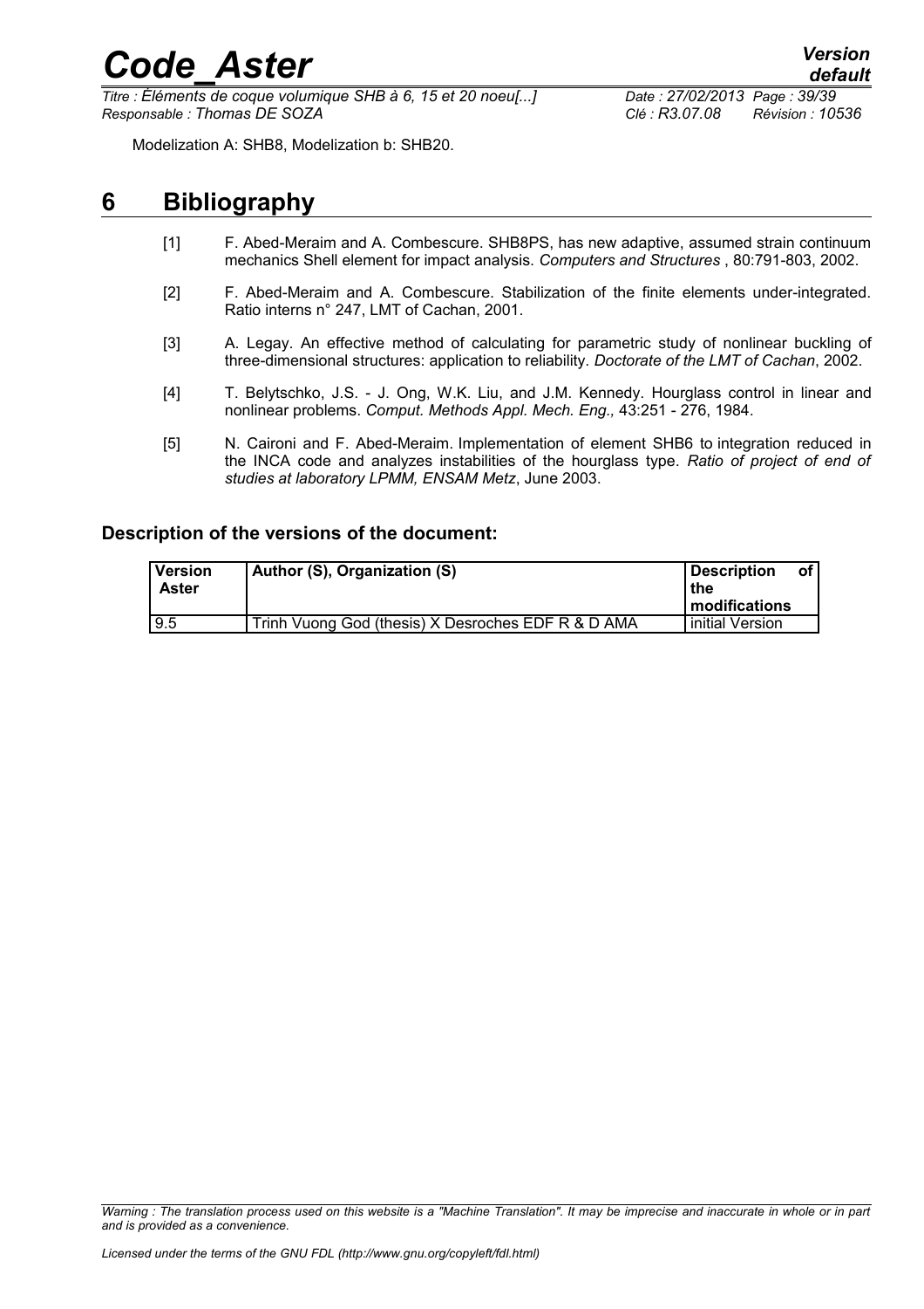Modelization A: SHB8, Modelization b: SHB20.

# 6 Bibliography

[1] F. Abed-Meraim and A. Combescure. SHB8PS, has new adaptive, assumed strain continuum mechanics Shell element for impact analysis. *Computers and Structures* , 80:791-803, 2002.

[2] F. Abed-Meraim and A. Combescure. Stabilization of the finite elements under-integrated. Ratio interns n° 247, LMT of Cachan, 2001.

[3] A. Legay. An effective method of calculating for parametric study of nonlinear buckling of three-dimensional structures: application to reliability. *Doctorate of the LMT of Cachan*, 2002.

[4] T. Belytschko, J.S. - J. Ong, W.K. Liu, and J.M. Kennedy. Hourglass control in linear and nonlinear problems. *Comput. Methods Appl. Mech. Eng.,* 43:251 - 276, 1984.

[5] N. Caironi and F. Abed-Meraim. Implementation of element SHB6 to integration reduced in the INCA code and analyzes instabilities of the hourglass type. *Ratio of project of end of studies at laboratory LPMM, ENSAM Metz*, June 2003.

### Description of the versions of the document:

| Version Aster | Author (S), Organization (S) | Description of the modifications |
|---|---|---|
| 9.5 | Trinh Vuong God (thesis) X Desroches EDF R & D AMA | initial Version |